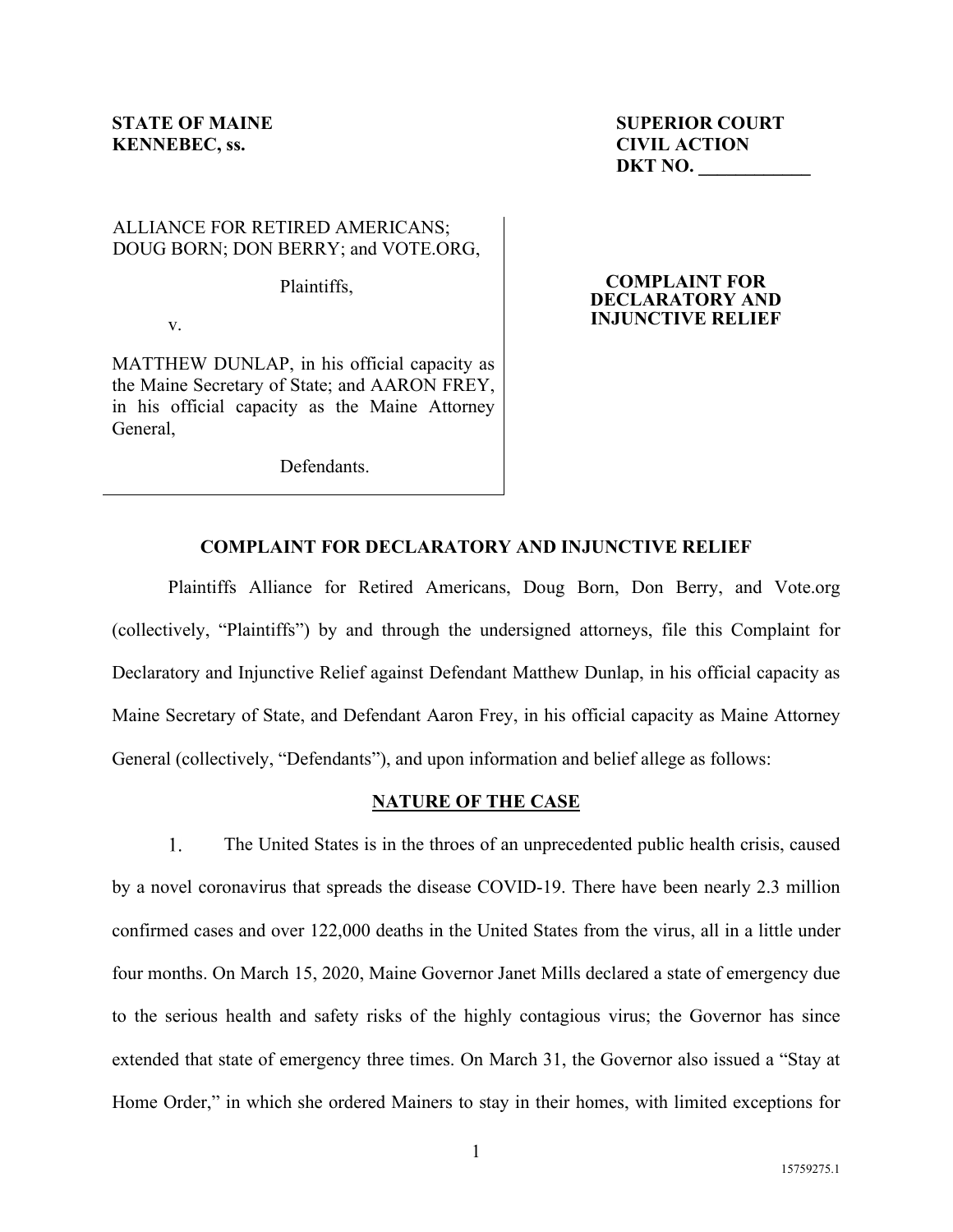**STATE OF MAINE**
**KENNEBEC, ss.**

**SUPERIOR COURT**
**CIVIL ACTION**
**DKT NO. ____________**

ALLIANCE FOR RETIRED AMERICANS; DOUG BORN; DON BERRY; and VOTE.ORG,

Plaintiffs,

v.

MATTHEW DUNLAP, in his official capacity as the Maine Secretary of State; and AARON FREY, in his official capacity as the Maine Attorney General,

Defendants.

**COMPLAINT FOR DECLARATORY AND INJUNCTIVE RELIEF**

## COMPLAINT FOR DECLARATORY AND INJUNCTIVE RELIEF

Plaintiffs Alliance for Retired Americans, Doug Born, Don Berry, and Vote.org (collectively, "Plaintiffs") by and through the undersigned attorneys, file this Complaint for Declaratory and Injunctive Relief against Defendant Matthew Dunlap, in his official capacity as Maine Secretary of State, and Defendant Aaron Frey, in his official capacity as Maine Attorney General (collectively, "Defendants"), and upon information and belief allege as follows:

## NATURE OF THE CASE

1. The United States is in the throes of an unprecedented public health crisis, caused by a novel coronavirus that spreads the disease COVID-19. There have been nearly 2.3 million confirmed cases and over 122,000 deaths in the United States from the virus, all in a little under four months. On March 15, 2020, Maine Governor Janet Mills declared a state of emergency due to the serious health and safety risks of the highly contagious virus; the Governor has since extended that state of emergency three times. On March 31, the Governor also issued a "Stay at Home Order," in which she ordered Mainers to stay in their homes, with limited exceptions for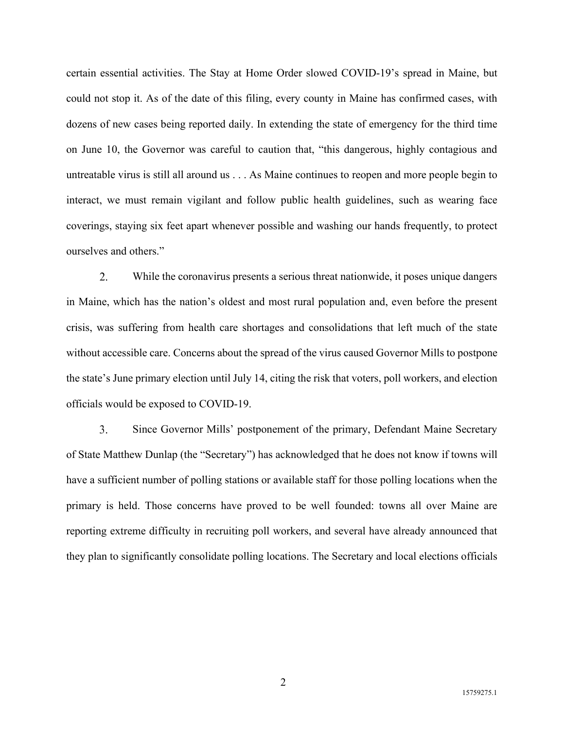certain essential activities. The Stay at Home Order slowed COVID-19's spread in Maine, but could not stop it. As of the date of this filing, every county in Maine has confirmed cases, with dozens of new cases being reported daily. In extending the state of emergency for the third time on June 10, the Governor was careful to caution that, "this dangerous, highly contagious and untreatable virus is still all around us . . . As Maine continues to reopen and more people begin to interact, we must remain vigilant and follow public health guidelines, such as wearing face coverings, staying six feet apart whenever possible and washing our hands frequently, to protect ourselves and others."

2. While the coronavirus presents a serious threat nationwide, it poses unique dangers in Maine, which has the nation's oldest and most rural population and, even before the present crisis, was suffering from health care shortages and consolidations that left much of the state without accessible care. Concerns about the spread of the virus caused Governor Mills to postpone the state's June primary election until July 14, citing the risk that voters, poll workers, and election officials would be exposed to COVID-19.

3. Since Governor Mills' postponement of the primary, Defendant Maine Secretary of State Matthew Dunlap (the "Secretary") has acknowledged that he does not know if towns will have a sufficient number of polling stations or available staff for those polling locations when the primary is held. Those concerns have proved to be well founded: towns all over Maine are reporting extreme difficulty in recruiting poll workers, and several have already announced that they plan to significantly consolidate polling locations. The Secretary and local elections officials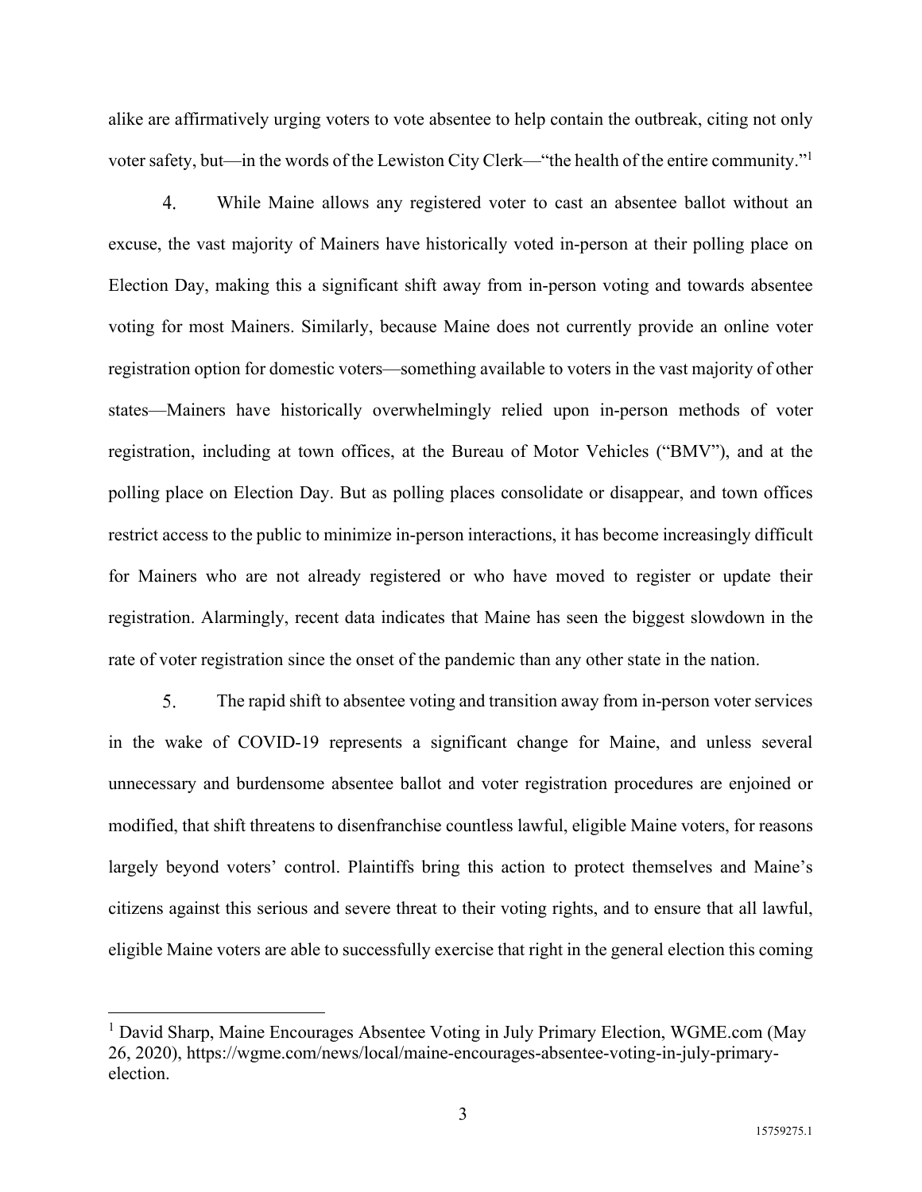alike are affirmatively urging voters to vote absentee to help contain the outbreak, citing not only voter safety, but—in the words of the Lewiston City Clerk—"the health of the entire community."[1]

4. While Maine allows any registered voter to cast an absentee ballot without an excuse, the vast majority of Mainers have historically voted in-person at their polling place on Election Day, making this a significant shift away from in-person voting and towards absentee voting for most Mainers. Similarly, because Maine does not currently provide an online voter registration option for domestic voters—something available to voters in the vast majority of other states—Mainers have historically overwhelmingly relied upon in-person methods of voter registration, including at town offices, at the Bureau of Motor Vehicles ("BMV"), and at the polling place on Election Day. But as polling places consolidate or disappear, and town offices restrict access to the public to minimize in-person interactions, it has become increasingly difficult for Mainers who are not already registered or who have moved to register or update their registration. Alarmingly, recent data indicates that Maine has seen the biggest slowdown in the rate of voter registration since the onset of the pandemic than any other state in the nation.

5. The rapid shift to absentee voting and transition away from in-person voter services in the wake of COVID-19 represents a significant change for Maine, and unless several unnecessary and burdensome absentee ballot and voter registration procedures are enjoined or modified, that shift threatens to disenfranchise countless lawful, eligible Maine voters, for reasons largely beyond voters' control. Plaintiffs bring this action to protect themselves and Maine's citizens against this serious and severe threat to their voting rights, and to ensure that all lawful, eligible Maine voters are able to successfully exercise that right in the general election this coming

---

[1] David Sharp, Maine Encourages Absentee Voting in July Primary Election, WGME.com (May 26, 2020), https://wgme.com/news/local/maine-encourages-absentee-voting-in-july-primary-election.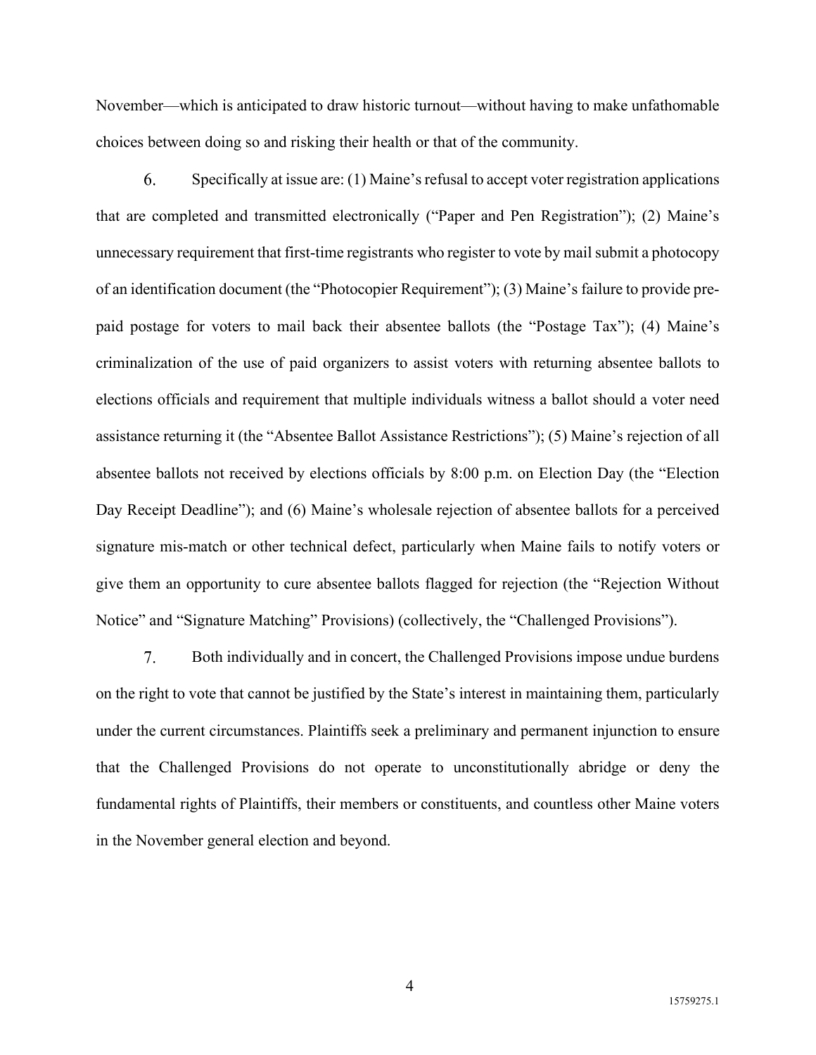November—which is anticipated to draw historic turnout—without having to make unfathomable choices between doing so and risking their health or that of the community.

6. Specifically at issue are: (1) Maine's refusal to accept voter registration applications that are completed and transmitted electronically ("Paper and Pen Registration"); (2) Maine's unnecessary requirement that first-time registrants who register to vote by mail submit a photocopy of an identification document (the "Photocopier Requirement"); (3) Maine's failure to provide pre-paid postage for voters to mail back their absentee ballots (the "Postage Tax"); (4) Maine's criminalization of the use of paid organizers to assist voters with returning absentee ballots to elections officials and requirement that multiple individuals witness a ballot should a voter need assistance returning it (the "Absentee Ballot Assistance Restrictions"); (5) Maine's rejection of all absentee ballots not received by elections officials by 8:00 p.m. on Election Day (the "Election Day Receipt Deadline"); and (6) Maine's wholesale rejection of absentee ballots for a perceived signature mis-match or other technical defect, particularly when Maine fails to notify voters or give them an opportunity to cure absentee ballots flagged for rejection (the "Rejection Without Notice" and "Signature Matching" Provisions) (collectively, the "Challenged Provisions").

7. Both individually and in concert, the Challenged Provisions impose undue burdens on the right to vote that cannot be justified by the State's interest in maintaining them, particularly under the current circumstances. Plaintiffs seek a preliminary and permanent injunction to ensure that the Challenged Provisions do not operate to unconstitutionally abridge or deny the fundamental rights of Plaintiffs, their members or constituents, and countless other Maine voters in the November general election and beyond.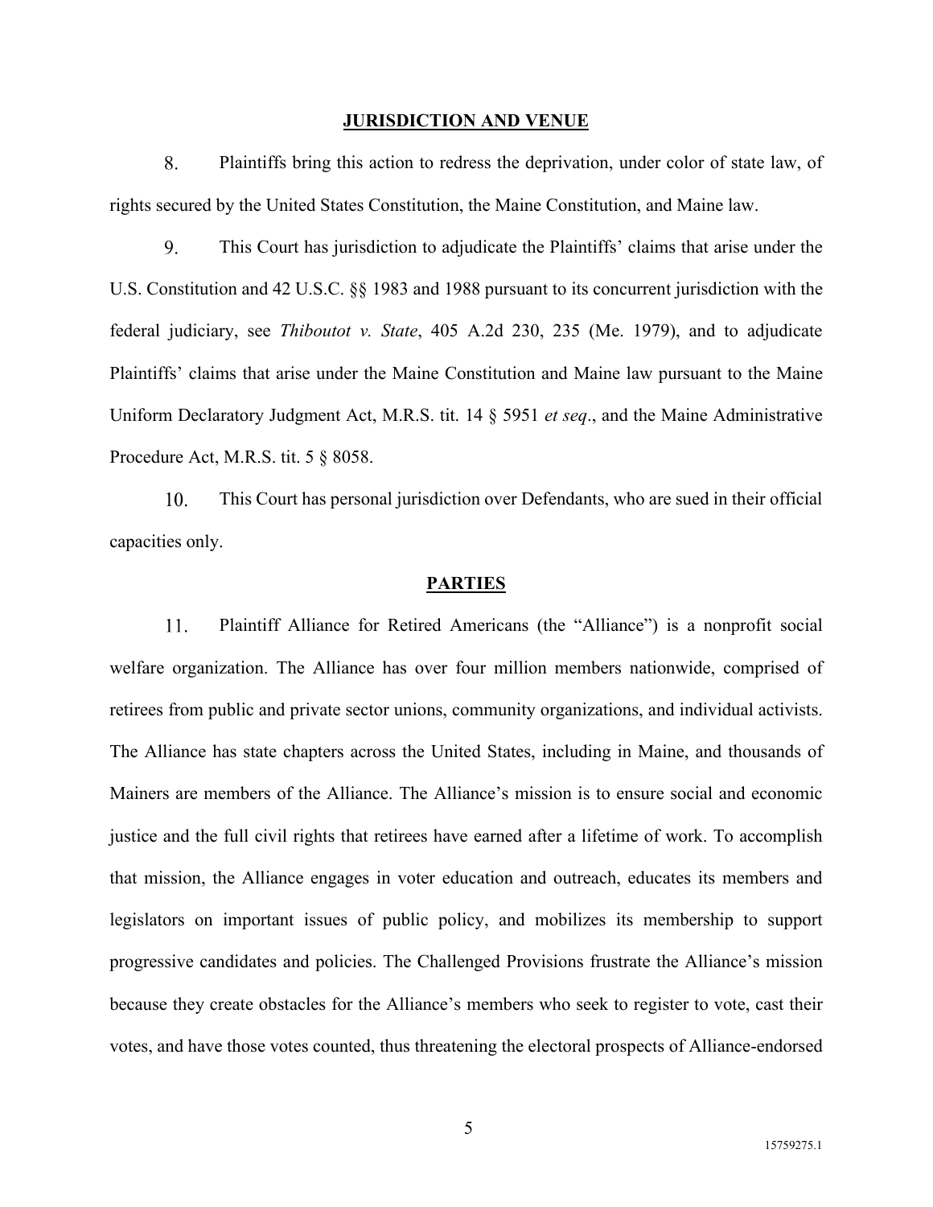## JURISDICTION AND VENUE

8. Plaintiffs bring this action to redress the deprivation, under color of state law, of rights secured by the United States Constitution, the Maine Constitution, and Maine law.

9. This Court has jurisdiction to adjudicate the Plaintiffs' claims that arise under the U.S. Constitution and 42 U.S.C. §§ 1983 and 1988 pursuant to its concurrent jurisdiction with the federal judiciary, see *Thiboutot v. State*, 405 A.2d 230, 235 (Me. 1979), and to adjudicate Plaintiffs' claims that arise under the Maine Constitution and Maine law pursuant to the Maine Uniform Declaratory Judgment Act, M.R.S. tit. 14 § 5951 *et seq*., and the Maine Administrative Procedure Act, M.R.S. tit. 5 § 8058.

10. This Court has personal jurisdiction over Defendants, who are sued in their official capacities only.

## PARTIES

11. Plaintiff Alliance for Retired Americans (the "Alliance") is a nonprofit social welfare organization. The Alliance has over four million members nationwide, comprised of retirees from public and private sector unions, community organizations, and individual activists. The Alliance has state chapters across the United States, including in Maine, and thousands of Mainers are members of the Alliance. The Alliance's mission is to ensure social and economic justice and the full civil rights that retirees have earned after a lifetime of work. To accomplish that mission, the Alliance engages in voter education and outreach, educates its members and legislators on important issues of public policy, and mobilizes its membership to support progressive candidates and policies. The Challenged Provisions frustrate the Alliance's mission because they create obstacles for the Alliance's members who seek to register to vote, cast their votes, and have those votes counted, thus threatening the electoral prospects of Alliance-endorsed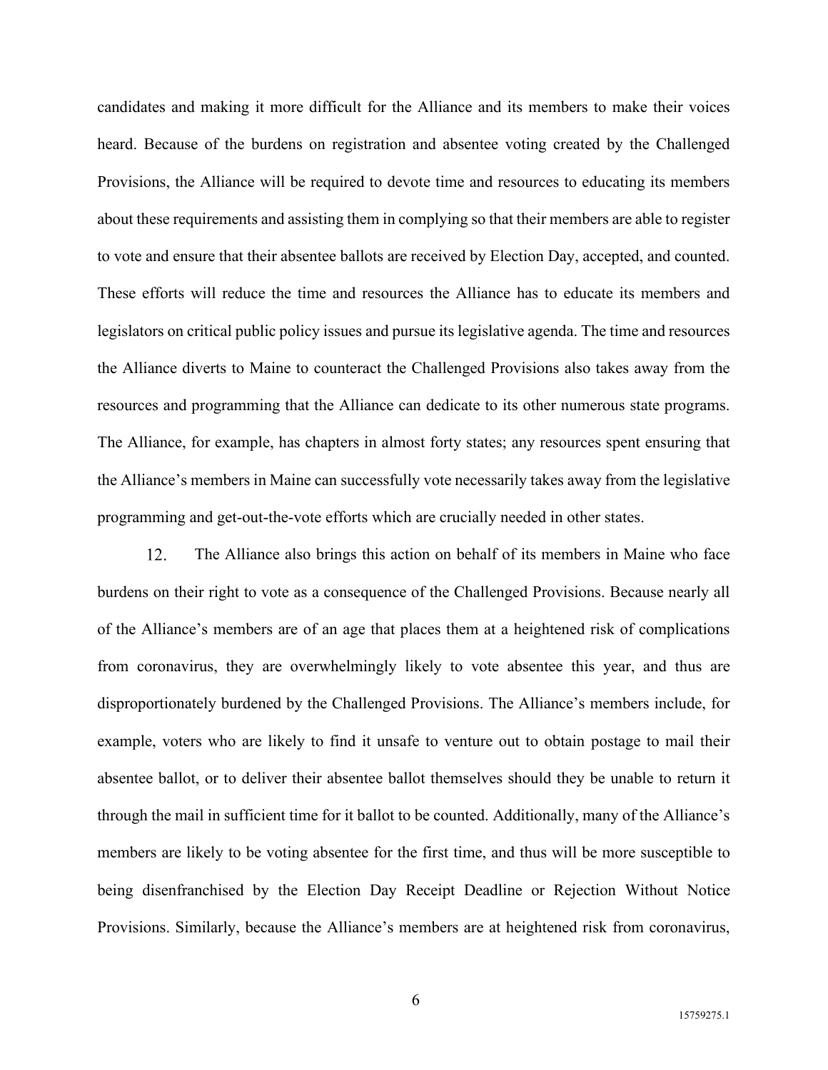candidates and making it more difficult for the Alliance and its members to make their voices heard. Because of the burdens on registration and absentee voting created by the Challenged Provisions, the Alliance will be required to devote time and resources to educating its members about these requirements and assisting them in complying so that their members are able to register to vote and ensure that their absentee ballots are received by Election Day, accepted, and counted. These efforts will reduce the time and resources the Alliance has to educate its members and legislators on critical public policy issues and pursue its legislative agenda. The time and resources the Alliance diverts to Maine to counteract the Challenged Provisions also takes away from the resources and programming that the Alliance can dedicate to its other numerous state programs. The Alliance, for example, has chapters in almost forty states; any resources spent ensuring that the Alliance's members in Maine can successfully vote necessarily takes away from the legislative programming and get-out-the-vote efforts which are crucially needed in other states.

12. The Alliance also brings this action on behalf of its members in Maine who face burdens on their right to vote as a consequence of the Challenged Provisions. Because nearly all of the Alliance's members are of an age that places them at a heightened risk of complications from coronavirus, they are overwhelmingly likely to vote absentee this year, and thus are disproportionately burdened by the Challenged Provisions. The Alliance's members include, for example, voters who are likely to find it unsafe to venture out to obtain postage to mail their absentee ballot, or to deliver their absentee ballot themselves should they be unable to return it through the mail in sufficient time for it ballot to be counted. Additionally, many of the Alliance's members are likely to be voting absentee for the first time, and thus will be more susceptible to being disenfranchised by the Election Day Receipt Deadline or Rejection Without Notice Provisions. Similarly, because the Alliance's members are at heightened risk from coronavirus,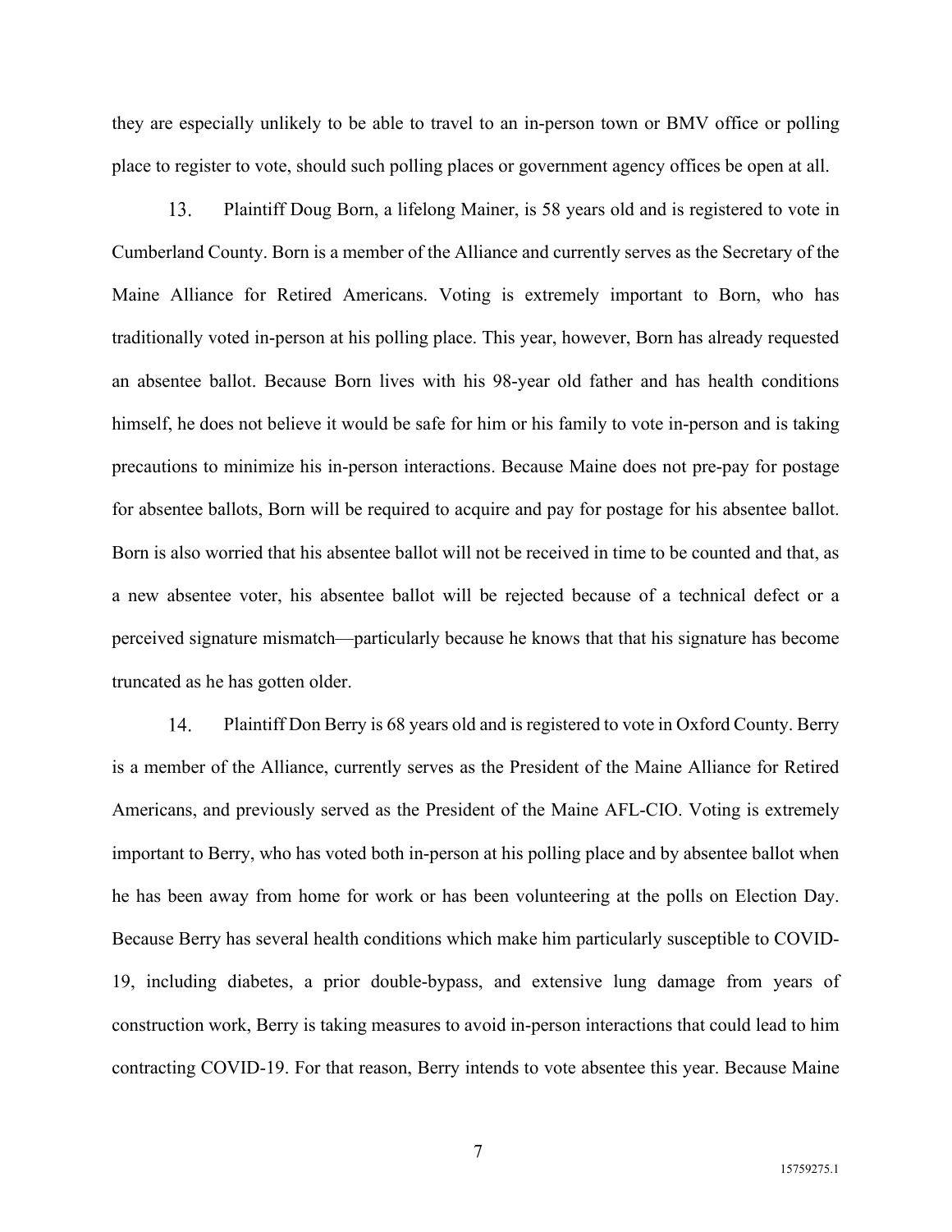they are especially unlikely to be able to travel to an in-person town or BMV office or polling place to register to vote, should such polling places or government agency offices be open at all.

13. Plaintiff Doug Born, a lifelong Mainer, is 58 years old and is registered to vote in Cumberland County. Born is a member of the Alliance and currently serves as the Secretary of the Maine Alliance for Retired Americans. Voting is extremely important to Born, who has traditionally voted in-person at his polling place. This year, however, Born has already requested an absentee ballot. Because Born lives with his 98-year old father and has health conditions himself, he does not believe it would be safe for him or his family to vote in-person and is taking precautions to minimize his in-person interactions. Because Maine does not pre-pay for postage for absentee ballots, Born will be required to acquire and pay for postage for his absentee ballot. Born is also worried that his absentee ballot will not be received in time to be counted and that, as a new absentee voter, his absentee ballot will be rejected because of a technical defect or a perceived signature mismatch—particularly because he knows that that his signature has become truncated as he has gotten older.

14. Plaintiff Don Berry is 68 years old and is registered to vote in Oxford County. Berry is a member of the Alliance, currently serves as the President of the Maine Alliance for Retired Americans, and previously served as the President of the Maine AFL-CIO. Voting is extremely important to Berry, who has voted both in-person at his polling place and by absentee ballot when he has been away from home for work or has been volunteering at the polls on Election Day. Because Berry has several health conditions which make him particularly susceptible to COVID-19, including diabetes, a prior double-bypass, and extensive lung damage from years of construction work, Berry is taking measures to avoid in-person interactions that could lead to him contracting COVID-19. For that reason, Berry intends to vote absentee this year. Because Maine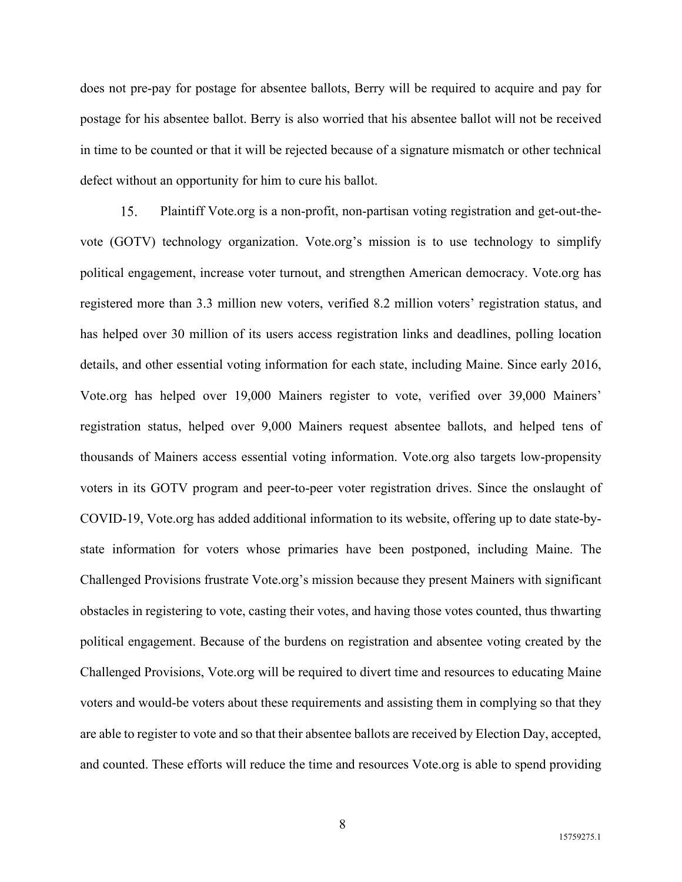does not pre-pay for postage for absentee ballots, Berry will be required to acquire and pay for postage for his absentee ballot. Berry is also worried that his absentee ballot will not be received in time to be counted or that it will be rejected because of a signature mismatch or other technical defect without an opportunity for him to cure his ballot.

15. Plaintiff Vote.org is a non-profit, non-partisan voting registration and get-out-the-vote (GOTV) technology organization. Vote.org's mission is to use technology to simplify political engagement, increase voter turnout, and strengthen American democracy. Vote.org has registered more than 3.3 million new voters, verified 8.2 million voters' registration status, and has helped over 30 million of its users access registration links and deadlines, polling location details, and other essential voting information for each state, including Maine. Since early 2016, Vote.org has helped over 19,000 Mainers register to vote, verified over 39,000 Mainers' registration status, helped over 9,000 Mainers request absentee ballots, and helped tens of thousands of Mainers access essential voting information. Vote.org also targets low-propensity voters in its GOTV program and peer-to-peer voter registration drives. Since the onslaught of COVID-19, Vote.org has added additional information to its website, offering up to date state-by-state information for voters whose primaries have been postponed, including Maine. The Challenged Provisions frustrate Vote.org's mission because they present Mainers with significant obstacles in registering to vote, casting their votes, and having those votes counted, thus thwarting political engagement. Because of the burdens on registration and absentee voting created by the Challenged Provisions, Vote.org will be required to divert time and resources to educating Maine voters and would-be voters about these requirements and assisting them in complying so that they are able to register to vote and so that their absentee ballots are received by Election Day, accepted, and counted. These efforts will reduce the time and resources Vote.org is able to spend providing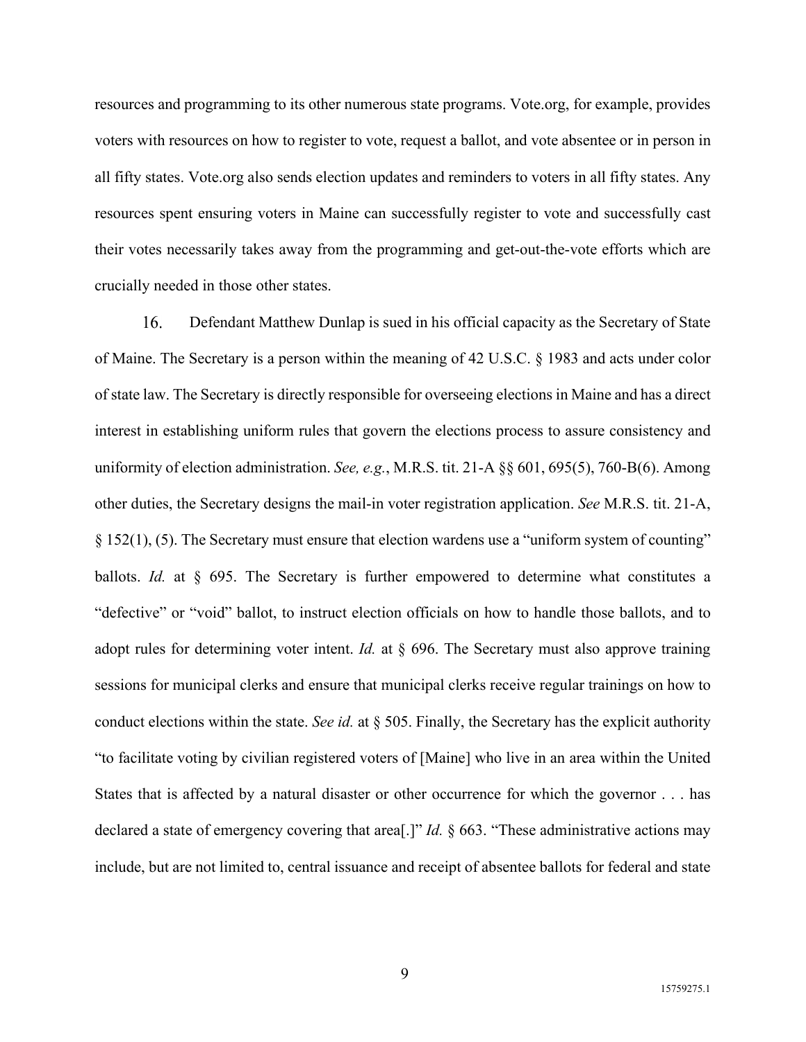resources and programming to its other numerous state programs. Vote.org, for example, provides voters with resources on how to register to vote, request a ballot, and vote absentee or in person in all fifty states. Vote.org also sends election updates and reminders to voters in all fifty states. Any resources spent ensuring voters in Maine can successfully register to vote and successfully cast their votes necessarily takes away from the programming and get-out-the-vote efforts which are crucially needed in those other states.

16. Defendant Matthew Dunlap is sued in his official capacity as the Secretary of State of Maine. The Secretary is a person within the meaning of 42 U.S.C. § 1983 and acts under color of state law. The Secretary is directly responsible for overseeing elections in Maine and has a direct interest in establishing uniform rules that govern the elections process to assure consistency and uniformity of election administration. *See, e.g.*, M.R.S. tit. 21-A §§ 601, 695(5), 760-B(6). Among other duties, the Secretary designs the mail-in voter registration application. *See* M.R.S. tit. 21-A, § 152(1), (5). The Secretary must ensure that election wardens use a "uniform system of counting" ballots. *Id.* at § 695. The Secretary is further empowered to determine what constitutes a "defective" or "void" ballot, to instruct election officials on how to handle those ballots, and to adopt rules for determining voter intent. *Id.* at § 696. The Secretary must also approve training sessions for municipal clerks and ensure that municipal clerks receive regular trainings on how to conduct elections within the state. *See id.* at § 505. Finally, the Secretary has the explicit authority "to facilitate voting by civilian registered voters of [Maine] who live in an area within the United States that is affected by a natural disaster or other occurrence for which the governor . . . has declared a state of emergency covering that area[.]" *Id.* § 663. "These administrative actions may include, but are not limited to, central issuance and receipt of absentee ballots for federal and state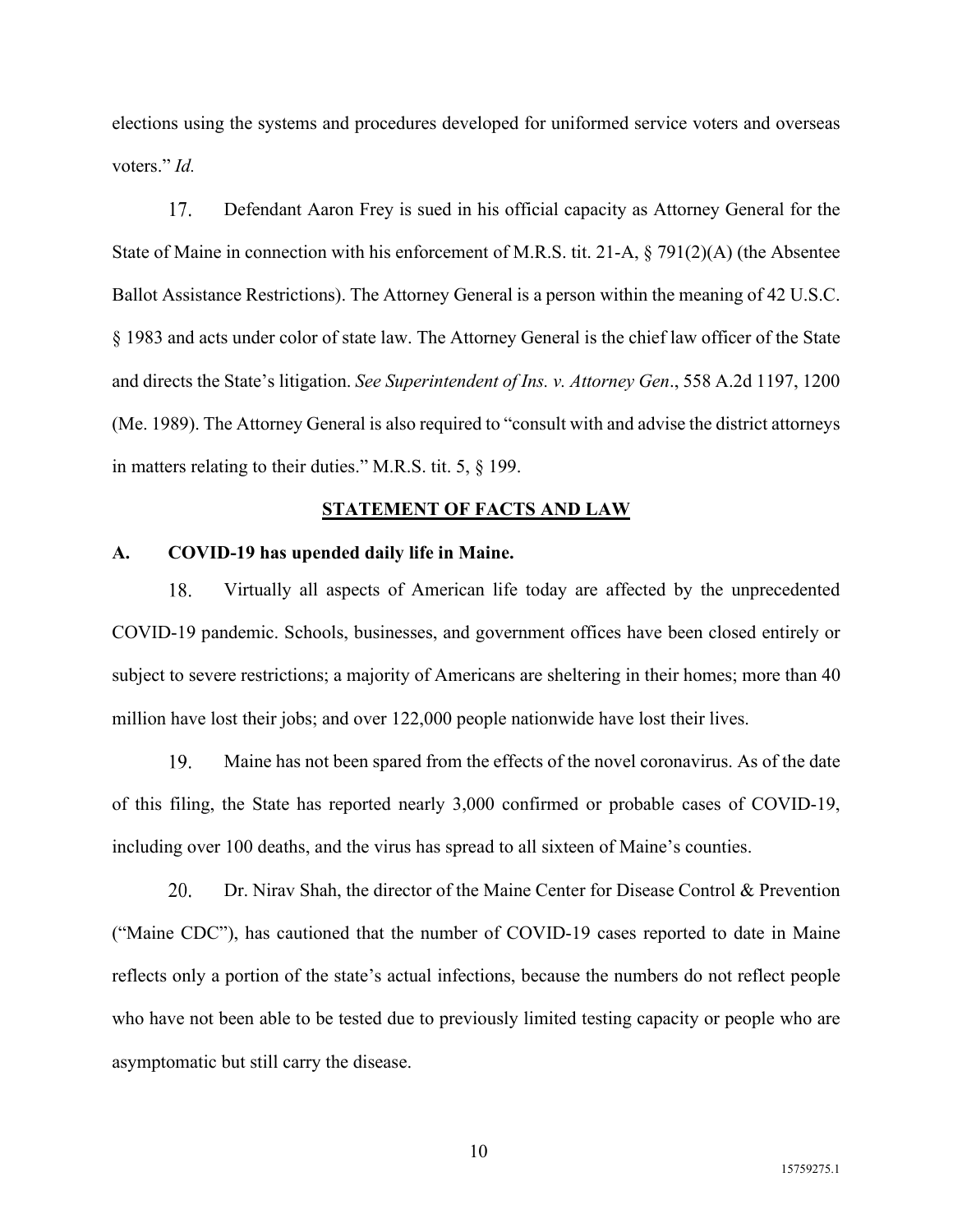elections using the systems and procedures developed for uniformed service voters and overseas voters." *Id.*

17. Defendant Aaron Frey is sued in his official capacity as Attorney General for the State of Maine in connection with his enforcement of M.R.S. tit. 21-A, § 791(2)(A) (the Absentee Ballot Assistance Restrictions). The Attorney General is a person within the meaning of 42 U.S.C. § 1983 and acts under color of state law. The Attorney General is the chief law officer of the State and directs the State's litigation. *See Superintendent of Ins. v. Attorney Gen*., 558 A.2d 1197, 1200 (Me. 1989). The Attorney General is also required to "consult with and advise the district attorneys in matters relating to their duties." M.R.S. tit. 5, § 199.

## STATEMENT OF FACTS AND LAW

### A. COVID-19 has upended daily life in Maine.

18. Virtually all aspects of American life today are affected by the unprecedented COVID-19 pandemic. Schools, businesses, and government offices have been closed entirely or subject to severe restrictions; a majority of Americans are sheltering in their homes; more than 40 million have lost their jobs; and over 122,000 people nationwide have lost their lives.

19. Maine has not been spared from the effects of the novel coronavirus. As of the date of this filing, the State has reported nearly 3,000 confirmed or probable cases of COVID-19, including over 100 deaths, and the virus has spread to all sixteen of Maine's counties.

20. Dr. Nirav Shah, the director of the Maine Center for Disease Control & Prevention ("Maine CDC"), has cautioned that the number of COVID-19 cases reported to date in Maine reflects only a portion of the state's actual infections, because the numbers do not reflect people who have not been able to be tested due to previously limited testing capacity or people who are asymptomatic but still carry the disease.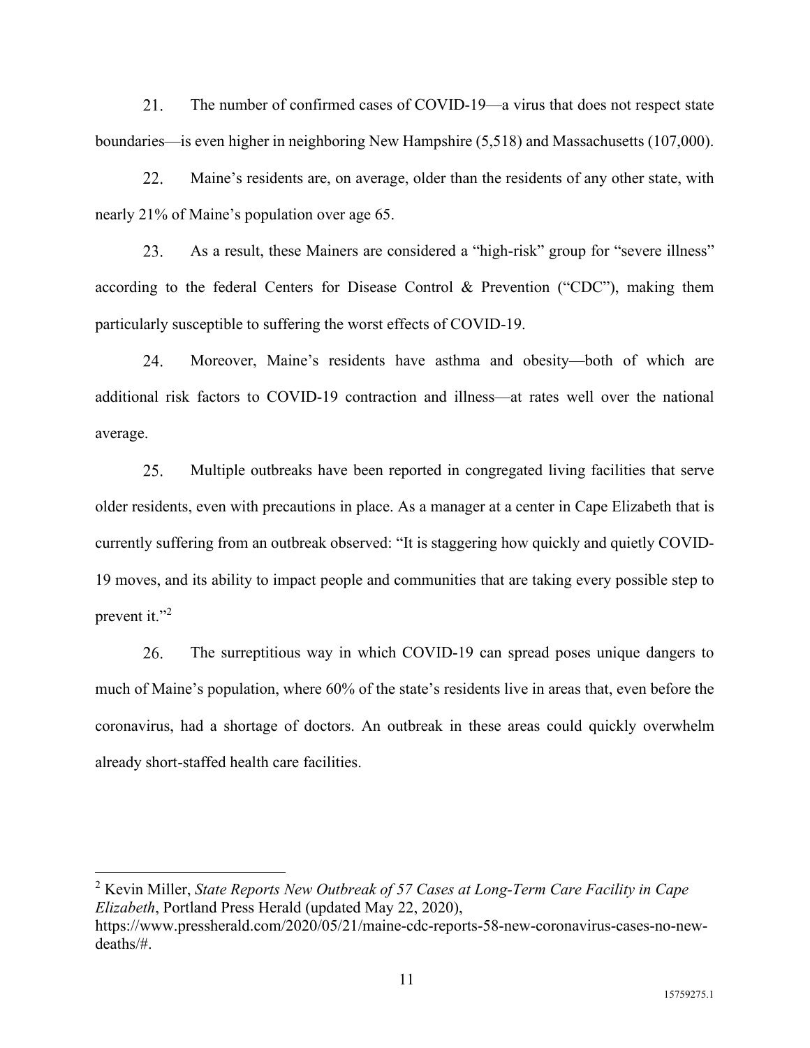21. The number of confirmed cases of COVID-19—a virus that does not respect state boundaries—is even higher in neighboring New Hampshire (5,518) and Massachusetts (107,000).

22. Maine's residents are, on average, older than the residents of any other state, with nearly 21% of Maine's population over age 65.

23. As a result, these Mainers are considered a "high-risk" group for "severe illness" according to the federal Centers for Disease Control & Prevention ("CDC"), making them particularly susceptible to suffering the worst effects of COVID-19.

24. Moreover, Maine's residents have asthma and obesity—both of which are additional risk factors to COVID-19 contraction and illness—at rates well over the national average.

25. Multiple outbreaks have been reported in congregated living facilities that serve older residents, even with precautions in place. As a manager at a center in Cape Elizabeth that is currently suffering from an outbreak observed: "It is staggering how quickly and quietly COVID-19 moves, and its ability to impact people and communities that are taking every possible step to prevent it."[2]

26. The surreptitious way in which COVID-19 can spread poses unique dangers to much of Maine's population, where 60% of the state's residents live in areas that, even before the coronavirus, had a shortage of doctors. An outbreak in these areas could quickly overwhelm already short-staffed health care facilities.

---

[2] Kevin Miller, *State Reports New Outbreak of 57 Cases at Long-Term Care Facility in Cape Elizabeth*, Portland Press Herald (updated May 22, 2020), https://www.pressherald.com/2020/05/21/maine-cdc-reports-58-new-coronavirus-cases-no-new-deaths/#.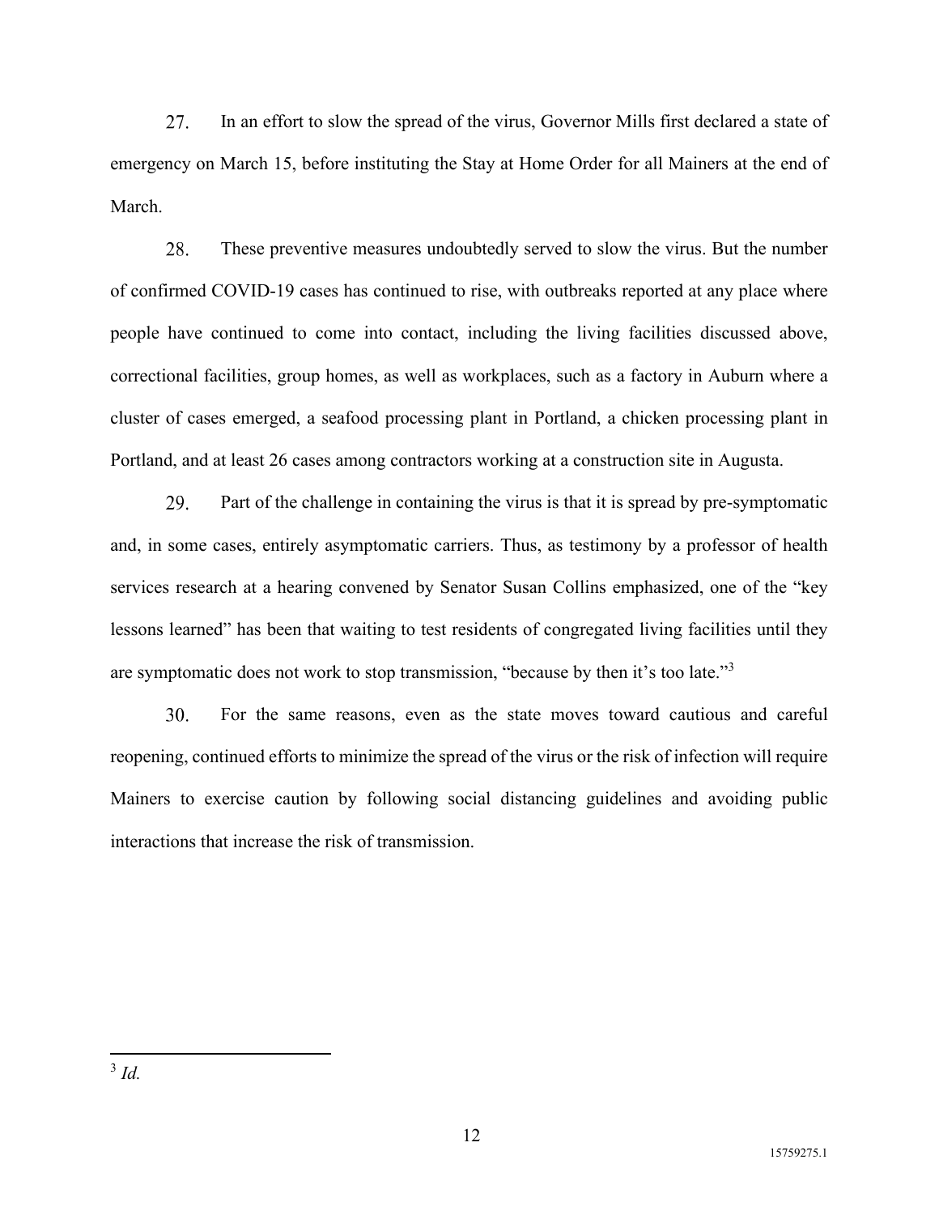27. In an effort to slow the spread of the virus, Governor Mills first declared a state of emergency on March 15, before instituting the Stay at Home Order for all Mainers at the end of March.

28. These preventive measures undoubtedly served to slow the virus. But the number of confirmed COVID-19 cases has continued to rise, with outbreaks reported at any place where people have continued to come into contact, including the living facilities discussed above, correctional facilities, group homes, as well as workplaces, such as a factory in Auburn where a cluster of cases emerged, a seafood processing plant in Portland, a chicken processing plant in Portland, and at least 26 cases among contractors working at a construction site in Augusta.

29. Part of the challenge in containing the virus is that it is spread by pre-symptomatic and, in some cases, entirely asymptomatic carriers. Thus, as testimony by a professor of health services research at a hearing convened by Senator Susan Collins emphasized, one of the "key lessons learned" has been that waiting to test residents of congregated living facilities until they are symptomatic does not work to stop transmission, "because by then it's too late."[3]

30. For the same reasons, even as the state moves toward cautious and careful reopening, continued efforts to minimize the spread of the virus or the risk of infection will require Mainers to exercise caution by following social distancing guidelines and avoiding public interactions that increase the risk of transmission.

---

[3] *Id.*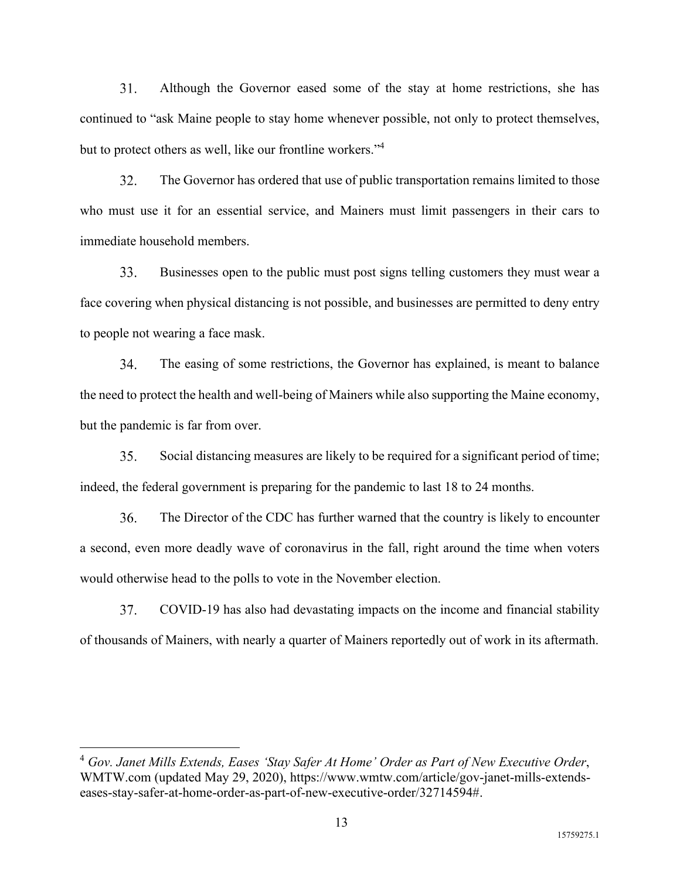31. Although the Governor eased some of the stay at home restrictions, she has continued to "ask Maine people to stay home whenever possible, not only to protect themselves, but to protect others as well, like our frontline workers."[4]

32. The Governor has ordered that use of public transportation remains limited to those who must use it for an essential service, and Mainers must limit passengers in their cars to immediate household members.

33. Businesses open to the public must post signs telling customers they must wear a face covering when physical distancing is not possible, and businesses are permitted to deny entry to people not wearing a face mask.

34. The easing of some restrictions, the Governor has explained, is meant to balance the need to protect the health and well-being of Mainers while also supporting the Maine economy, but the pandemic is far from over.

35. Social distancing measures are likely to be required for a significant period of time; indeed, the federal government is preparing for the pandemic to last 18 to 24 months.

36. The Director of the CDC has further warned that the country is likely to encounter a second, even more deadly wave of coronavirus in the fall, right around the time when voters would otherwise head to the polls to vote in the November election.

37. COVID-19 has also had devastating impacts on the income and financial stability of thousands of Mainers, with nearly a quarter of Mainers reportedly out of work in its aftermath.

---

[4] *Gov. Janet Mills Extends, Eases 'Stay Safer At Home' Order as Part of New Executive Order*, WMTW.com (updated May 29, 2020), https://www.wmtw.com/article/gov-janet-mills-extends-eases-stay-safer-at-home-order-as-part-of-new-executive-order/32714594#.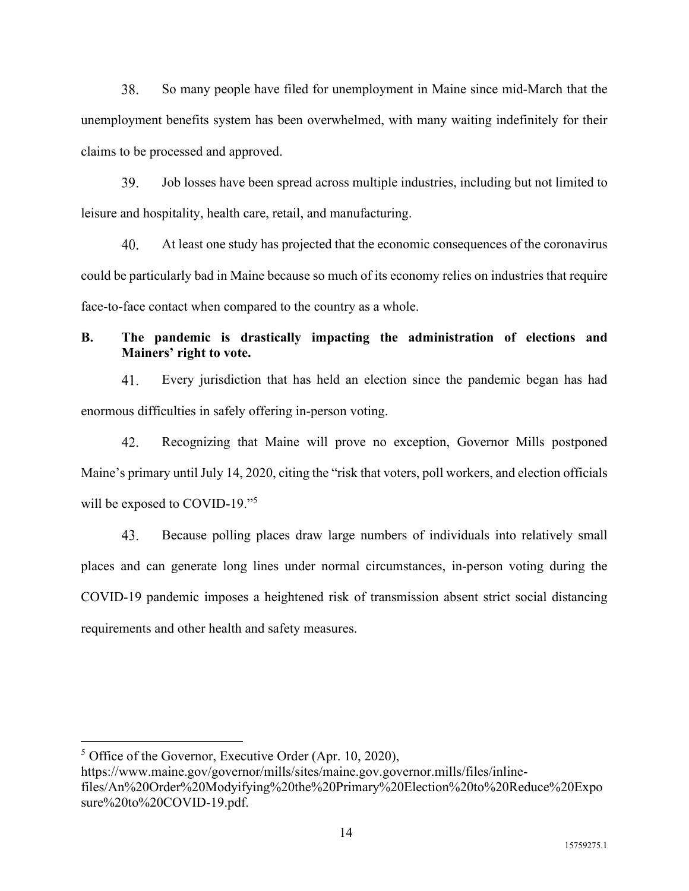38. So many people have filed for unemployment in Maine since mid-March that the unemployment benefits system has been overwhelmed, with many waiting indefinitely for their claims to be processed and approved.

39. Job losses have been spread across multiple industries, including but not limited to leisure and hospitality, health care, retail, and manufacturing.

40. At least one study has projected that the economic consequences of the coronavirus could be particularly bad in Maine because so much of its economy relies on industries that require face-to-face contact when compared to the country as a whole.

## B. The pandemic is drastically impacting the administration of elections and Mainers' right to vote.

41. Every jurisdiction that has held an election since the pandemic began has had enormous difficulties in safely offering in-person voting.

42. Recognizing that Maine will prove no exception, Governor Mills postponed Maine's primary until July 14, 2020, citing the "risk that voters, poll workers, and election officials will be exposed to COVID-19."[5]

43. Because polling places draw large numbers of individuals into relatively small places and can generate long lines under normal circumstances, in-person voting during the COVID-19 pandemic imposes a heightened risk of transmission absent strict social distancing requirements and other health and safety measures.

---

[5] Office of the Governor, Executive Order (Apr. 10, 2020), https://www.maine.gov/governor/mills/sites/maine.gov.governor.mills/files/inline-files/An%20Order%20Modyifying%20the%20Primary%20Election%20to%20Reduce%20Exposure%20to%20COVID-19.pdf.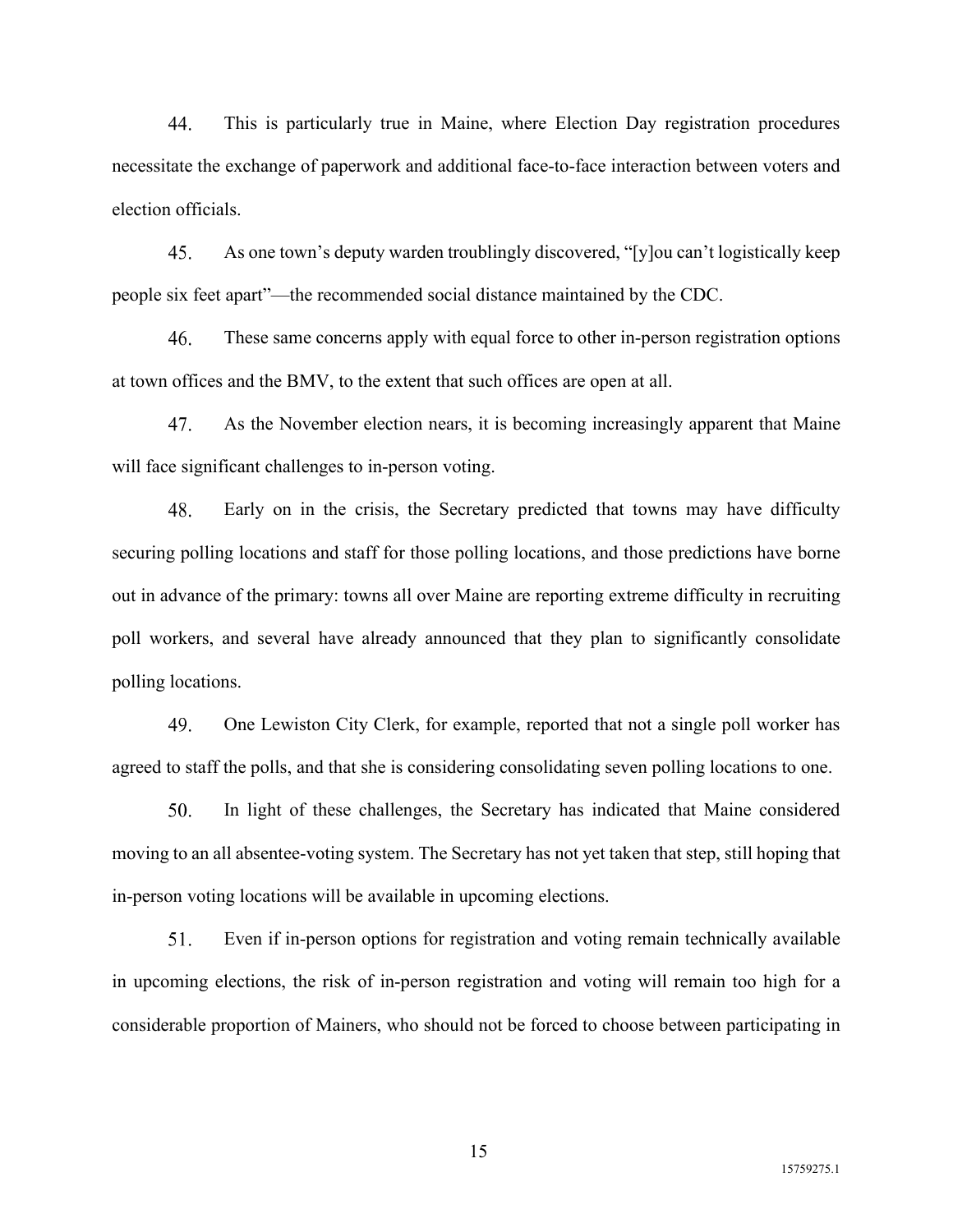44. This is particularly true in Maine, where Election Day registration procedures necessitate the exchange of paperwork and additional face-to-face interaction between voters and election officials.

45. As one town's deputy warden troublingly discovered, "[y]ou can't logistically keep people six feet apart"—the recommended social distance maintained by the CDC.

46. These same concerns apply with equal force to other in-person registration options at town offices and the BMV, to the extent that such offices are open at all.

47. As the November election nears, it is becoming increasingly apparent that Maine will face significant challenges to in-person voting.

48. Early on in the crisis, the Secretary predicted that towns may have difficulty securing polling locations and staff for those polling locations, and those predictions have borne out in advance of the primary: towns all over Maine are reporting extreme difficulty in recruiting poll workers, and several have already announced that they plan to significantly consolidate polling locations.

49. One Lewiston City Clerk, for example, reported that not a single poll worker has agreed to staff the polls, and that she is considering consolidating seven polling locations to one.

50. In light of these challenges, the Secretary has indicated that Maine considered moving to an all absentee-voting system. The Secretary has not yet taken that step, still hoping that in-person voting locations will be available in upcoming elections.

51. Even if in-person options for registration and voting remain technically available in upcoming elections, the risk of in-person registration and voting will remain too high for a considerable proportion of Mainers, who should not be forced to choose between participating in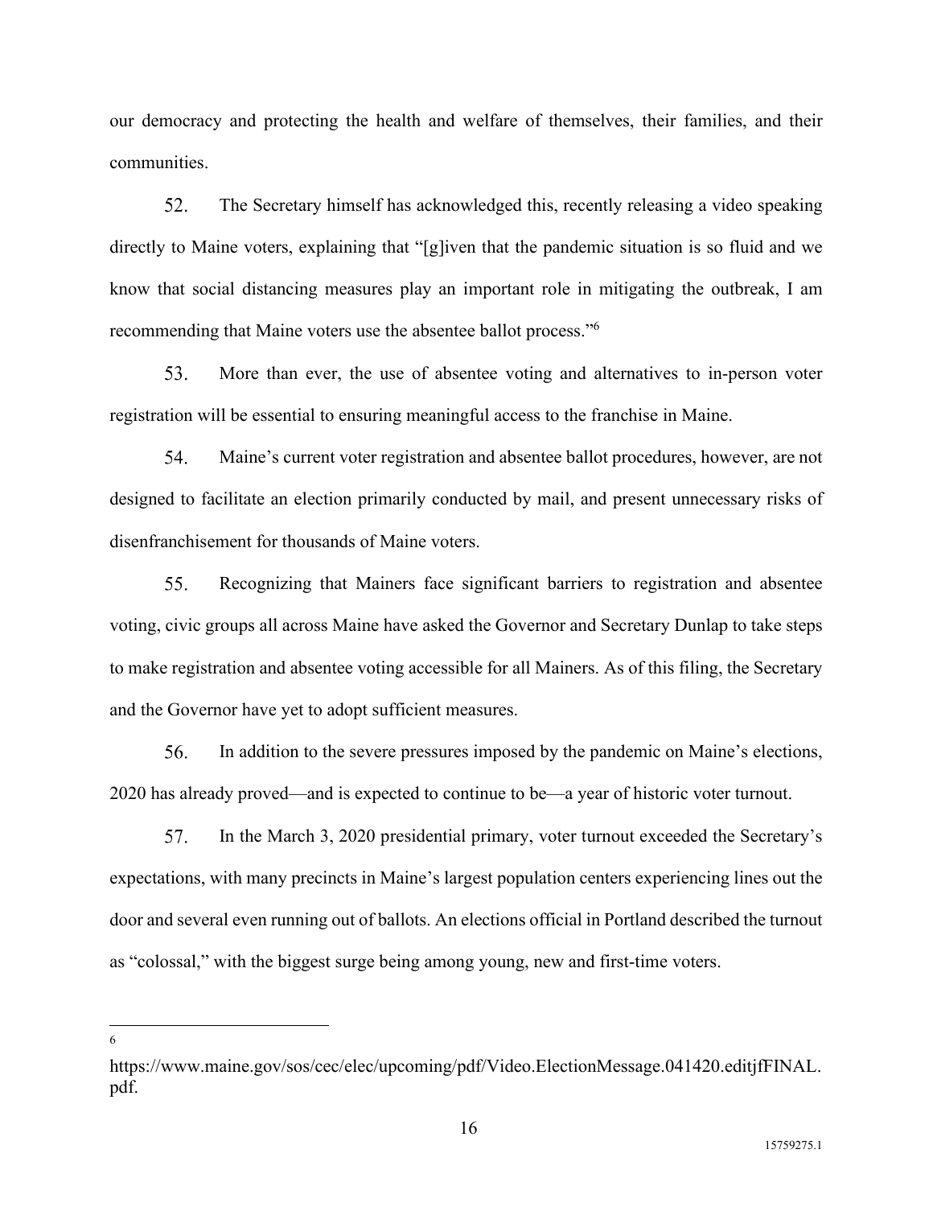our democracy and protecting the health and welfare of themselves, their families, and their communities.

52. The Secretary himself has acknowledged this, recently releasing a video speaking directly to Maine voters, explaining that "[g]iven that the pandemic situation is so fluid and we know that social distancing measures play an important role in mitigating the outbreak, I am recommending that Maine voters use the absentee ballot process."[6]

53. More than ever, the use of absentee voting and alternatives to in-person voter registration will be essential to ensuring meaningful access to the franchise in Maine.

54. Maine's current voter registration and absentee ballot procedures, however, are not designed to facilitate an election primarily conducted by mail, and present unnecessary risks of disenfranchisement for thousands of Maine voters.

55. Recognizing that Mainers face significant barriers to registration and absentee voting, civic groups all across Maine have asked the Governor and Secretary Dunlap to take steps to make registration and absentee voting accessible for all Mainers. As of this filing, the Secretary and the Governor have yet to adopt sufficient measures.

56. In addition to the severe pressures imposed by the pandemic on Maine's elections, 2020 has already proved—and is expected to continue to be—a year of historic voter turnout.

57. In the March 3, 2020 presidential primary, voter turnout exceeded the Secretary's expectations, with many precincts in Maine's largest population centers experiencing lines out the door and several even running out of ballots. An elections official in Portland described the turnout as "colossal," with the biggest surge being among young, new and first-time voters.

---

[6] https://www.maine.gov/sos/cec/elec/upcoming/pdf/Video.ElectionMessage.041420.editjfFINAL.pdf.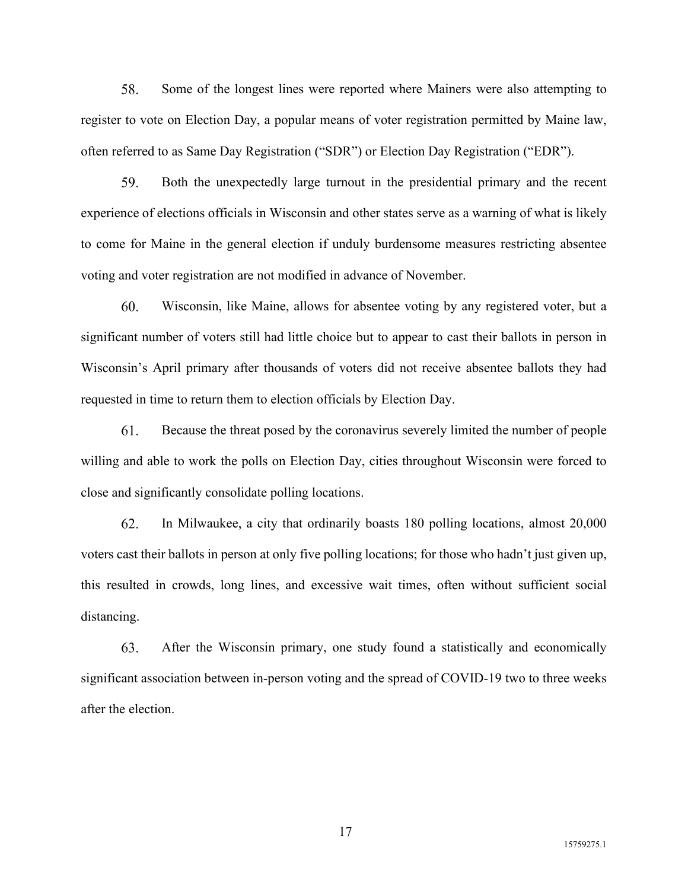58. Some of the longest lines were reported where Mainers were also attempting to register to vote on Election Day, a popular means of voter registration permitted by Maine law, often referred to as Same Day Registration ("SDR") or Election Day Registration ("EDR").

59. Both the unexpectedly large turnout in the presidential primary and the recent experience of elections officials in Wisconsin and other states serve as a warning of what is likely to come for Maine in the general election if unduly burdensome measures restricting absentee voting and voter registration are not modified in advance of November.

60. Wisconsin, like Maine, allows for absentee voting by any registered voter, but a significant number of voters still had little choice but to appear to cast their ballots in person in Wisconsin's April primary after thousands of voters did not receive absentee ballots they had requested in time to return them to election officials by Election Day.

61. Because the threat posed by the coronavirus severely limited the number of people willing and able to work the polls on Election Day, cities throughout Wisconsin were forced to close and significantly consolidate polling locations.

62. In Milwaukee, a city that ordinarily boasts 180 polling locations, almost 20,000 voters cast their ballots in person at only five polling locations; for those who hadn't just given up, this resulted in crowds, long lines, and excessive wait times, often without sufficient social distancing.

63. After the Wisconsin primary, one study found a statistically and economically significant association between in-person voting and the spread of COVID-19 two to three weeks after the election.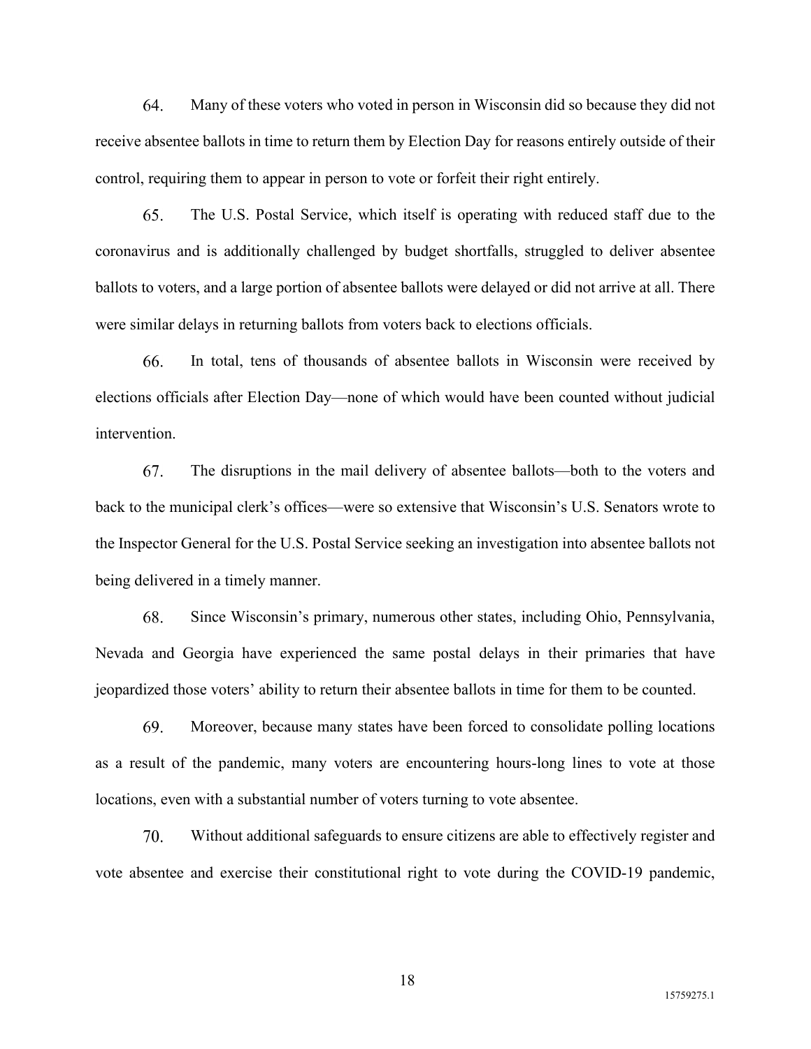64. Many of these voters who voted in person in Wisconsin did so because they did not receive absentee ballots in time to return them by Election Day for reasons entirely outside of their control, requiring them to appear in person to vote or forfeit their right entirely.

65. The U.S. Postal Service, which itself is operating with reduced staff due to the coronavirus and is additionally challenged by budget shortfalls, struggled to deliver absentee ballots to voters, and a large portion of absentee ballots were delayed or did not arrive at all. There were similar delays in returning ballots from voters back to elections officials.

66. In total, tens of thousands of absentee ballots in Wisconsin were received by elections officials after Election Day—none of which would have been counted without judicial intervention.

67. The disruptions in the mail delivery of absentee ballots—both to the voters and back to the municipal clerk's offices—were so extensive that Wisconsin's U.S. Senators wrote to the Inspector General for the U.S. Postal Service seeking an investigation into absentee ballots not being delivered in a timely manner.

68. Since Wisconsin's primary, numerous other states, including Ohio, Pennsylvania, Nevada and Georgia have experienced the same postal delays in their primaries that have jeopardized those voters' ability to return their absentee ballots in time for them to be counted.

69. Moreover, because many states have been forced to consolidate polling locations as a result of the pandemic, many voters are encountering hours-long lines to vote at those locations, even with a substantial number of voters turning to vote absentee.

70. Without additional safeguards to ensure citizens are able to effectively register and vote absentee and exercise their constitutional right to vote during the COVID-19 pandemic,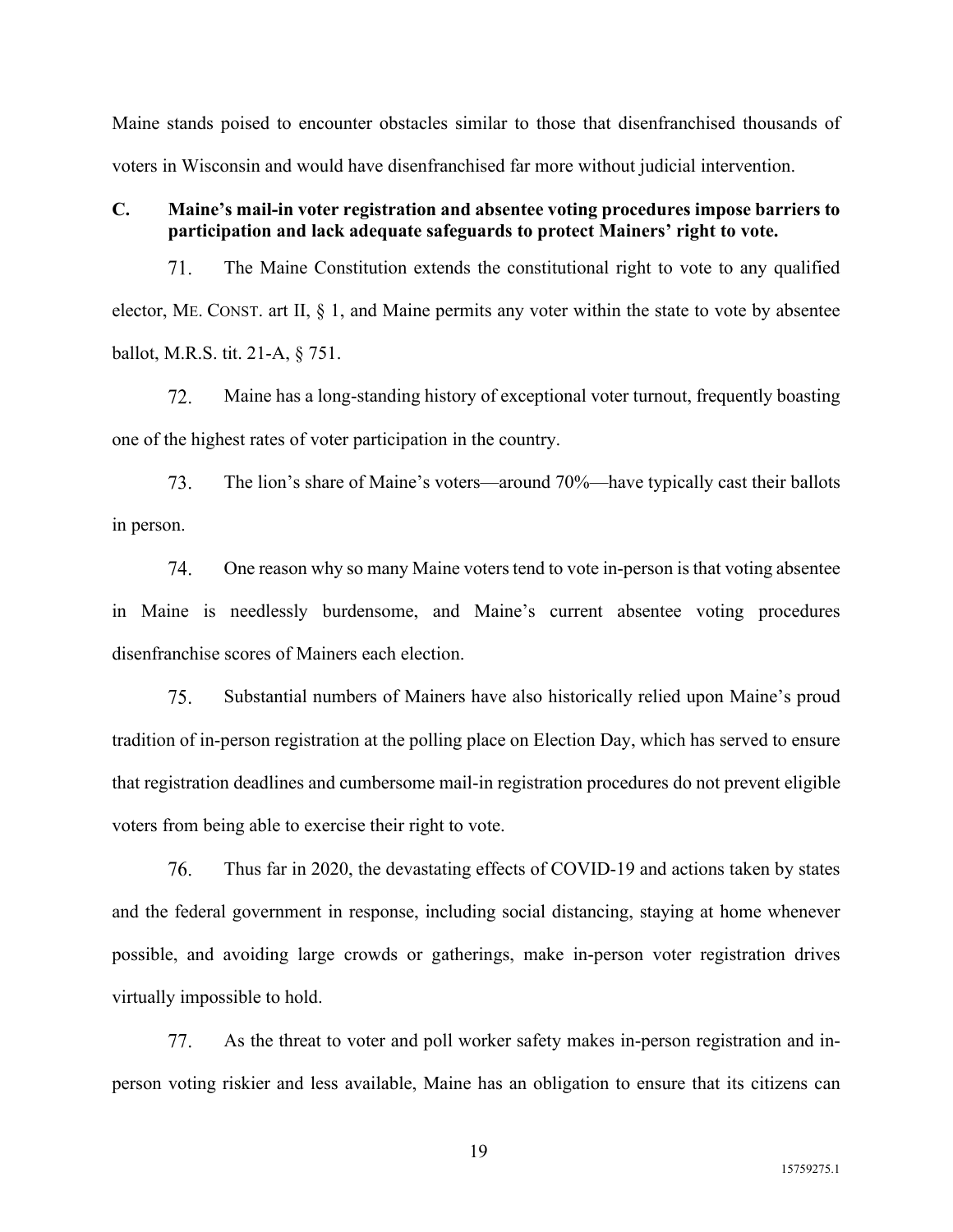Maine stands poised to encounter obstacles similar to those that disenfranchised thousands of voters in Wisconsin and would have disenfranchised far more without judicial intervention.

### C. Maine's mail-in voter registration and absentee voting procedures impose barriers to participation and lack adequate safeguards to protect Mainers' right to vote.

71. The Maine Constitution extends the constitutional right to vote to any qualified elector, ME. CONST. art II, § 1, and Maine permits any voter within the state to vote by absentee ballot, M.R.S. tit. 21-A, § 751.

72. Maine has a long-standing history of exceptional voter turnout, frequently boasting one of the highest rates of voter participation in the country.

73. The lion's share of Maine's voters—around 70%—have typically cast their ballots in person.

74. One reason why so many Maine voters tend to vote in-person is that voting absentee in Maine is needlessly burdensome, and Maine's current absentee voting procedures disenfranchise scores of Mainers each election.

75. Substantial numbers of Mainers have also historically relied upon Maine's proud tradition of in-person registration at the polling place on Election Day, which has served to ensure that registration deadlines and cumbersome mail-in registration procedures do not prevent eligible voters from being able to exercise their right to vote.

76. Thus far in 2020, the devastating effects of COVID-19 and actions taken by states and the federal government in response, including social distancing, staying at home whenever possible, and avoiding large crowds or gatherings, make in-person voter registration drives virtually impossible to hold.

77. As the threat to voter and poll worker safety makes in-person registration and in-person voting riskier and less available, Maine has an obligation to ensure that its citizens can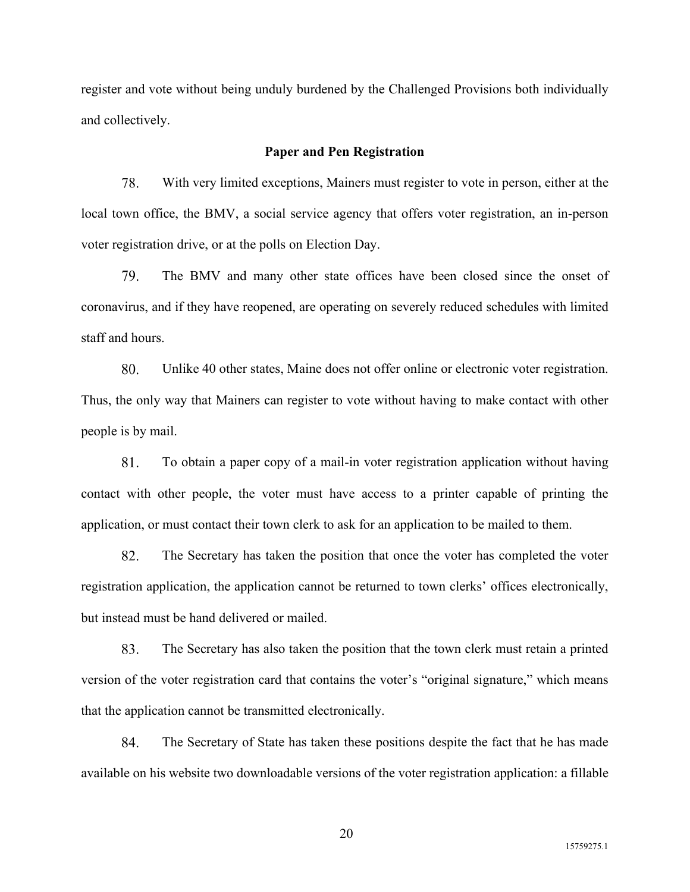register and vote without being unduly burdened by the Challenged Provisions both individually and collectively.

**Paper and Pen Registration**

78. With very limited exceptions, Mainers must register to vote in person, either at the local town office, the BMV, a social service agency that offers voter registration, an in-person voter registration drive, or at the polls on Election Day.

79. The BMV and many other state offices have been closed since the onset of coronavirus, and if they have reopened, are operating on severely reduced schedules with limited staff and hours.

80. Unlike 40 other states, Maine does not offer online or electronic voter registration. Thus, the only way that Mainers can register to vote without having to make contact with other people is by mail.

81. To obtain a paper copy of a mail-in voter registration application without having contact with other people, the voter must have access to a printer capable of printing the application, or must contact their town clerk to ask for an application to be mailed to them.

82. The Secretary has taken the position that once the voter has completed the voter registration application, the application cannot be returned to town clerks' offices electronically, but instead must be hand delivered or mailed.

83. The Secretary has also taken the position that the town clerk must retain a printed version of the voter registration card that contains the voter's "original signature," which means that the application cannot be transmitted electronically.

84. The Secretary of State has taken these positions despite the fact that he has made available on his website two downloadable versions of the voter registration application: a fillable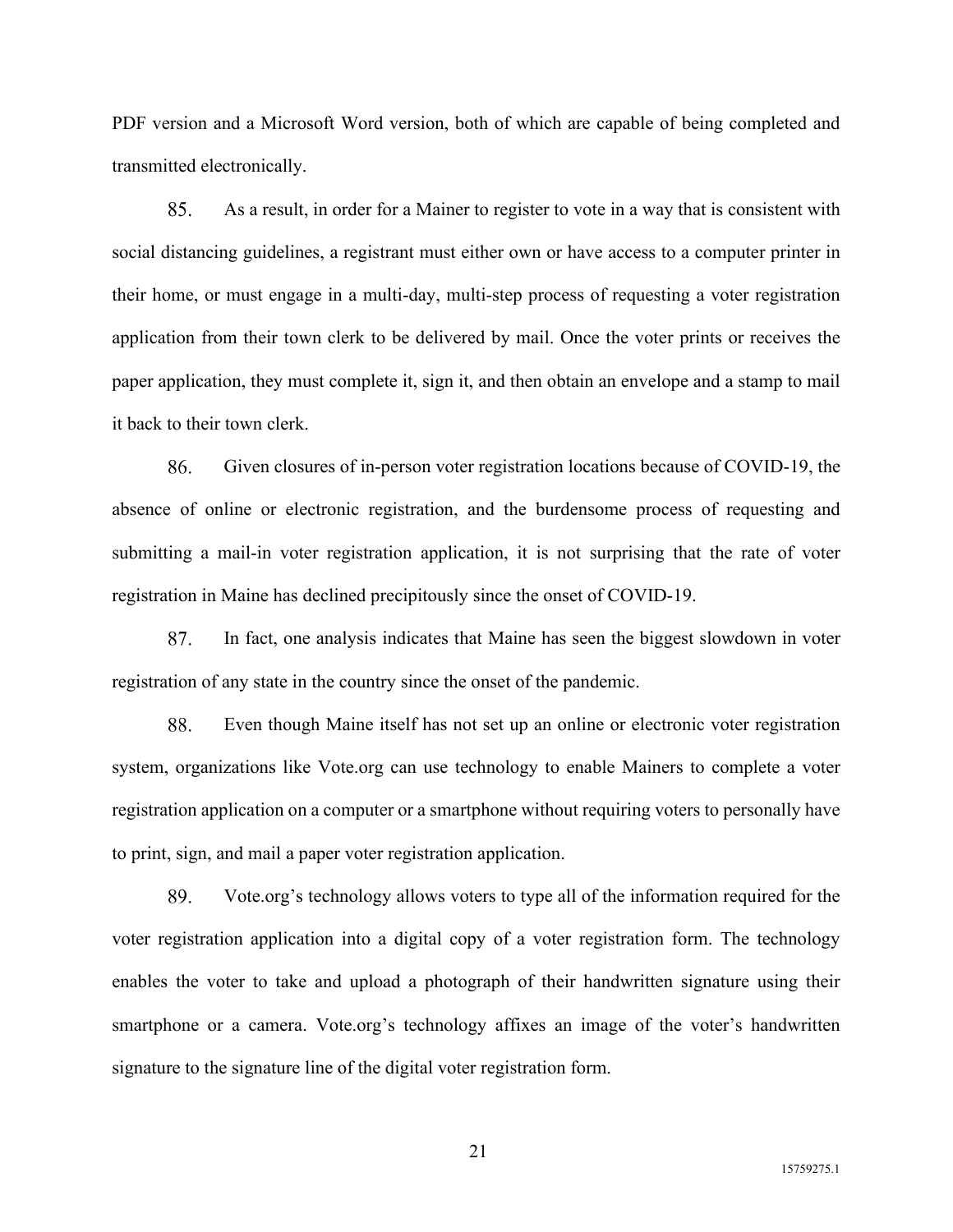PDF version and a Microsoft Word version, both of which are capable of being completed and transmitted electronically.

85. As a result, in order for a Mainer to register to vote in a way that is consistent with social distancing guidelines, a registrant must either own or have access to a computer printer in their home, or must engage in a multi-day, multi-step process of requesting a voter registration application from their town clerk to be delivered by mail. Once the voter prints or receives the paper application, they must complete it, sign it, and then obtain an envelope and a stamp to mail it back to their town clerk.

86. Given closures of in-person voter registration locations because of COVID-19, the absence of online or electronic registration, and the burdensome process of requesting and submitting a mail-in voter registration application, it is not surprising that the rate of voter registration in Maine has declined precipitously since the onset of COVID-19.

87. In fact, one analysis indicates that Maine has seen the biggest slowdown in voter registration of any state in the country since the onset of the pandemic.

88. Even though Maine itself has not set up an online or electronic voter registration system, organizations like Vote.org can use technology to enable Mainers to complete a voter registration application on a computer or a smartphone without requiring voters to personally have to print, sign, and mail a paper voter registration application.

89. Vote.org's technology allows voters to type all of the information required for the voter registration application into a digital copy of a voter registration form. The technology enables the voter to take and upload a photograph of their handwritten signature using their smartphone or a camera. Vote.org's technology affixes an image of the voter's handwritten signature to the signature line of the digital voter registration form.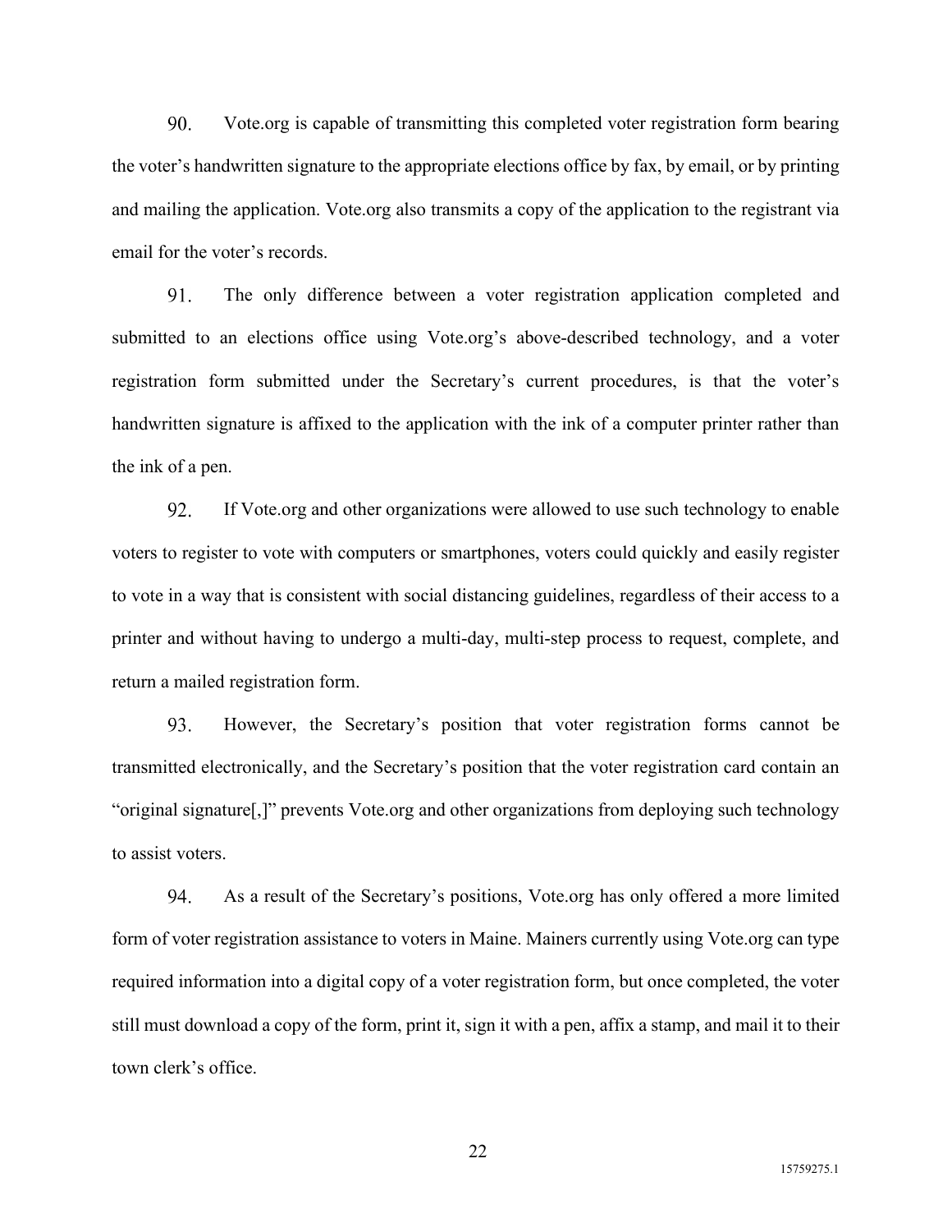90. Vote.org is capable of transmitting this completed voter registration form bearing the voter's handwritten signature to the appropriate elections office by fax, by email, or by printing and mailing the application. Vote.org also transmits a copy of the application to the registrant via email for the voter's records.

91. The only difference between a voter registration application completed and submitted to an elections office using Vote.org's above-described technology, and a voter registration form submitted under the Secretary's current procedures, is that the voter's handwritten signature is affixed to the application with the ink of a computer printer rather than the ink of a pen.

92. If Vote.org and other organizations were allowed to use such technology to enable voters to register to vote with computers or smartphones, voters could quickly and easily register to vote in a way that is consistent with social distancing guidelines, regardless of their access to a printer and without having to undergo a multi-day, multi-step process to request, complete, and return a mailed registration form.

93. However, the Secretary's position that voter registration forms cannot be transmitted electronically, and the Secretary's position that the voter registration card contain an "original signature[,]" prevents Vote.org and other organizations from deploying such technology to assist voters.

94. As a result of the Secretary's positions, Vote.org has only offered a more limited form of voter registration assistance to voters in Maine. Mainers currently using Vote.org can type required information into a digital copy of a voter registration form, but once completed, the voter still must download a copy of the form, print it, sign it with a pen, affix a stamp, and mail it to their town clerk's office.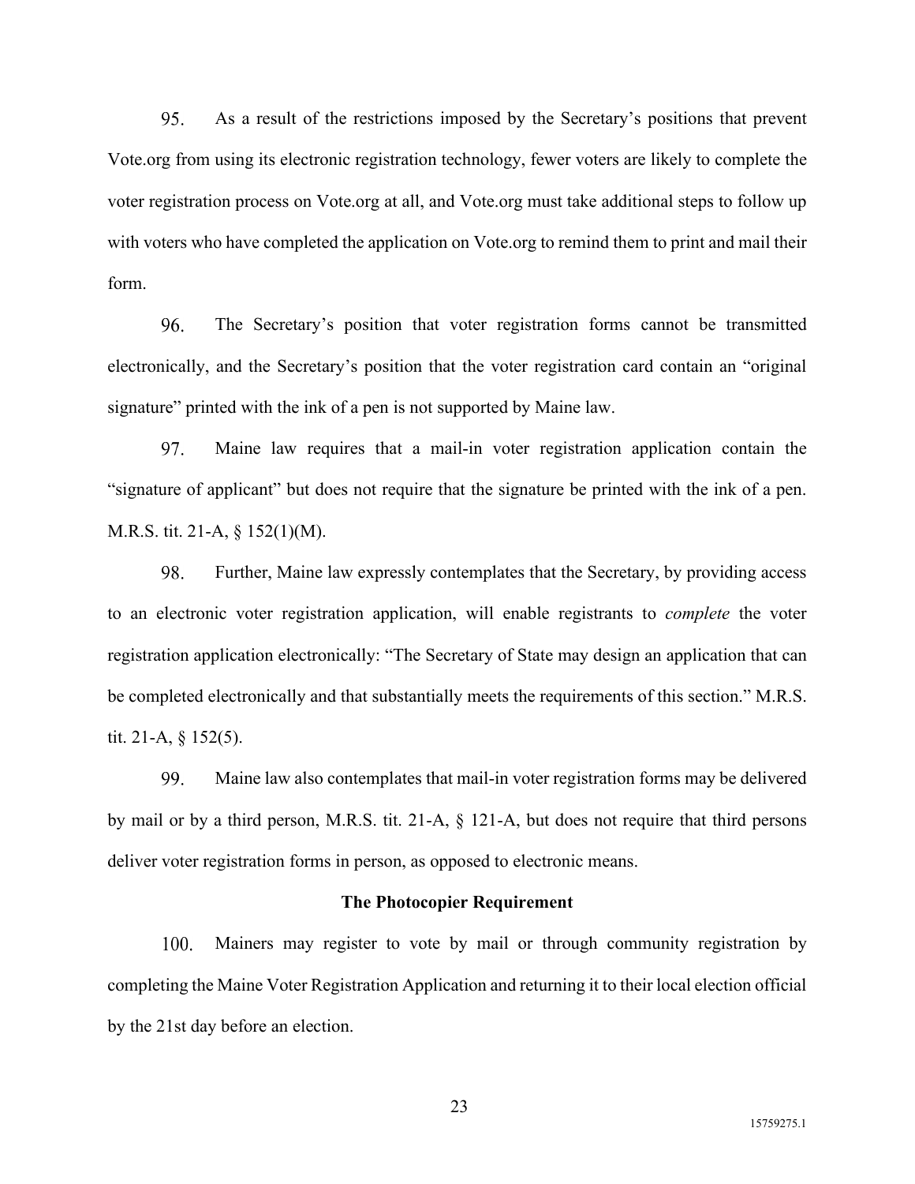95. As a result of the restrictions imposed by the Secretary's positions that prevent Vote.org from using its electronic registration technology, fewer voters are likely to complete the voter registration process on Vote.org at all, and Vote.org must take additional steps to follow up with voters who have completed the application on Vote.org to remind them to print and mail their form.

96. The Secretary's position that voter registration forms cannot be transmitted electronically, and the Secretary's position that the voter registration card contain an "original signature" printed with the ink of a pen is not supported by Maine law.

97. Maine law requires that a mail-in voter registration application contain the "signature of applicant" but does not require that the signature be printed with the ink of a pen. M.R.S. tit. 21-A, § 152(1)(M).

98. Further, Maine law expressly contemplates that the Secretary, by providing access to an electronic voter registration application, will enable registrants to *complete* the voter registration application electronically: "The Secretary of State may design an application that can be completed electronically and that substantially meets the requirements of this section." M.R.S. tit. 21-A, § 152(5).

99. Maine law also contemplates that mail-in voter registration forms may be delivered by mail or by a third person, M.R.S. tit. 21-A, § 121-A, but does not require that third persons deliver voter registration forms in person, as opposed to electronic means.

**The Photocopier Requirement**

100. Mainers may register to vote by mail or through community registration by completing the Maine Voter Registration Application and returning it to their local election official by the 21st day before an election.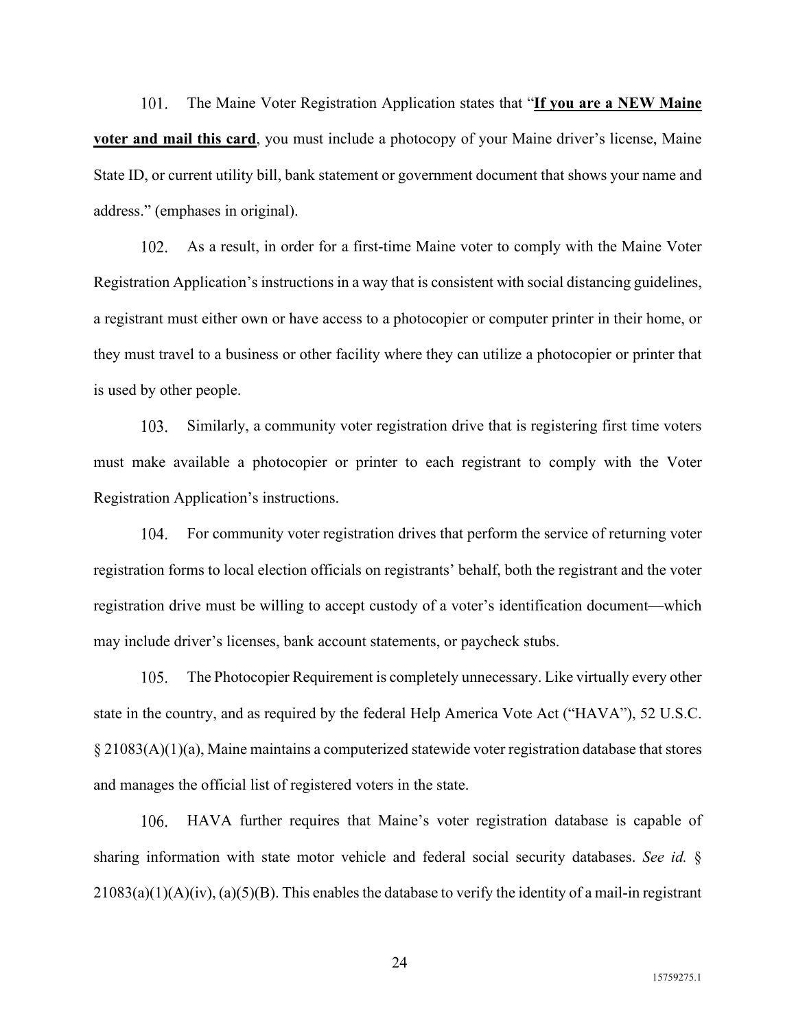101. The Maine Voter Registration Application states that "**<u>If you are a NEW Maine voter and mail this card</u>**, you must include a photocopy of your Maine driver's license, Maine State ID, or current utility bill, bank statement or government document that shows your name and address." (emphases in original).

102. As a result, in order for a first-time Maine voter to comply with the Maine Voter Registration Application's instructions in a way that is consistent with social distancing guidelines, a registrant must either own or have access to a photocopier or computer printer in their home, or they must travel to a business or other facility where they can utilize a photocopier or printer that is used by other people.

103. Similarly, a community voter registration drive that is registering first time voters must make available a photocopier or printer to each registrant to comply with the Voter Registration Application's instructions.

104. For community voter registration drives that perform the service of returning voter registration forms to local election officials on registrants' behalf, both the registrant and the voter registration drive must be willing to accept custody of a voter's identification document—which may include driver's licenses, bank account statements, or paycheck stubs.

105. The Photocopier Requirement is completely unnecessary. Like virtually every other state in the country, and as required by the federal Help America Vote Act ("HAVA"), 52 U.S.C. § 21083(A)(1)(a), Maine maintains a computerized statewide voter registration database that stores and manages the official list of registered voters in the state.

106. HAVA further requires that Maine's voter registration database is capable of sharing information with state motor vehicle and federal social security databases. *See id.* § 21083(a)(1)(A)(iv), (a)(5)(B). This enables the database to verify the identity of a mail-in registrant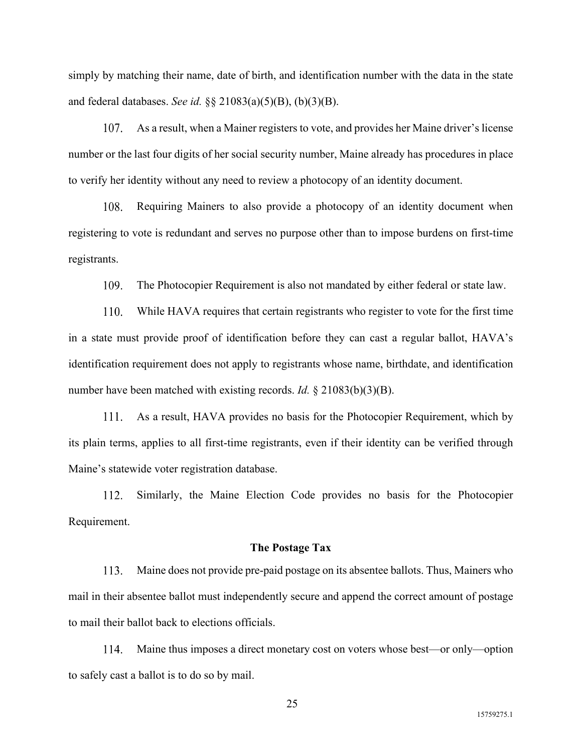simply by matching their name, date of birth, and identification number with the data in the state and federal databases. *See id.* §§ 21083(a)(5)(B), (b)(3)(B).

107. As a result, when a Mainer registers to vote, and provides her Maine driver's license number or the last four digits of her social security number, Maine already has procedures in place to verify her identity without any need to review a photocopy of an identity document.

108. Requiring Mainers to also provide a photocopy of an identity document when registering to vote is redundant and serves no purpose other than to impose burdens on first-time registrants.

109. The Photocopier Requirement is also not mandated by either federal or state law.

110. While HAVA requires that certain registrants who register to vote for the first time in a state must provide proof of identification before they can cast a regular ballot, HAVA's identification requirement does not apply to registrants whose name, birthdate, and identification number have been matched with existing records. *Id.* § 21083(b)(3)(B).

111. As a result, HAVA provides no basis for the Photocopier Requirement, which by its plain terms, applies to all first-time registrants, even if their identity can be verified through Maine's statewide voter registration database.

112. Similarly, the Maine Election Code provides no basis for the Photocopier Requirement.

**The Postage Tax**

113. Maine does not provide pre-paid postage on its absentee ballots. Thus, Mainers who mail in their absentee ballot must independently secure and append the correct amount of postage to mail their ballot back to elections officials.

114. Maine thus imposes a direct monetary cost on voters whose best—or only—option to safely cast a ballot is to do so by mail.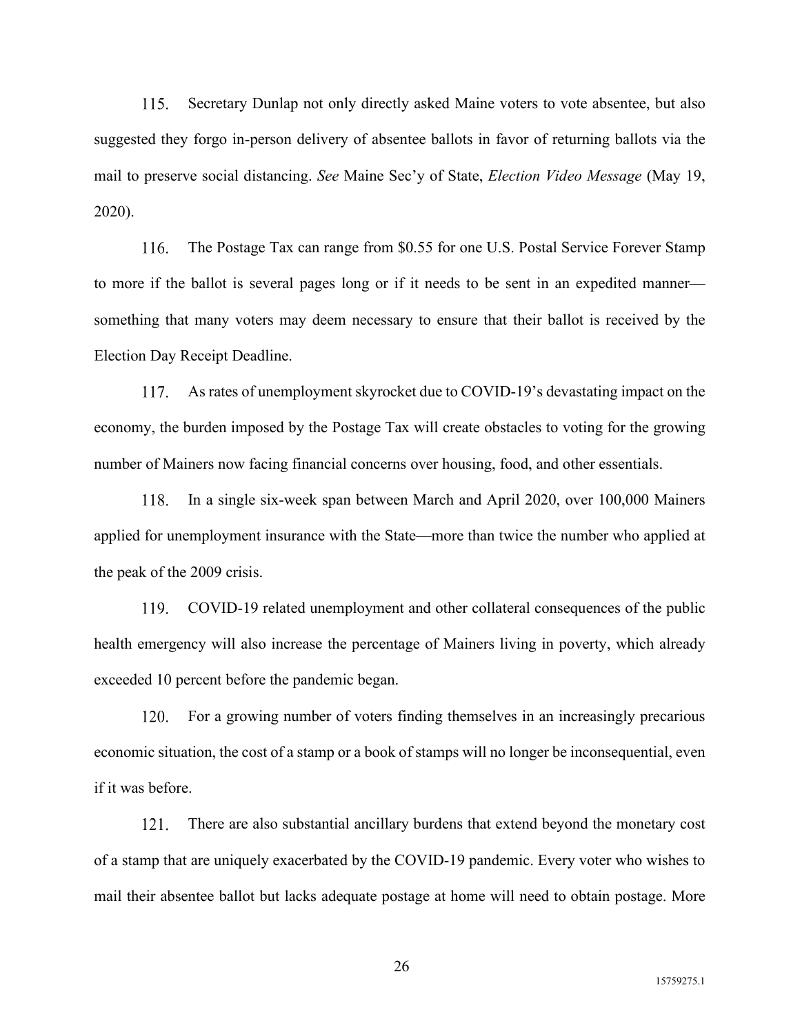115. Secretary Dunlap not only directly asked Maine voters to vote absentee, but also suggested they forgo in-person delivery of absentee ballots in favor of returning ballots via the mail to preserve social distancing. *See* Maine Sec'y of State, *Election Video Message* (May 19, 2020).

116. The Postage Tax can range from $0.55 for one U.S. Postal Service Forever Stamp to more if the ballot is several pages long or if it needs to be sent in an expedited manner—something that many voters may deem necessary to ensure that their ballot is received by the Election Day Receipt Deadline.

117. As rates of unemployment skyrocket due to COVID-19's devastating impact on the economy, the burden imposed by the Postage Tax will create obstacles to voting for the growing number of Mainers now facing financial concerns over housing, food, and other essentials.

118. In a single six-week span between March and April 2020, over 100,000 Mainers applied for unemployment insurance with the State—more than twice the number who applied at the peak of the 2009 crisis.

119. COVID-19 related unemployment and other collateral consequences of the public health emergency will also increase the percentage of Mainers living in poverty, which already exceeded 10 percent before the pandemic began.

120. For a growing number of voters finding themselves in an increasingly precarious economic situation, the cost of a stamp or a book of stamps will no longer be inconsequential, even if it was before.

121. There are also substantial ancillary burdens that extend beyond the monetary cost of a stamp that are uniquely exacerbated by the COVID-19 pandemic. Every voter who wishes to mail their absentee ballot but lacks adequate postage at home will need to obtain postage. More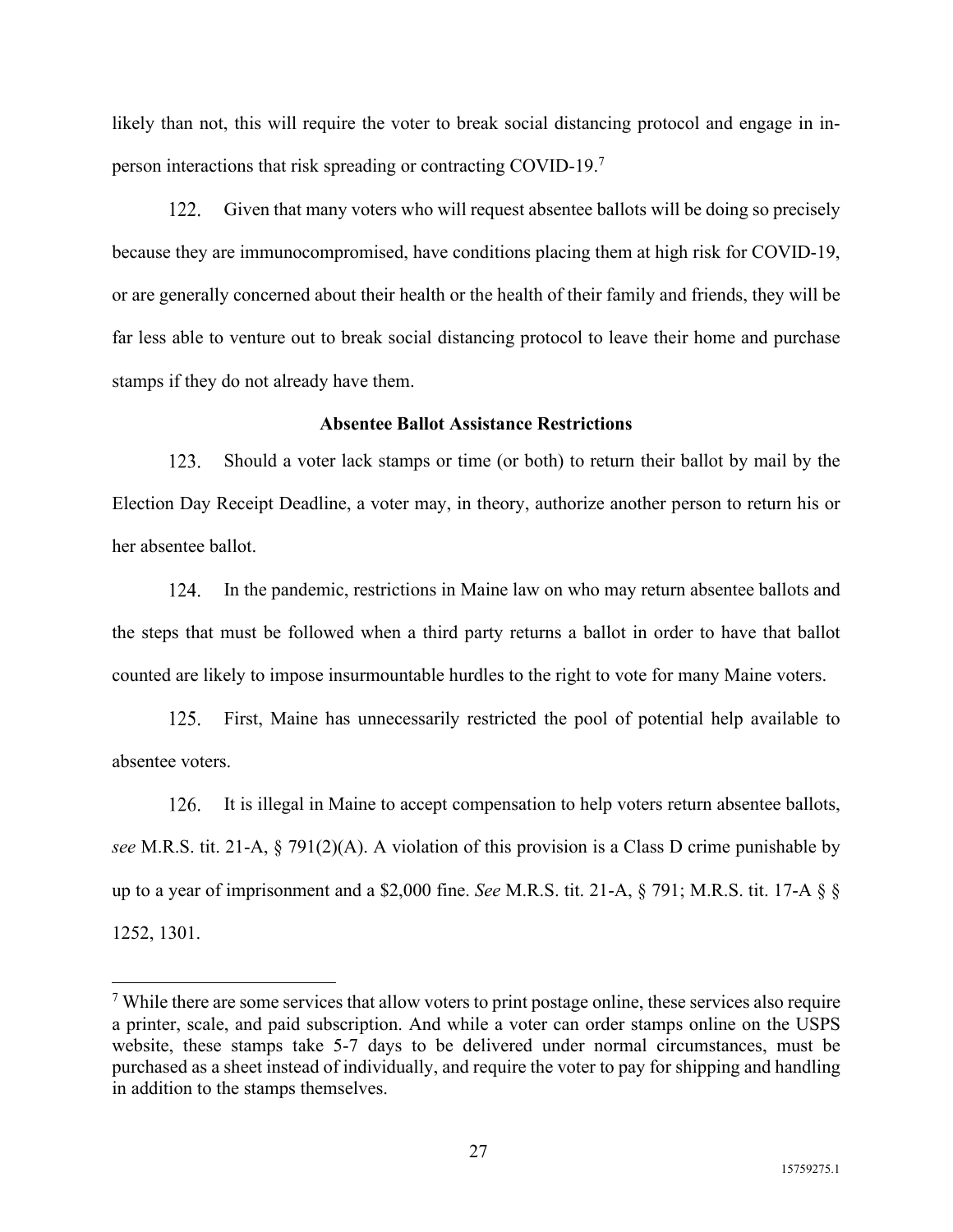likely than not, this will require the voter to break social distancing protocol and engage in in-person interactions that risk spreading or contracting COVID-19.[7]

122. Given that many voters who will request absentee ballots will be doing so precisely because they are immunocompromised, have conditions placing them at high risk for COVID-19, or are generally concerned about their health or the health of their family and friends, they will be far less able to venture out to break social distancing protocol to leave their home and purchase stamps if they do not already have them.

**Absentee Ballot Assistance Restrictions**

123. Should a voter lack stamps or time (or both) to return their ballot by mail by the Election Day Receipt Deadline, a voter may, in theory, authorize another person to return his or her absentee ballot.

124. In the pandemic, restrictions in Maine law on who may return absentee ballots and the steps that must be followed when a third party returns a ballot in order to have that ballot counted are likely to impose insurmountable hurdles to the right to vote for many Maine voters.

125. First, Maine has unnecessarily restricted the pool of potential help available to absentee voters.

126. It is illegal in Maine to accept compensation to help voters return absentee ballots, *see* M.R.S. tit. 21-A, § 791(2)(A). A violation of this provision is a Class D crime punishable by up to a year of imprisonment and a $2,000 fine. *See* M.R.S. tit. 21-A, § 791; M.R.S. tit. 17-A § § 1252, 1301.

[7] While there are some services that allow voters to print postage online, these services also require a printer, scale, and paid subscription. And while a voter can order stamps online on the USPS website, these stamps take 5-7 days to be delivered under normal circumstances, must be purchased as a sheet instead of individually, and require the voter to pay for shipping and handling in addition to the stamps themselves.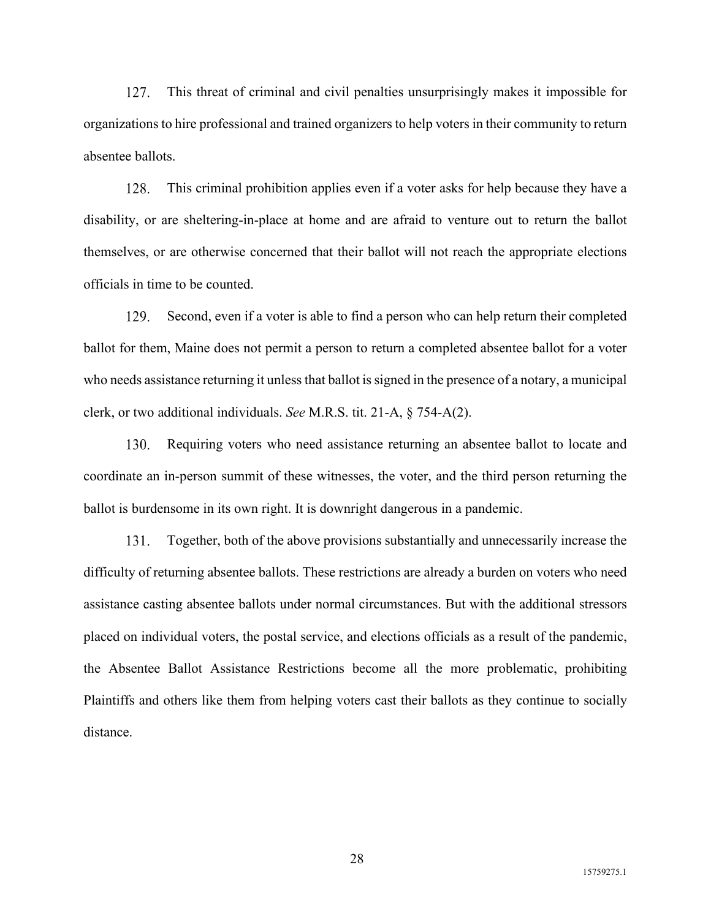127. This threat of criminal and civil penalties unsurprisingly makes it impossible for organizations to hire professional and trained organizers to help voters in their community to return absentee ballots.

128. This criminal prohibition applies even if a voter asks for help because they have a disability, or are sheltering-in-place at home and are afraid to venture out to return the ballot themselves, or are otherwise concerned that their ballot will not reach the appropriate elections officials in time to be counted.

129. Second, even if a voter is able to find a person who can help return their completed ballot for them, Maine does not permit a person to return a completed absentee ballot for a voter who needs assistance returning it unless that ballot is signed in the presence of a notary, a municipal clerk, or two additional individuals. *See* M.R.S. tit. 21-A, § 754-A(2).

130. Requiring voters who need assistance returning an absentee ballot to locate and coordinate an in-person summit of these witnesses, the voter, and the third person returning the ballot is burdensome in its own right. It is downright dangerous in a pandemic.

131. Together, both of the above provisions substantially and unnecessarily increase the difficulty of returning absentee ballots. These restrictions are already a burden on voters who need assistance casting absentee ballots under normal circumstances. But with the additional stressors placed on individual voters, the postal service, and elections officials as a result of the pandemic, the Absentee Ballot Assistance Restrictions become all the more problematic, prohibiting Plaintiffs and others like them from helping voters cast their ballots as they continue to socially distance.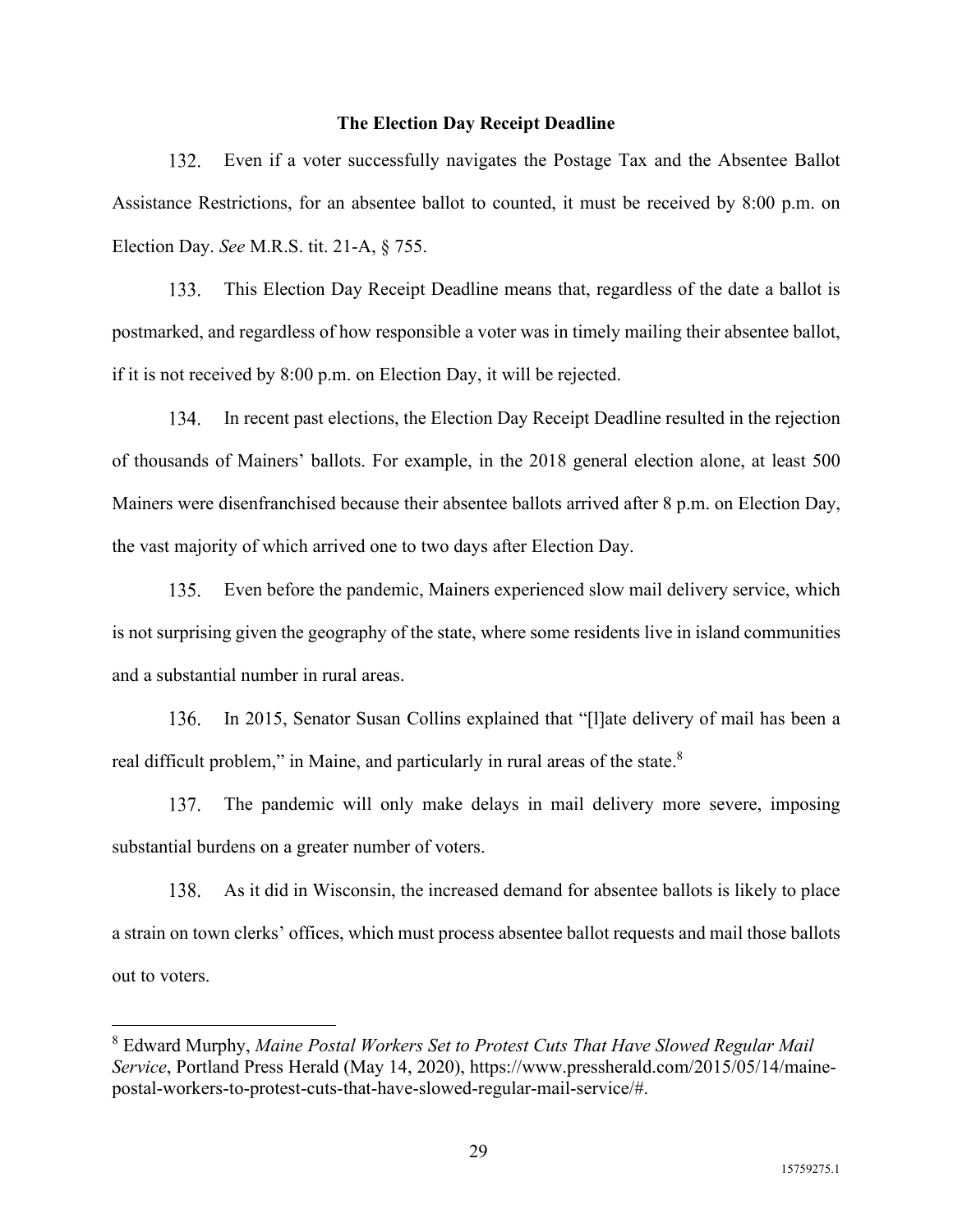### The Election Day Receipt Deadline

132. Even if a voter successfully navigates the Postage Tax and the Absentee Ballot Assistance Restrictions, for an absentee ballot to counted, it must be received by 8:00 p.m. on Election Day. *See* M.R.S. tit. 21-A, § 755.

133. This Election Day Receipt Deadline means that, regardless of the date a ballot is postmarked, and regardless of how responsible a voter was in timely mailing their absentee ballot, if it is not received by 8:00 p.m. on Election Day, it will be rejected.

134. In recent past elections, the Election Day Receipt Deadline resulted in the rejection of thousands of Mainers' ballots. For example, in the 2018 general election alone, at least 500 Mainers were disenfranchised because their absentee ballots arrived after 8 p.m. on Election Day, the vast majority of which arrived one to two days after Election Day.

135. Even before the pandemic, Mainers experienced slow mail delivery service, which is not surprising given the geography of the state, where some residents live in island communities and a substantial number in rural areas.

136. In 2015, Senator Susan Collins explained that "[l]ate delivery of mail has been a real difficult problem," in Maine, and particularly in rural areas of the state.[8]

137. The pandemic will only make delays in mail delivery more severe, imposing substantial burdens on a greater number of voters.

138. As it did in Wisconsin, the increased demand for absentee ballots is likely to place a strain on town clerks' offices, which must process absentee ballot requests and mail those ballots out to voters.

---

[8] Edward Murphy, *Maine Postal Workers Set to Protest Cuts That Have Slowed Regular Mail Service*, Portland Press Herald (May 14, 2020), https://www.pressherald.com/2015/05/14/maine-postal-workers-to-protest-cuts-that-have-slowed-regular-mail-service/#.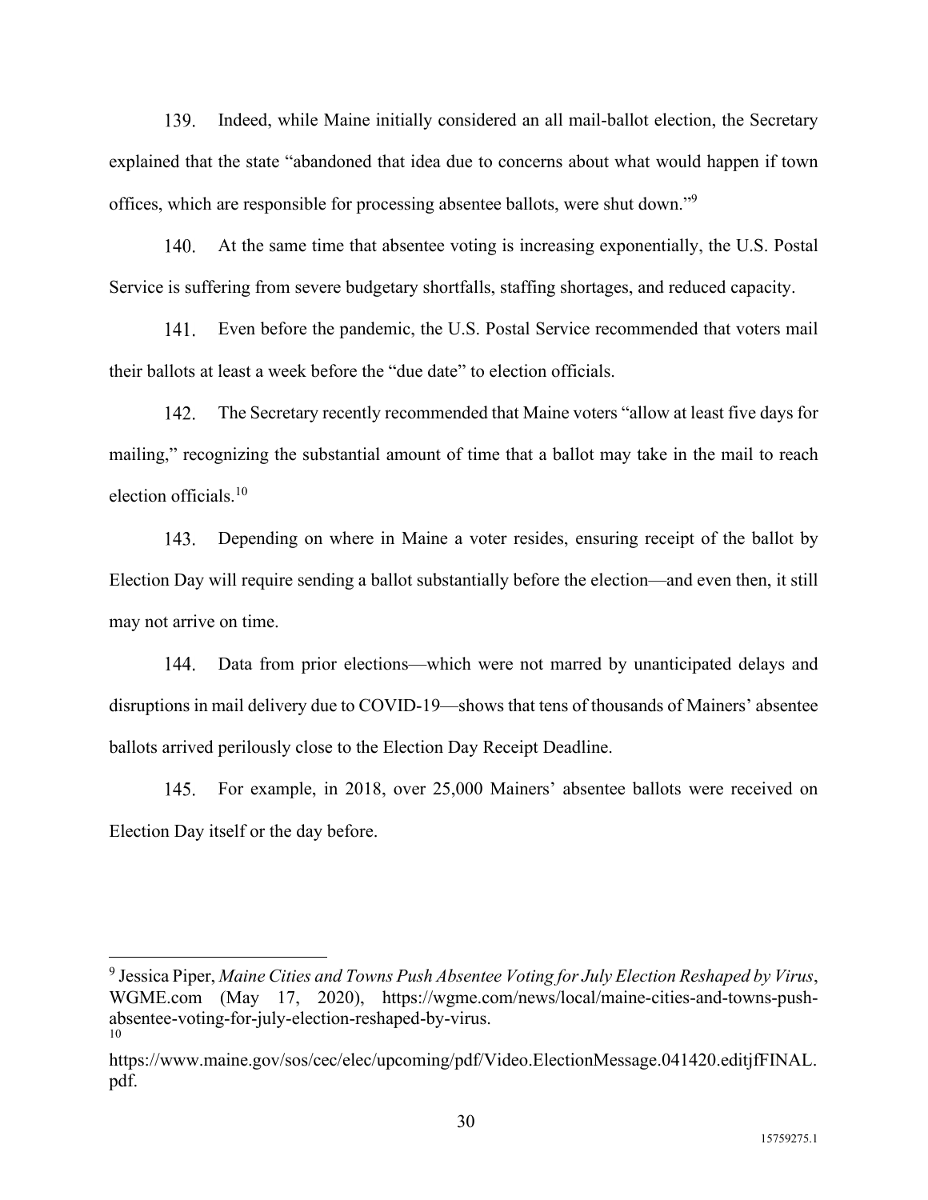139. Indeed, while Maine initially considered an all mail-ballot election, the Secretary explained that the state "abandoned that idea due to concerns about what would happen if town offices, which are responsible for processing absentee ballots, were shut down."[9]

140. At the same time that absentee voting is increasing exponentially, the U.S. Postal Service is suffering from severe budgetary shortfalls, staffing shortages, and reduced capacity.

141. Even before the pandemic, the U.S. Postal Service recommended that voters mail their ballots at least a week before the "due date" to election officials.

142. The Secretary recently recommended that Maine voters "allow at least five days for mailing," recognizing the substantial amount of time that a ballot may take in the mail to reach election officials.[10]

143. Depending on where in Maine a voter resides, ensuring receipt of the ballot by Election Day will require sending a ballot substantially before the election—and even then, it still may not arrive on time.

144. Data from prior elections—which were not marred by unanticipated delays and disruptions in mail delivery due to COVID-19—shows that tens of thousands of Mainers' absentee ballots arrived perilously close to the Election Day Receipt Deadline.

145. For example, in 2018, over 25,000 Mainers' absentee ballots were received on Election Day itself or the day before.

---

[9] Jessica Piper, *Maine Cities and Towns Push Absentee Voting for July Election Reshaped by Virus*, WGME.com (May 17, 2020), https://wgme.com/news/local/maine-cities-and-towns-push-absentee-voting-for-july-election-reshaped-by-virus.

[10] https://www.maine.gov/sos/cec/elec/upcoming/pdf/Video.ElectionMessage.041420.editjfFINAL.pdf.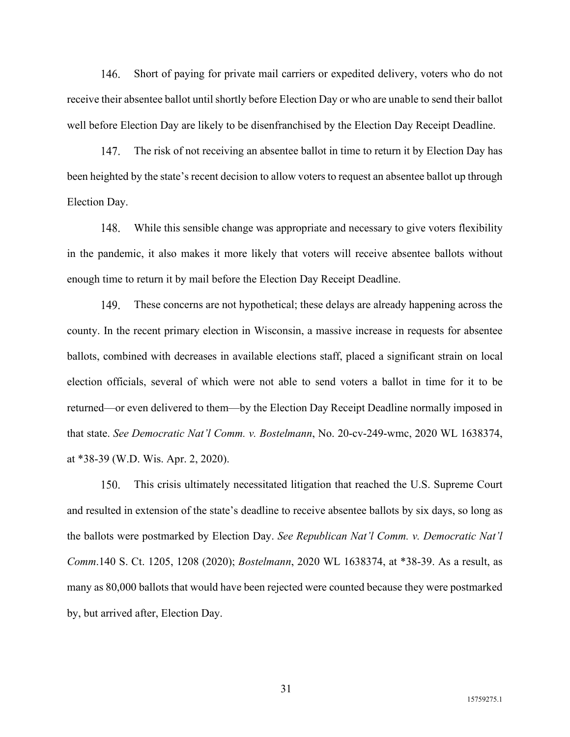146. Short of paying for private mail carriers or expedited delivery, voters who do not receive their absentee ballot until shortly before Election Day or who are unable to send their ballot well before Election Day are likely to be disenfranchised by the Election Day Receipt Deadline.

147. The risk of not receiving an absentee ballot in time to return it by Election Day has been heighted by the state's recent decision to allow voters to request an absentee ballot up through Election Day.

148. While this sensible change was appropriate and necessary to give voters flexibility in the pandemic, it also makes it more likely that voters will receive absentee ballots without enough time to return it by mail before the Election Day Receipt Deadline.

149. These concerns are not hypothetical; these delays are already happening across the county. In the recent primary election in Wisconsin, a massive increase in requests for absentee ballots, combined with decreases in available elections staff, placed a significant strain on local election officials, several of which were not able to send voters a ballot in time for it to be returned—or even delivered to them—by the Election Day Receipt Deadline normally imposed in that state. *See Democratic Nat'l Comm. v. Bostelmann*, No. 20-cv-249-wmc, 2020 WL 1638374, at *38-39 (W.D. Wis. Apr. 2, 2020).

150. This crisis ultimately necessitated litigation that reached the U.S. Supreme Court and resulted in extension of the state's deadline to receive absentee ballots by six days, so long as the ballots were postmarked by Election Day. *See Republican Nat'l Comm. v. Democratic Nat'l Comm.*140 S. Ct. 1205, 1208 (2020); *Bostelmann*, 2020 WL 1638374, at *38-39. As a result, as many as 80,000 ballots that would have been rejected were counted because they were postmarked by, but arrived after, Election Day.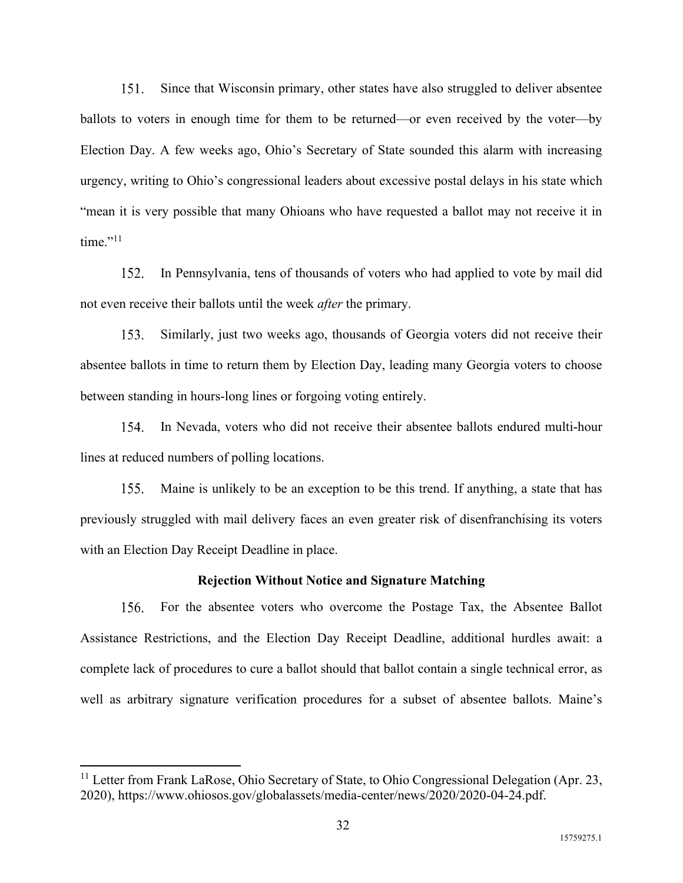151. Since that Wisconsin primary, other states have also struggled to deliver absentee ballots to voters in enough time for them to be returned—or even received by the voter—by Election Day. A few weeks ago, Ohio's Secretary of State sounded this alarm with increasing urgency, writing to Ohio's congressional leaders about excessive postal delays in his state which "mean it is very possible that many Ohioans who have requested a ballot may not receive it in time."[11]

152. In Pennsylvania, tens of thousands of voters who had applied to vote by mail did not even receive their ballots until the week *after* the primary.

153. Similarly, just two weeks ago, thousands of Georgia voters did not receive their absentee ballots in time to return them by Election Day, leading many Georgia voters to choose between standing in hours-long lines or forgoing voting entirely.

154. In Nevada, voters who did not receive their absentee ballots endured multi-hour lines at reduced numbers of polling locations.

155. Maine is unlikely to be an exception to be this trend. If anything, a state that has previously struggled with mail delivery faces an even greater risk of disenfranchising its voters with an Election Day Receipt Deadline in place.

**Rejection Without Notice and Signature Matching**

156. For the absentee voters who overcome the Postage Tax, the Absentee Ballot Assistance Restrictions, and the Election Day Receipt Deadline, additional hurdles await: a complete lack of procedures to cure a ballot should that ballot contain a single technical error, as well as arbitrary signature verification procedures for a subset of absentee ballots. Maine's

[11] Letter from Frank LaRose, Ohio Secretary of State, to Ohio Congressional Delegation (Apr. 23, 2020), https://www.ohiosos.gov/globalassets/media-center/news/2020/2020-04-24.pdf.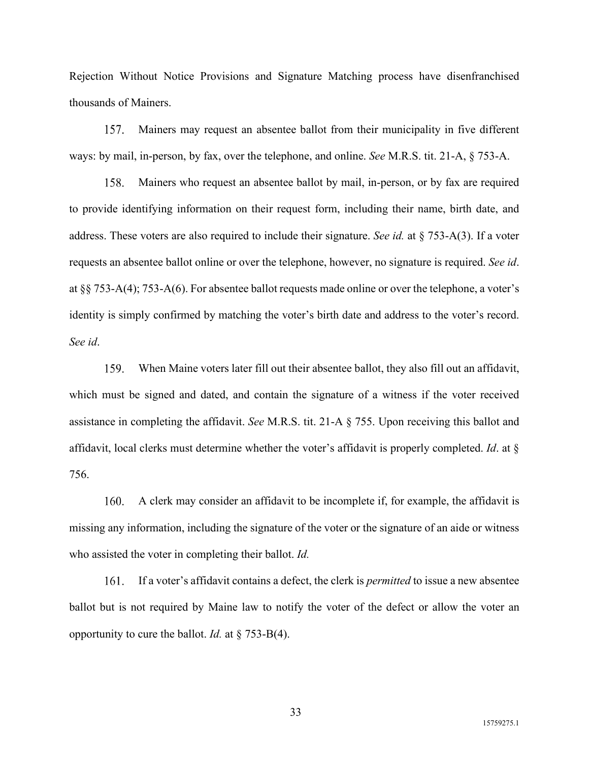Rejection Without Notice Provisions and Signature Matching process have disenfranchised thousands of Mainers.

157. Mainers may request an absentee ballot from their municipality in five different ways: by mail, in-person, by fax, over the telephone, and online. *See* M.R.S. tit. 21-A, § 753-A.

158. Mainers who request an absentee ballot by mail, in-person, or by fax are required to provide identifying information on their request form, including their name, birth date, and address. These voters are also required to include their signature. *See id.* at § 753-A(3). If a voter requests an absentee ballot online or over the telephone, however, no signature is required. *See id*. at §§ 753-A(4); 753-A(6). For absentee ballot requests made online or over the telephone, a voter's identity is simply confirmed by matching the voter's birth date and address to the voter's record. *See id*.

159. When Maine voters later fill out their absentee ballot, they also fill out an affidavit, which must be signed and dated, and contain the signature of a witness if the voter received assistance in completing the affidavit. *See* M.R.S. tit. 21-A § 755. Upon receiving this ballot and affidavit, local clerks must determine whether the voter's affidavit is properly completed. *Id*. at § 756.

160. A clerk may consider an affidavit to be incomplete if, for example, the affidavit is missing any information, including the signature of the voter or the signature of an aide or witness who assisted the voter in completing their ballot. *Id.*

161. If a voter's affidavit contains a defect, the clerk is *permitted* to issue a new absentee ballot but is not required by Maine law to notify the voter of the defect or allow the voter an opportunity to cure the ballot. *Id.* at § 753-B(4).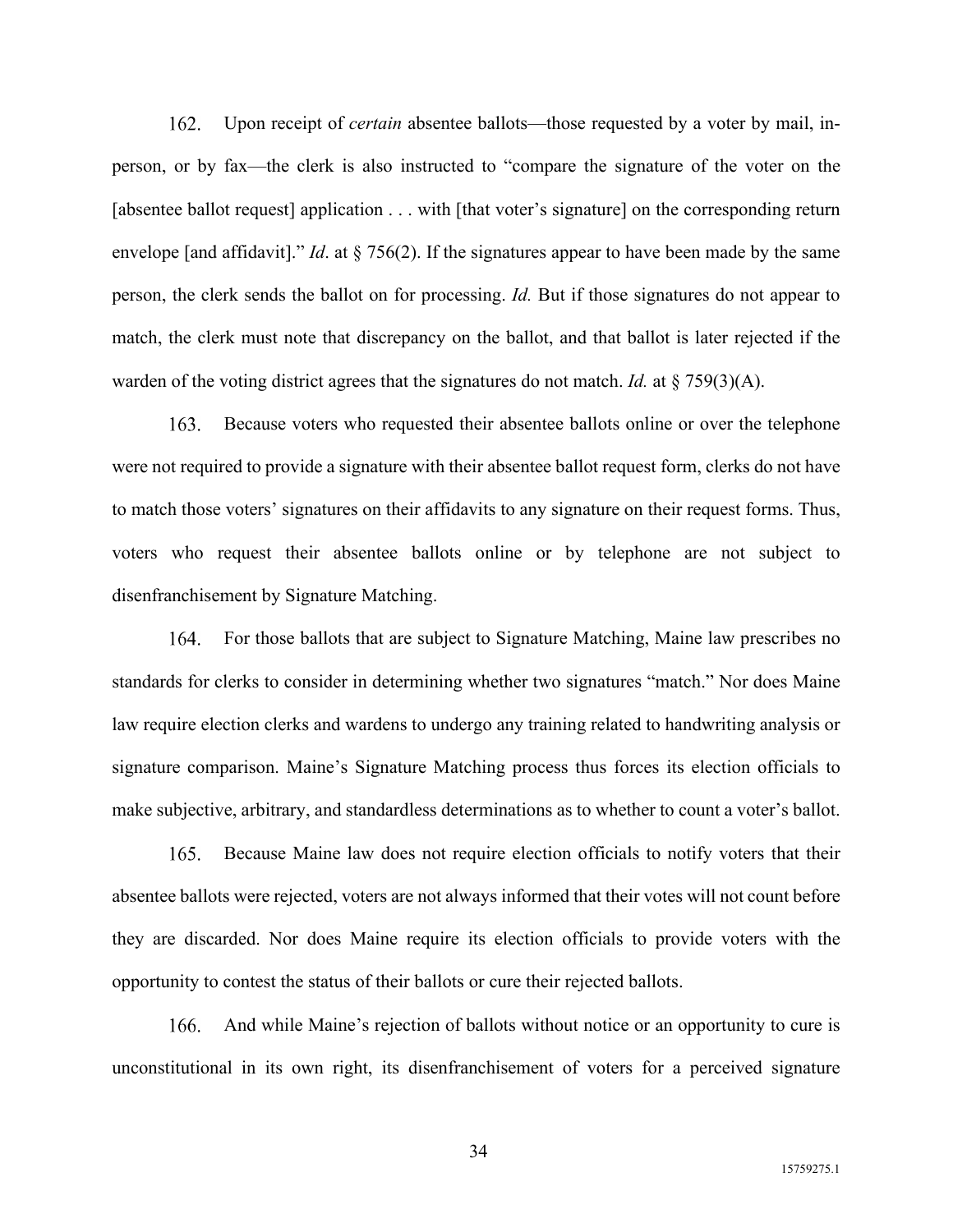162. Upon receipt of *certain* absentee ballots—those requested by a voter by mail, in-person, or by fax—the clerk is also instructed to "compare the signature of the voter on the [absentee ballot request] application . . . with [that voter's signature] on the corresponding return envelope [and affidavit]." *Id*. at § 756(2). If the signatures appear to have been made by the same person, the clerk sends the ballot on for processing. *Id.* But if those signatures do not appear to match, the clerk must note that discrepancy on the ballot, and that ballot is later rejected if the warden of the voting district agrees that the signatures do not match. *Id.* at § 759(3)(A).

163. Because voters who requested their absentee ballots online or over the telephone were not required to provide a signature with their absentee ballot request form, clerks do not have to match those voters' signatures on their affidavits to any signature on their request forms. Thus, voters who request their absentee ballots online or by telephone are not subject to disenfranchisement by Signature Matching.

164. For those ballots that are subject to Signature Matching, Maine law prescribes no standards for clerks to consider in determining whether two signatures "match." Nor does Maine law require election clerks and wardens to undergo any training related to handwriting analysis or signature comparison. Maine's Signature Matching process thus forces its election officials to make subjective, arbitrary, and standardless determinations as to whether to count a voter's ballot.

165. Because Maine law does not require election officials to notify voters that their absentee ballots were rejected, voters are not always informed that their votes will not count before they are discarded. Nor does Maine require its election officials to provide voters with the opportunity to contest the status of their ballots or cure their rejected ballots.

166. And while Maine's rejection of ballots without notice or an opportunity to cure is unconstitutional in its own right, its disenfranchisement of voters for a perceived signature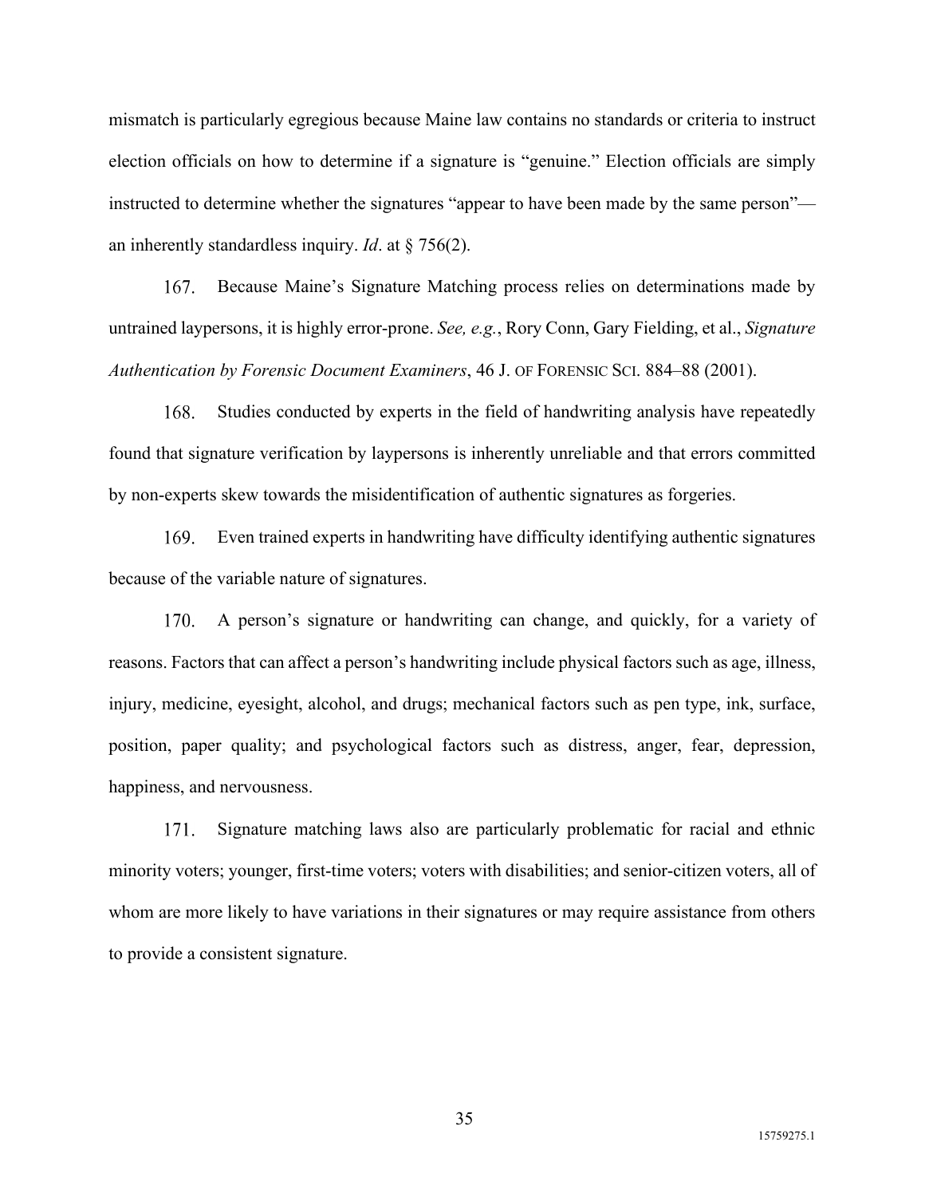mismatch is particularly egregious because Maine law contains no standards or criteria to instruct election officials on how to determine if a signature is "genuine." Election officials are simply instructed to determine whether the signatures "appear to have been made by the same person"—an inherently standardless inquiry. *Id*. at § 756(2).

167. Because Maine's Signature Matching process relies on determinations made by untrained laypersons, it is highly error-prone. *See, e.g.*, Rory Conn, Gary Fielding, et al., *Signature Authentication by Forensic Document Examiners*, 46 J. OF FORENSIC SCI. 884–88 (2001).

168. Studies conducted by experts in the field of handwriting analysis have repeatedly found that signature verification by laypersons is inherently unreliable and that errors committed by non-experts skew towards the misidentification of authentic signatures as forgeries.

169. Even trained experts in handwriting have difficulty identifying authentic signatures because of the variable nature of signatures.

170. A person's signature or handwriting can change, and quickly, for a variety of reasons. Factors that can affect a person's handwriting include physical factors such as age, illness, injury, medicine, eyesight, alcohol, and drugs; mechanical factors such as pen type, ink, surface, position, paper quality; and psychological factors such as distress, anger, fear, depression, happiness, and nervousness.

171. Signature matching laws also are particularly problematic for racial and ethnic minority voters; younger, first-time voters; voters with disabilities; and senior-citizen voters, all of whom are more likely to have variations in their signatures or may require assistance from others to provide a consistent signature.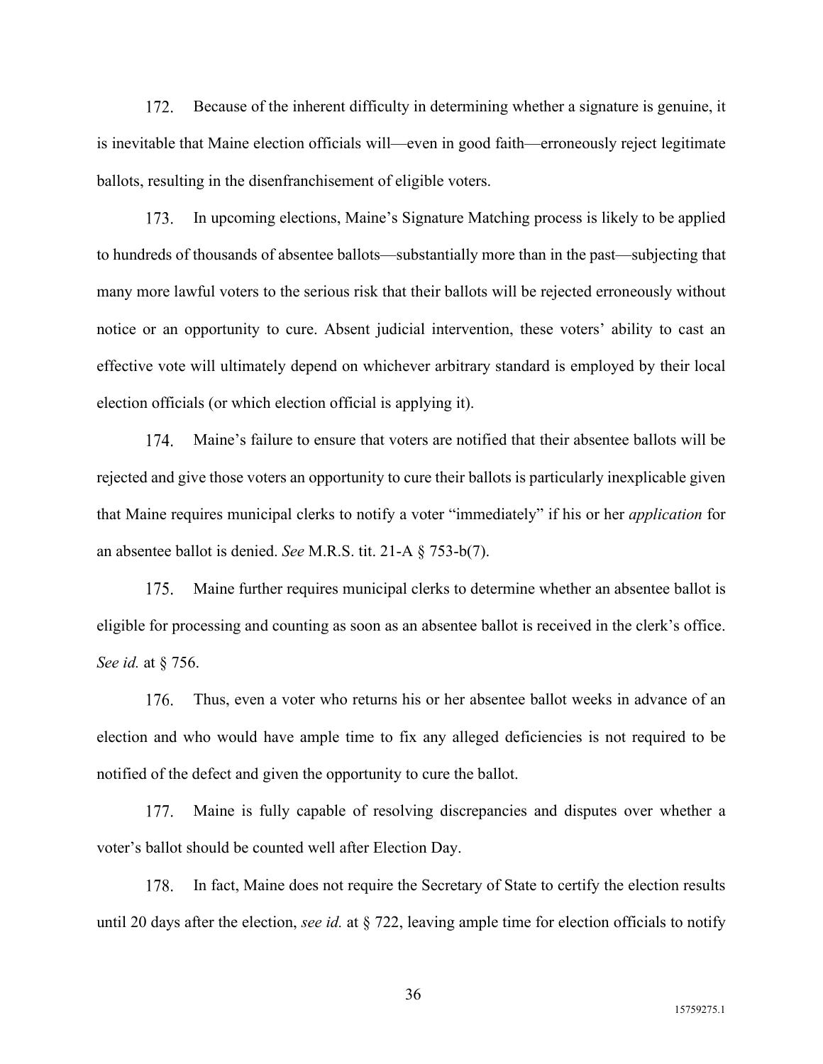172. Because of the inherent difficulty in determining whether a signature is genuine, it is inevitable that Maine election officials will—even in good faith—erroneously reject legitimate ballots, resulting in the disenfranchisement of eligible voters.

173. In upcoming elections, Maine's Signature Matching process is likely to be applied to hundreds of thousands of absentee ballots—substantially more than in the past—subjecting that many more lawful voters to the serious risk that their ballots will be rejected erroneously without notice or an opportunity to cure. Absent judicial intervention, these voters' ability to cast an effective vote will ultimately depend on whichever arbitrary standard is employed by their local election officials (or which election official is applying it).

174. Maine's failure to ensure that voters are notified that their absentee ballots will be rejected and give those voters an opportunity to cure their ballots is particularly inexplicable given that Maine requires municipal clerks to notify a voter "immediately" if his or her *application* for an absentee ballot is denied. *See* M.R.S. tit. 21-A § 753-b(7).

175. Maine further requires municipal clerks to determine whether an absentee ballot is eligible for processing and counting as soon as an absentee ballot is received in the clerk's office. *See id.* at § 756.

176. Thus, even a voter who returns his or her absentee ballot weeks in advance of an election and who would have ample time to fix any alleged deficiencies is not required to be notified of the defect and given the opportunity to cure the ballot.

177. Maine is fully capable of resolving discrepancies and disputes over whether a voter's ballot should be counted well after Election Day.

178. In fact, Maine does not require the Secretary of State to certify the election results until 20 days after the election, *see id.* at § 722, leaving ample time for election officials to notify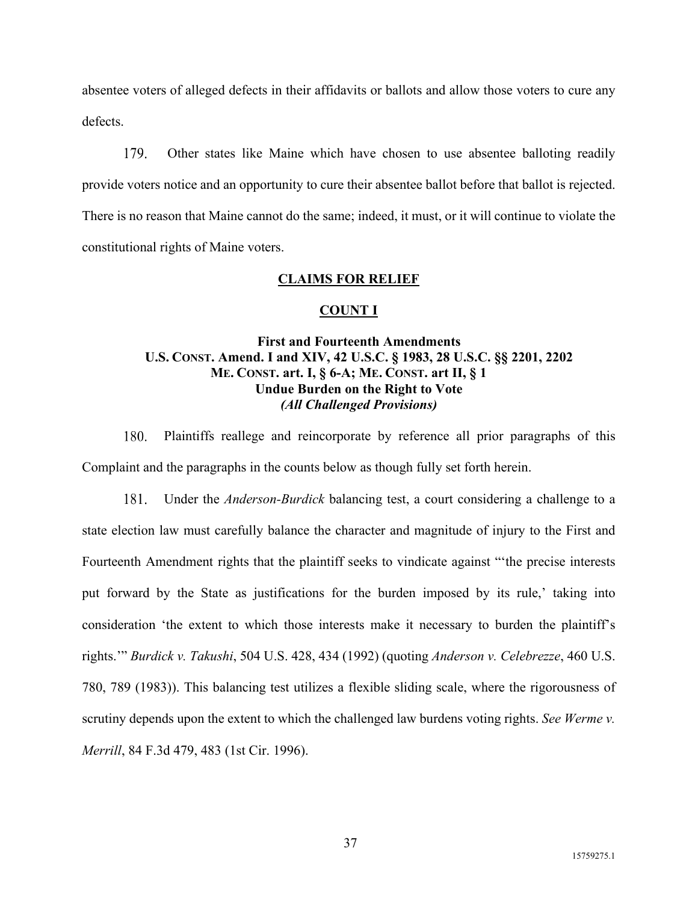absentee voters of alleged defects in their affidavits or ballots and allow those voters to cure any defects.

179. Other states like Maine which have chosen to use absentee balloting readily provide voters notice and an opportunity to cure their absentee ballot before that ballot is rejected. There is no reason that Maine cannot do the same; indeed, it must, or it will continue to violate the constitutional rights of Maine voters.

## CLAIMS FOR RELIEF

## COUNT I

### First and Fourteenth Amendments
### U.S. CONST. Amend. I and XIV, 42 U.S.C. § 1983, 28 U.S.C. §§ 2201, 2202
### ME. CONST. art. I, § 6-A; ME. CONST. art II, § 1
### Undue Burden on the Right to Vote
### *(All Challenged Provisions)*

180. Plaintiffs reallege and reincorporate by reference all prior paragraphs of this Complaint and the paragraphs in the counts below as though fully set forth herein.

181. Under the *Anderson-Burdick* balancing test, a court considering a challenge to a state election law must carefully balance the character and magnitude of injury to the First and Fourteenth Amendment rights that the plaintiff seeks to vindicate against "'the precise interests put forward by the State as justifications for the burden imposed by its rule,' taking into consideration 'the extent to which those interests make it necessary to burden the plaintiff's rights.'" *Burdick v. Takushi*, 504 U.S. 428, 434 (1992) (quoting *Anderson v. Celebrezze*, 460 U.S. 780, 789 (1983)). This balancing test utilizes a flexible sliding scale, where the rigorousness of scrutiny depends upon the extent to which the challenged law burdens voting rights. *See Werme v. Merrill*, 84 F.3d 479, 483 (1st Cir. 1996).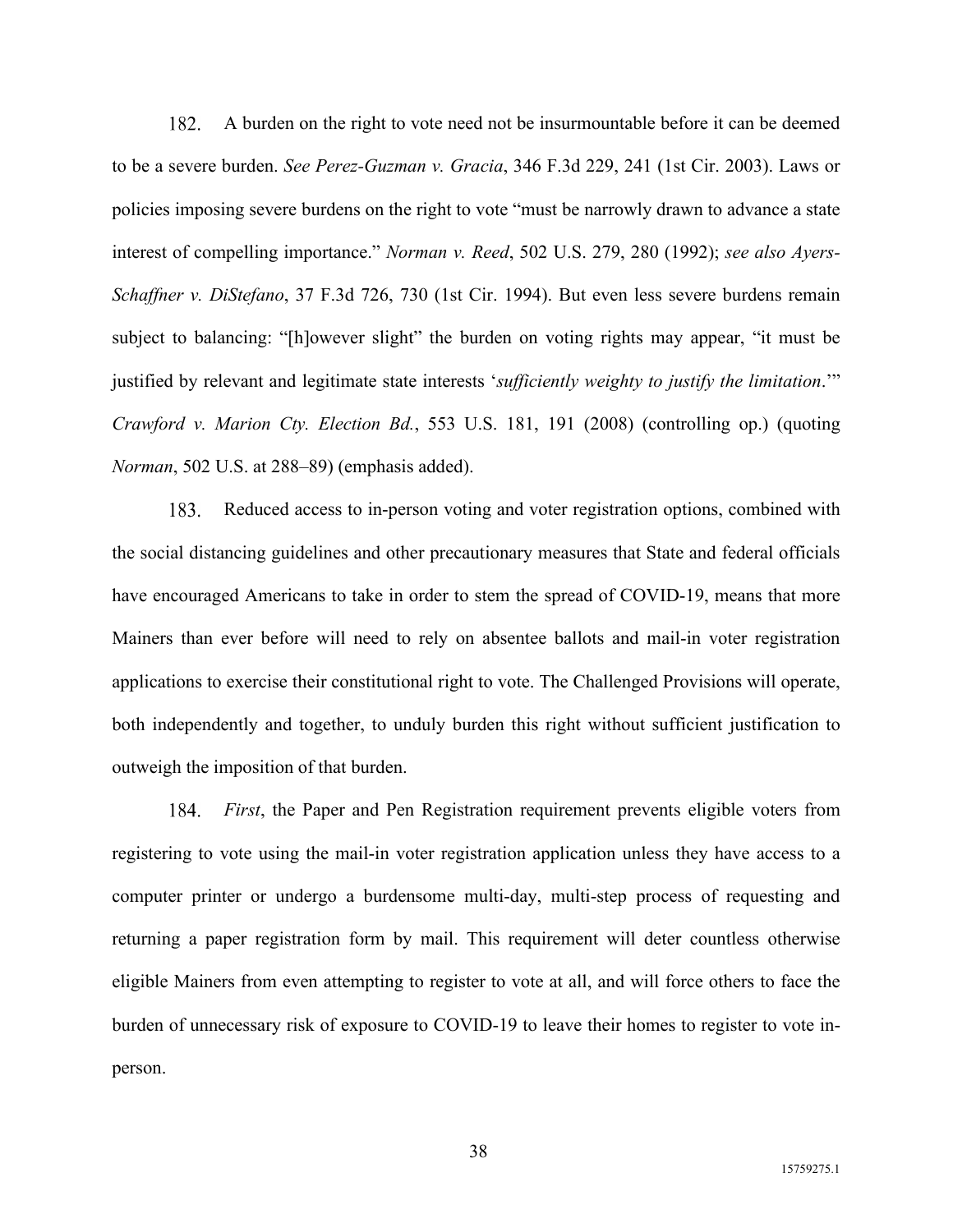182. A burden on the right to vote need not be insurmountable before it can be deemed to be a severe burden. *See Perez-Guzman v. Gracia*, 346 F.3d 229, 241 (1st Cir. 2003). Laws or policies imposing severe burdens on the right to vote "must be narrowly drawn to advance a state interest of compelling importance." *Norman v. Reed*, 502 U.S. 279, 280 (1992); *see also Ayers-Schaffner v. DiStefano*, 37 F.3d 726, 730 (1st Cir. 1994). But even less severe burdens remain subject to balancing: "[h]owever slight" the burden on voting rights may appear, "it must be justified by relevant and legitimate state interests '*sufficiently weighty to justify the limitation*.'" *Crawford v. Marion Cty. Election Bd.*, 553 U.S. 181, 191 (2008) (controlling op.) (quoting *Norman*, 502 U.S. at 288–89) (emphasis added).

183. Reduced access to in-person voting and voter registration options, combined with the social distancing guidelines and other precautionary measures that State and federal officials have encouraged Americans to take in order to stem the spread of COVID-19, means that more Mainers than ever before will need to rely on absentee ballots and mail-in voter registration applications to exercise their constitutional right to vote. The Challenged Provisions will operate, both independently and together, to unduly burden this right without sufficient justification to outweigh the imposition of that burden.

184. *First*, the Paper and Pen Registration requirement prevents eligible voters from registering to vote using the mail-in voter registration application unless they have access to a computer printer or undergo a burdensome multi-day, multi-step process of requesting and returning a paper registration form by mail. This requirement will deter countless otherwise eligible Mainers from even attempting to register to vote at all, and will force others to face the burden of unnecessary risk of exposure to COVID-19 to leave their homes to register to vote in-person.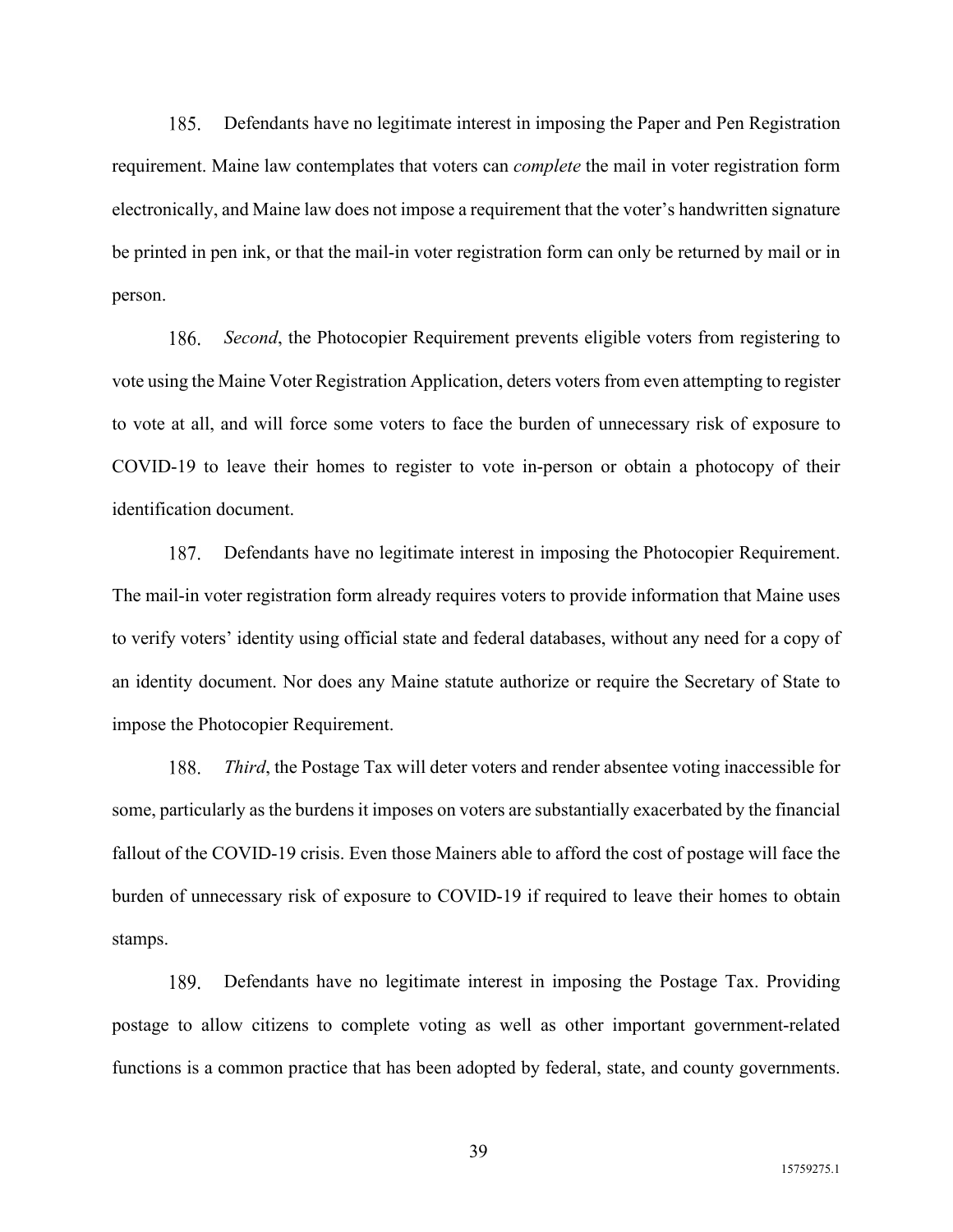185. Defendants have no legitimate interest in imposing the Paper and Pen Registration requirement. Maine law contemplates that voters can *complete* the mail in voter registration form electronically, and Maine law does not impose a requirement that the voter's handwritten signature be printed in pen ink, or that the mail-in voter registration form can only be returned by mail or in person.

186. *Second*, the Photocopier Requirement prevents eligible voters from registering to vote using the Maine Voter Registration Application, deters voters from even attempting to register to vote at all, and will force some voters to face the burden of unnecessary risk of exposure to COVID-19 to leave their homes to register to vote in-person or obtain a photocopy of their identification document.

187. Defendants have no legitimate interest in imposing the Photocopier Requirement. The mail-in voter registration form already requires voters to provide information that Maine uses to verify voters' identity using official state and federal databases, without any need for a copy of an identity document. Nor does any Maine statute authorize or require the Secretary of State to impose the Photocopier Requirement.

188. *Third*, the Postage Tax will deter voters and render absentee voting inaccessible for some, particularly as the burdens it imposes on voters are substantially exacerbated by the financial fallout of the COVID-19 crisis. Even those Mainers able to afford the cost of postage will face the burden of unnecessary risk of exposure to COVID-19 if required to leave their homes to obtain stamps.

189. Defendants have no legitimate interest in imposing the Postage Tax. Providing postage to allow citizens to complete voting as well as other important government-related functions is a common practice that has been adopted by federal, state, and county governments.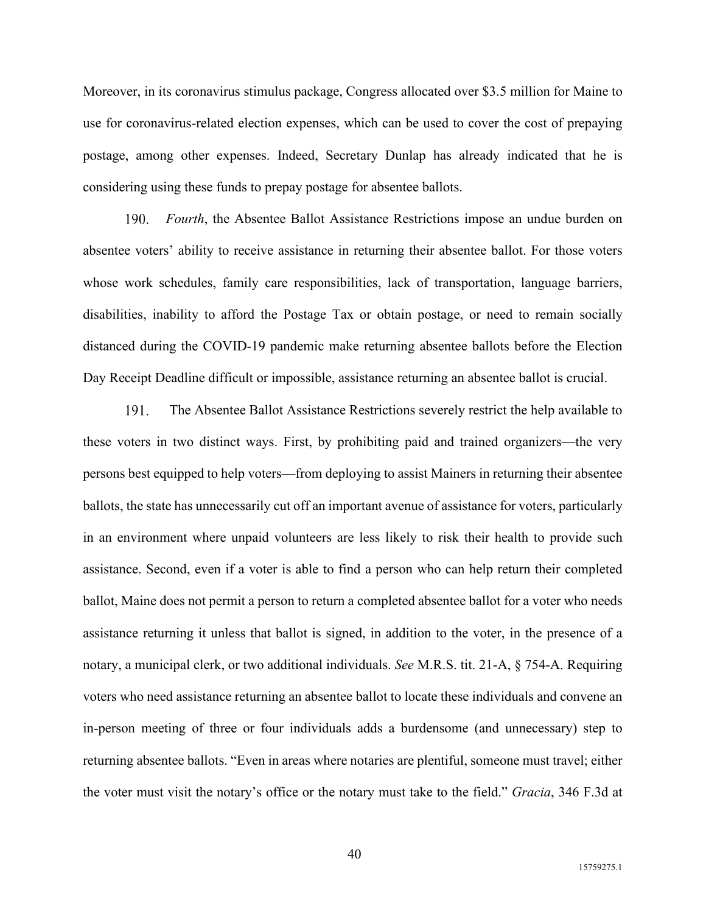Moreover, in its coronavirus stimulus package, Congress allocated over $3.5 million for Maine to use for coronavirus-related election expenses, which can be used to cover the cost of prepaying postage, among other expenses. Indeed, Secretary Dunlap has already indicated that he is considering using these funds to prepay postage for absentee ballots.

190. *Fourth*, the Absentee Ballot Assistance Restrictions impose an undue burden on absentee voters' ability to receive assistance in returning their absentee ballot. For those voters whose work schedules, family care responsibilities, lack of transportation, language barriers, disabilities, inability to afford the Postage Tax or obtain postage, or need to remain socially distanced during the COVID-19 pandemic make returning absentee ballots before the Election Day Receipt Deadline difficult or impossible, assistance returning an absentee ballot is crucial.

191. The Absentee Ballot Assistance Restrictions severely restrict the help available to these voters in two distinct ways. First, by prohibiting paid and trained organizers—the very persons best equipped to help voters—from deploying to assist Mainers in returning their absentee ballots, the state has unnecessarily cut off an important avenue of assistance for voters, particularly in an environment where unpaid volunteers are less likely to risk their health to provide such assistance. Second, even if a voter is able to find a person who can help return their completed ballot, Maine does not permit a person to return a completed absentee ballot for a voter who needs assistance returning it unless that ballot is signed, in addition to the voter, in the presence of a notary, a municipal clerk, or two additional individuals. *See* M.R.S. tit. 21-A, § 754-A. Requiring voters who need assistance returning an absentee ballot to locate these individuals and convene an in-person meeting of three or four individuals adds a burdensome (and unnecessary) step to returning absentee ballots. "Even in areas where notaries are plentiful, someone must travel; either the voter must visit the notary's office or the notary must take to the field." *Gracia*, 346 F.3d at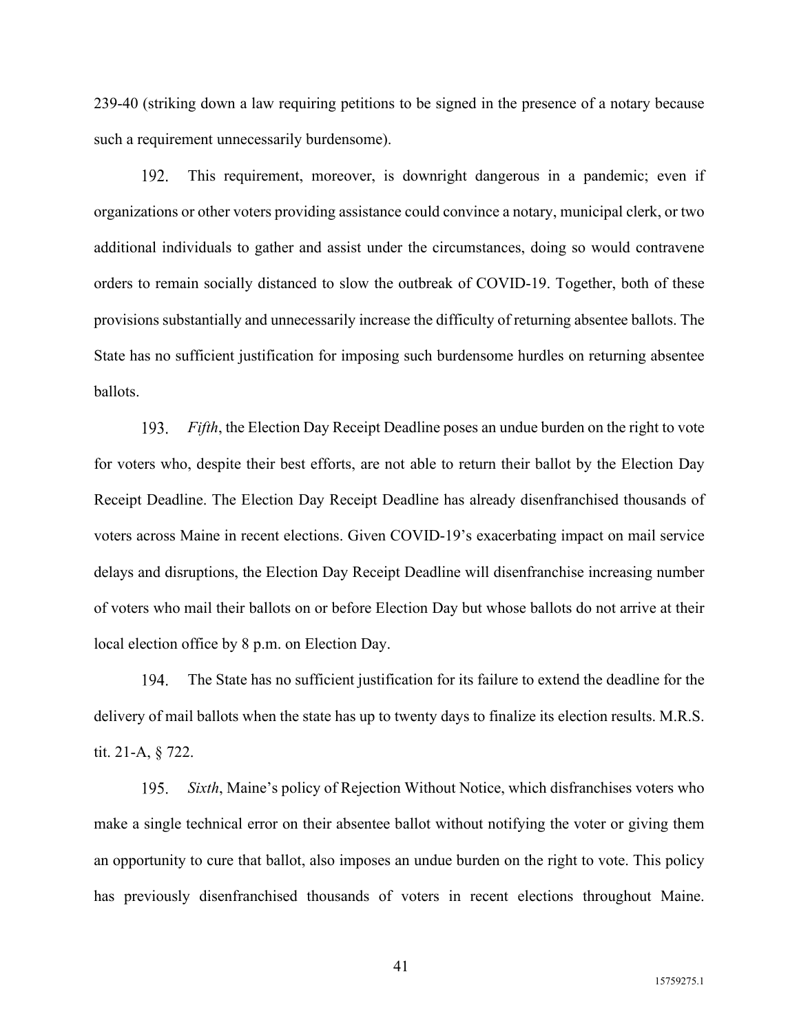239-40 (striking down a law requiring petitions to be signed in the presence of a notary because such a requirement unnecessarily burdensome).

192. This requirement, moreover, is downright dangerous in a pandemic; even if organizations or other voters providing assistance could convince a notary, municipal clerk, or two additional individuals to gather and assist under the circumstances, doing so would contravene orders to remain socially distanced to slow the outbreak of COVID-19. Together, both of these provisions substantially and unnecessarily increase the difficulty of returning absentee ballots. The State has no sufficient justification for imposing such burdensome hurdles on returning absentee ballots.

193. *Fifth*, the Election Day Receipt Deadline poses an undue burden on the right to vote for voters who, despite their best efforts, are not able to return their ballot by the Election Day Receipt Deadline. The Election Day Receipt Deadline has already disenfranchised thousands of voters across Maine in recent elections. Given COVID-19's exacerbating impact on mail service delays and disruptions, the Election Day Receipt Deadline will disenfranchise increasing number of voters who mail their ballots on or before Election Day but whose ballots do not arrive at their local election office by 8 p.m. on Election Day.

194. The State has no sufficient justification for its failure to extend the deadline for the delivery of mail ballots when the state has up to twenty days to finalize its election results. M.R.S. tit. 21-A, § 722.

195. *Sixth*, Maine's policy of Rejection Without Notice, which disfranchises voters who make a single technical error on their absentee ballot without notifying the voter or giving them an opportunity to cure that ballot, also imposes an undue burden on the right to vote. This policy has previously disenfranchised thousands of voters in recent elections throughout Maine.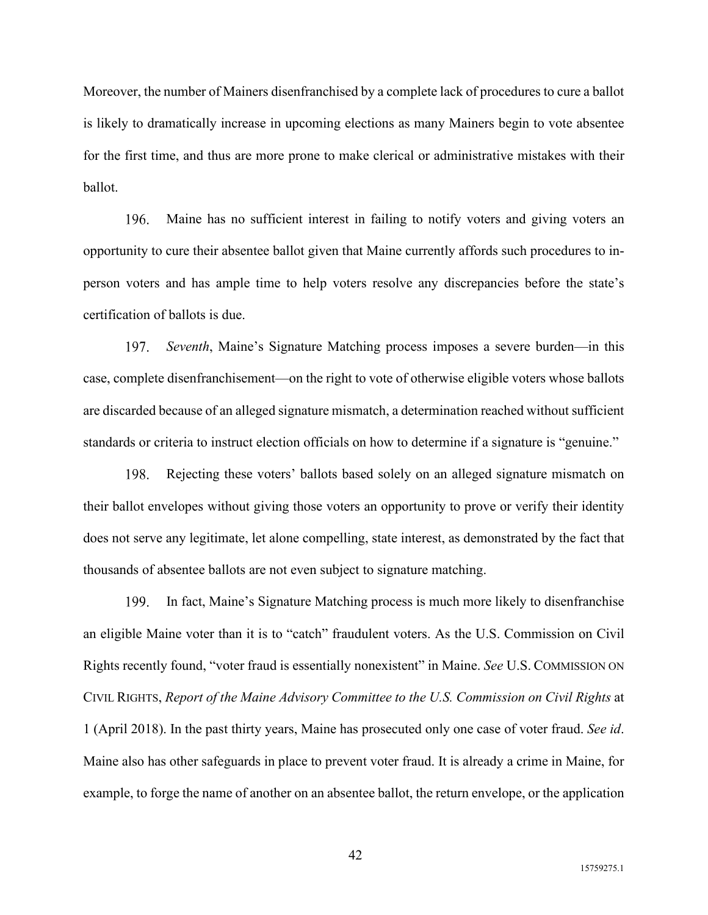Moreover, the number of Mainers disenfranchised by a complete lack of procedures to cure a ballot is likely to dramatically increase in upcoming elections as many Mainers begin to vote absentee for the first time, and thus are more prone to make clerical or administrative mistakes with their ballot.

196. Maine has no sufficient interest in failing to notify voters and giving voters an opportunity to cure their absentee ballot given that Maine currently affords such procedures to in-person voters and has ample time to help voters resolve any discrepancies before the state's certification of ballots is due.

197. *Seventh*, Maine's Signature Matching process imposes a severe burden—in this case, complete disenfranchisement—on the right to vote of otherwise eligible voters whose ballots are discarded because of an alleged signature mismatch, a determination reached without sufficient standards or criteria to instruct election officials on how to determine if a signature is "genuine."

198. Rejecting these voters' ballots based solely on an alleged signature mismatch on their ballot envelopes without giving those voters an opportunity to prove or verify their identity does not serve any legitimate, let alone compelling, state interest, as demonstrated by the fact that thousands of absentee ballots are not even subject to signature matching.

199. In fact, Maine's Signature Matching process is much more likely to disenfranchise an eligible Maine voter than it is to "catch" fraudulent voters. As the U.S. Commission on Civil Rights recently found, "voter fraud is essentially nonexistent" in Maine. *See* U.S. COMMISSION ON CIVIL RIGHTS, *Report of the Maine Advisory Committee to the U.S. Commission on Civil Rights* at 1 (April 2018). In the past thirty years, Maine has prosecuted only one case of voter fraud. *See id*. Maine also has other safeguards in place to prevent voter fraud. It is already a crime in Maine, for example, to forge the name of another on an absentee ballot, the return envelope, or the application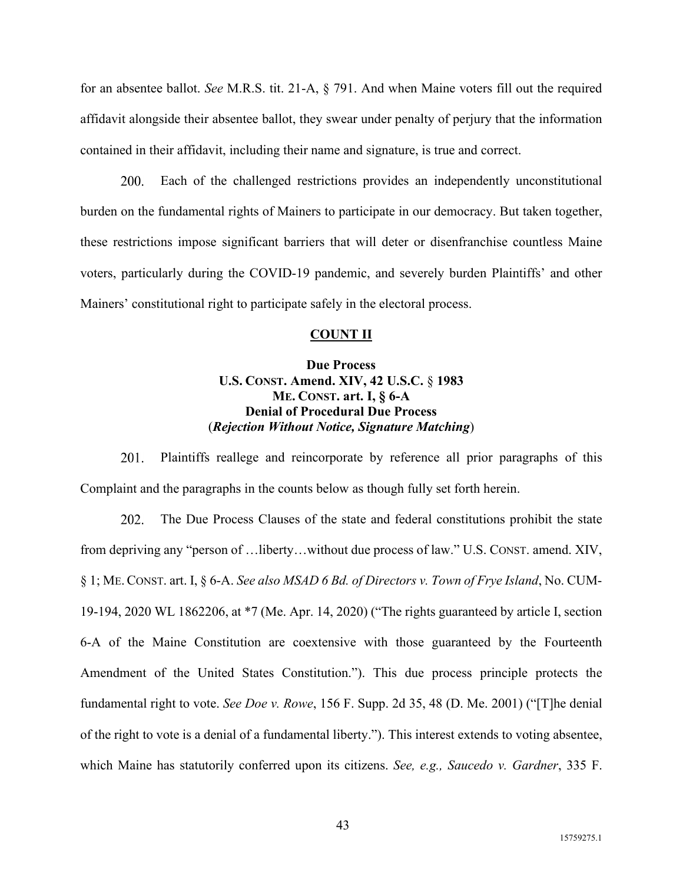for an absentee ballot. *See* M.R.S. tit. 21-A, § 791. And when Maine voters fill out the required affidavit alongside their absentee ballot, they swear under penalty of perjury that the information contained in their affidavit, including their name and signature, is true and correct.

200. Each of the challenged restrictions provides an independently unconstitutional burden on the fundamental rights of Mainers to participate in our democracy. But taken together, these restrictions impose significant barriers that will deter or disenfranchise countless Maine voters, particularly during the COVID-19 pandemic, and severely burden Plaintiffs' and other Mainers' constitutional right to participate safely in the electoral process.

**COUNT II**

**Due Process**
**U.S. CONST. Amend. XIV, 42 U.S.C. § 1983**
**ME. CONST. art. I, § 6-A**
**Denial of Procedural Due Process**
**(*Rejection Without Notice, Signature Matching*)**

201. Plaintiffs reallege and reincorporate by reference all prior paragraphs of this Complaint and the paragraphs in the counts below as though fully set forth herein.

202. The Due Process Clauses of the state and federal constitutions prohibit the state from depriving any "person of …liberty…without due process of law." U.S. CONST. amend. XIV, § 1; ME. CONST. art. I, § 6-A. *See also MSAD 6 Bd. of Directors v. Town of Frye Island*, No. CUM-19-194, 2020 WL 1862206, at *7 (Me. Apr. 14, 2020) ("The rights guaranteed by article I, section 6-A of the Maine Constitution are coextensive with those guaranteed by the Fourteenth Amendment of the United States Constitution."). This due process principle protects the fundamental right to vote. *See Doe v. Rowe*, 156 F. Supp. 2d 35, 48 (D. Me. 2001) ("[T]he denial of the right to vote is a denial of a fundamental liberty."). This interest extends to voting absentee, which Maine has statutorily conferred upon its citizens. *See, e.g., Saucedo v. Gardner*, 335 F.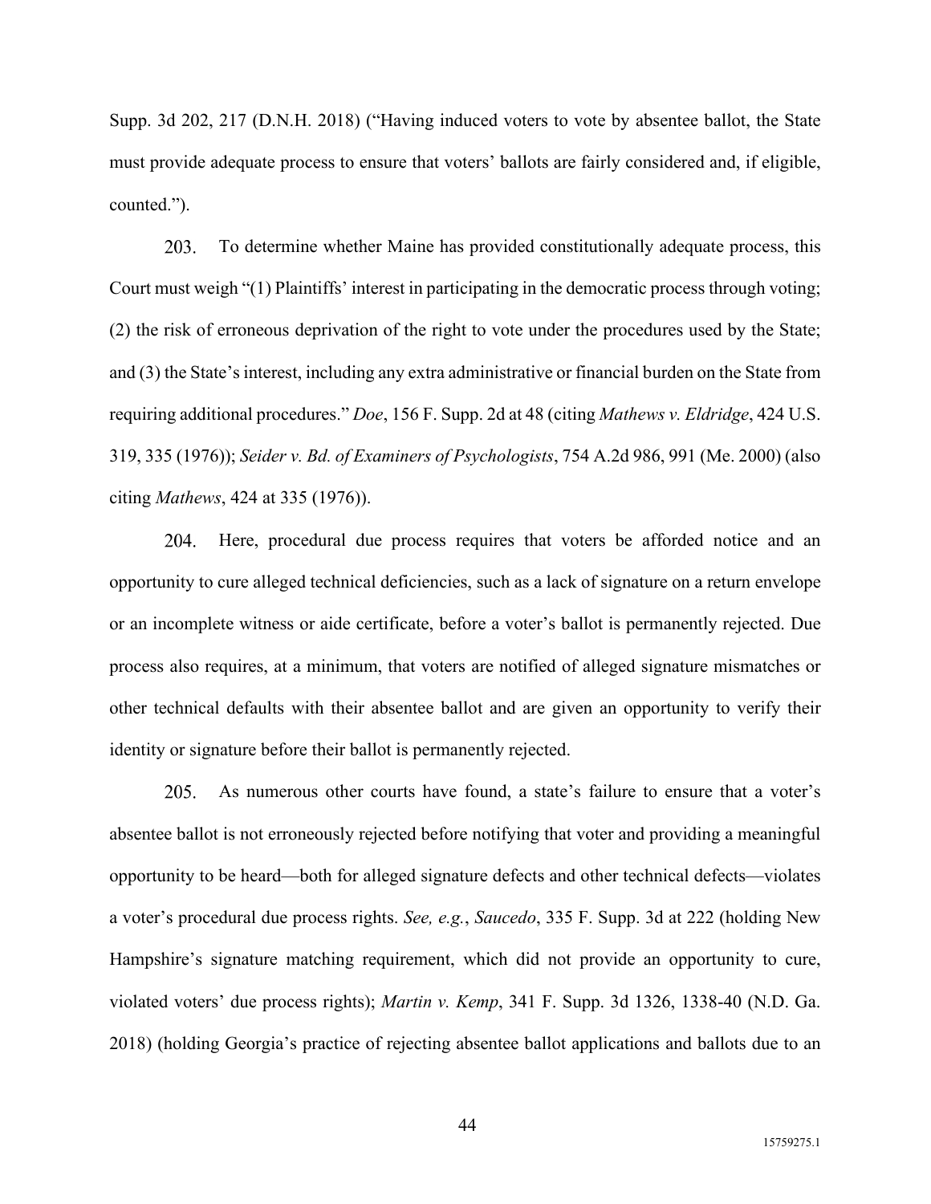Supp. 3d 202, 217 (D.N.H. 2018) ("Having induced voters to vote by absentee ballot, the State must provide adequate process to ensure that voters' ballots are fairly considered and, if eligible, counted.").

203. To determine whether Maine has provided constitutionally adequate process, this Court must weigh "(1) Plaintiffs' interest in participating in the democratic process through voting; (2) the risk of erroneous deprivation of the right to vote under the procedures used by the State; and (3) the State's interest, including any extra administrative or financial burden on the State from requiring additional procedures." *Doe*, 156 F. Supp. 2d at 48 (citing *Mathews v. Eldridge*, 424 U.S. 319, 335 (1976)); *Seider v. Bd. of Examiners of Psychologists*, 754 A.2d 986, 991 (Me. 2000) (also citing *Mathews*, 424 at 335 (1976)).

204. Here, procedural due process requires that voters be afforded notice and an opportunity to cure alleged technical deficiencies, such as a lack of signature on a return envelope or an incomplete witness or aide certificate, before a voter's ballot is permanently rejected. Due process also requires, at a minimum, that voters are notified of alleged signature mismatches or other technical defaults with their absentee ballot and are given an opportunity to verify their identity or signature before their ballot is permanently rejected.

205. As numerous other courts have found, a state's failure to ensure that a voter's absentee ballot is not erroneously rejected before notifying that voter and providing a meaningful opportunity to be heard—both for alleged signature defects and other technical defects—violates a voter's procedural due process rights. *See, e.g.*, *Saucedo*, 335 F. Supp. 3d at 222 (holding New Hampshire's signature matching requirement, which did not provide an opportunity to cure, violated voters' due process rights); *Martin v. Kemp*, 341 F. Supp. 3d 1326, 1338-40 (N.D. Ga. 2018) (holding Georgia's practice of rejecting absentee ballot applications and ballots due to an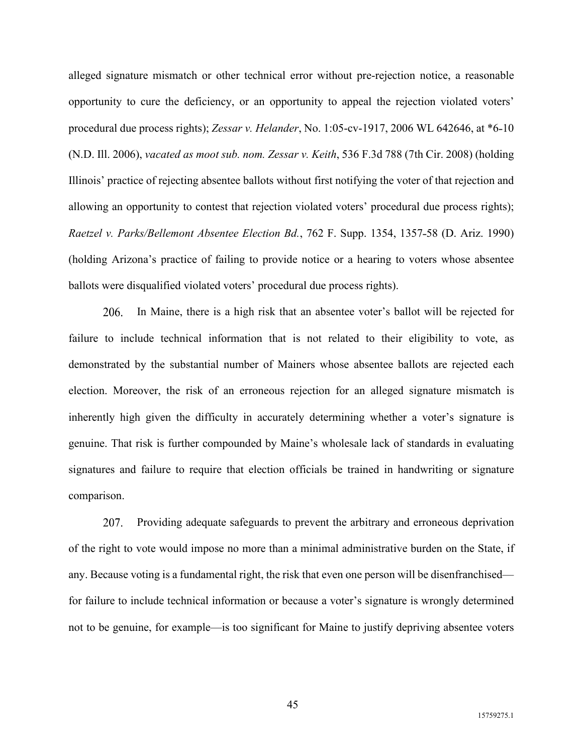alleged signature mismatch or other technical error without pre-rejection notice, a reasonable opportunity to cure the deficiency, or an opportunity to appeal the rejection violated voters' procedural due process rights); *Zessar v. Helander*, No. 1:05-cv-1917, 2006 WL 642646, at *6-10 (N.D. Ill. 2006), *vacated as moot sub. nom. Zessar v. Keith*, 536 F.3d 788 (7th Cir. 2008) (holding Illinois' practice of rejecting absentee ballots without first notifying the voter of that rejection and allowing an opportunity to contest that rejection violated voters' procedural due process rights); *Raetzel v. Parks/Bellemont Absentee Election Bd.*, 762 F. Supp. 1354, 1357-58 (D. Ariz. 1990) (holding Arizona's practice of failing to provide notice or a hearing to voters whose absentee ballots were disqualified violated voters' procedural due process rights).

206. In Maine, there is a high risk that an absentee voter's ballot will be rejected for failure to include technical information that is not related to their eligibility to vote, as demonstrated by the substantial number of Mainers whose absentee ballots are rejected each election. Moreover, the risk of an erroneous rejection for an alleged signature mismatch is inherently high given the difficulty in accurately determining whether a voter's signature is genuine. That risk is further compounded by Maine's wholesale lack of standards in evaluating signatures and failure to require that election officials be trained in handwriting or signature comparison.

207. Providing adequate safeguards to prevent the arbitrary and erroneous deprivation of the right to vote would impose no more than a minimal administrative burden on the State, if any. Because voting is a fundamental right, the risk that even one person will be disenfranchised—for failure to include technical information or because a voter's signature is wrongly determined not to be genuine, for example—is too significant for Maine to justify depriving absentee voters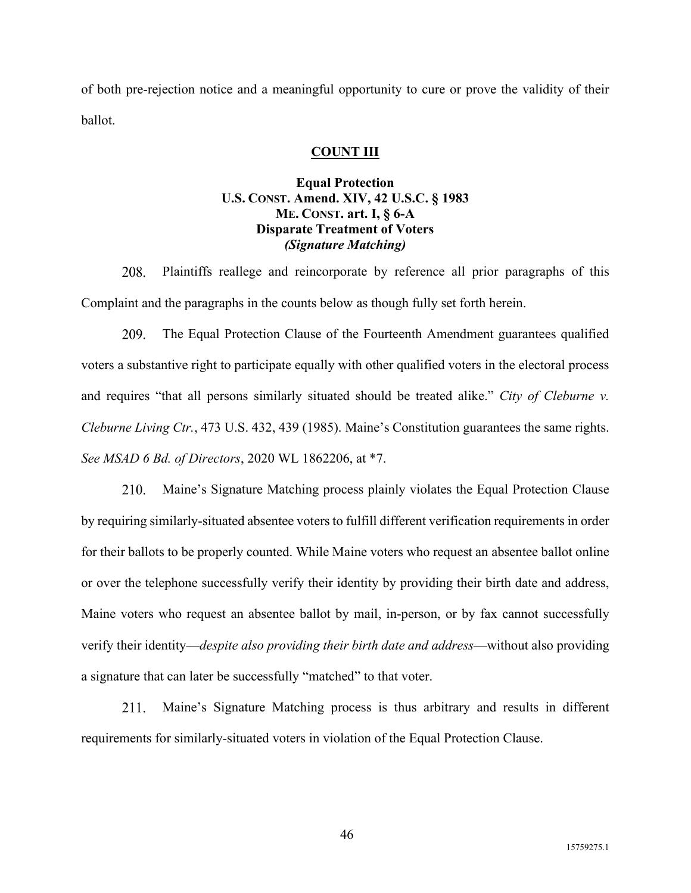of both pre-rejection notice and a meaningful opportunity to cure or prove the validity of their ballot.

**COUNT III**

**Equal Protection**
**U.S. CONST. Amend. XIV, 42 U.S.C. § 1983**
**ME. CONST. art. I, § 6-A**
**Disparate Treatment of Voters**
***(Signature Matching)***

208. Plaintiffs reallege and reincorporate by reference all prior paragraphs of this Complaint and the paragraphs in the counts below as though fully set forth herein.

209. The Equal Protection Clause of the Fourteenth Amendment guarantees qualified voters a substantive right to participate equally with other qualified voters in the electoral process and requires "that all persons similarly situated should be treated alike." *City of Cleburne v. Cleburne Living Ctr.*, 473 U.S. 432, 439 (1985). Maine's Constitution guarantees the same rights. *See MSAD 6 Bd. of Directors*, 2020 WL 1862206, at *7.

210. Maine's Signature Matching process plainly violates the Equal Protection Clause by requiring similarly-situated absentee voters to fulfill different verification requirements in order for their ballots to be properly counted. While Maine voters who request an absentee ballot online or over the telephone successfully verify their identity by providing their birth date and address, Maine voters who request an absentee ballot by mail, in-person, or by fax cannot successfully verify their identity—*despite also providing their birth date and address*—without also providing a signature that can later be successfully "matched" to that voter.

211. Maine's Signature Matching process is thus arbitrary and results in different requirements for similarly-situated voters in violation of the Equal Protection Clause.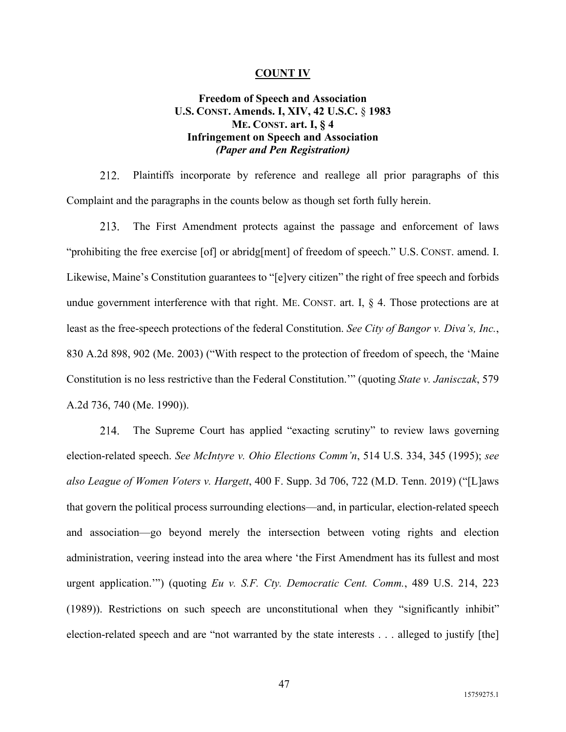**COUNT IV**

**Freedom of Speech and Association**
**U.S. CONST. Amends. I, XIV, 42 U.S.C. § 1983**
**ME. CONST. art. I, § 4**
**Infringement on Speech and Association**
***(Paper and Pen Registration)***

212. Plaintiffs incorporate by reference and reallege all prior paragraphs of this Complaint and the paragraphs in the counts below as though set forth fully herein.

213. The First Amendment protects against the passage and enforcement of laws "prohibiting the free exercise [of] or abridg[ment] of freedom of speech." U.S. CONST. amend. I. Likewise, Maine's Constitution guarantees to "[e]very citizen" the right of free speech and forbids undue government interference with that right. ME. CONST. art. I, § 4. Those protections are at least as the free-speech protections of the federal Constitution. *See City of Bangor v. Diva's, Inc.*, 830 A.2d 898, 902 (Me. 2003) ("With respect to the protection of freedom of speech, the 'Maine Constitution is no less restrictive than the Federal Constitution.'" (quoting *State v. Janisczak*, 579 A.2d 736, 740 (Me. 1990)).

214. The Supreme Court has applied "exacting scrutiny" to review laws governing election-related speech. *See McIntyre v. Ohio Elections Comm'n*, 514 U.S. 334, 345 (1995); *see also League of Women Voters v. Hargett*, 400 F. Supp. 3d 706, 722 (M.D. Tenn. 2019) ("[L]aws that govern the political process surrounding elections—and, in particular, election-related speech and association—go beyond merely the intersection between voting rights and election administration, veering instead into the area where 'the First Amendment has its fullest and most urgent application.'") (quoting *Eu v. S.F. Cty. Democratic Cent. Comm.*, 489 U.S. 214, 223 (1989)). Restrictions on such speech are unconstitutional when they "significantly inhibit" election-related speech and are "not warranted by the state interests . . . alleged to justify [the]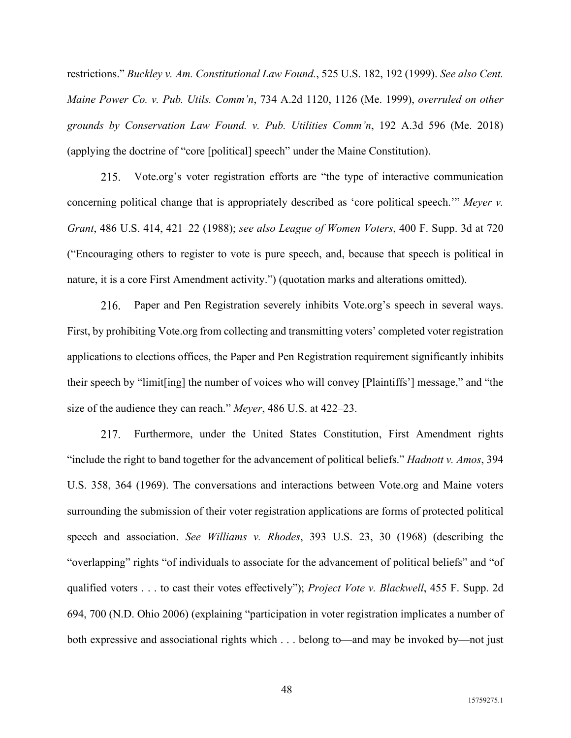restrictions." *Buckley v. Am. Constitutional Law Found.*, 525 U.S. 182, 192 (1999). *See also Cent. Maine Power Co. v. Pub. Utils. Comm'n*, 734 A.2d 1120, 1126 (Me. 1999), *overruled on other grounds by Conservation Law Found. v. Pub. Utilities Comm'n*, 192 A.3d 596 (Me. 2018) (applying the doctrine of "core [political] speech" under the Maine Constitution).

215. Vote.org's voter registration efforts are "the type of interactive communication concerning political change that is appropriately described as 'core political speech.'" *Meyer v. Grant*, 486 U.S. 414, 421–22 (1988); *see also League of Women Voters*, 400 F. Supp. 3d at 720 ("Encouraging others to register to vote is pure speech, and, because that speech is political in nature, it is a core First Amendment activity.") (quotation marks and alterations omitted).

216. Paper and Pen Registration severely inhibits Vote.org's speech in several ways. First, by prohibiting Vote.org from collecting and transmitting voters' completed voter registration applications to elections offices, the Paper and Pen Registration requirement significantly inhibits their speech by "limit[ing] the number of voices who will convey [Plaintiffs'] message," and "the size of the audience they can reach." *Meyer*, 486 U.S. at 422–23.

217. Furthermore, under the United States Constitution, First Amendment rights "include the right to band together for the advancement of political beliefs." *Hadnott v. Amos*, 394 U.S. 358, 364 (1969). The conversations and interactions between Vote.org and Maine voters surrounding the submission of their voter registration applications are forms of protected political speech and association. *See Williams v. Rhodes*, 393 U.S. 23, 30 (1968) (describing the "overlapping" rights "of individuals to associate for the advancement of political beliefs" and "of qualified voters . . . to cast their votes effectively"); *Project Vote v. Blackwell*, 455 F. Supp. 2d 694, 700 (N.D. Ohio 2006) (explaining "participation in voter registration implicates a number of both expressive and associational rights which . . . belong to—and may be invoked by—not just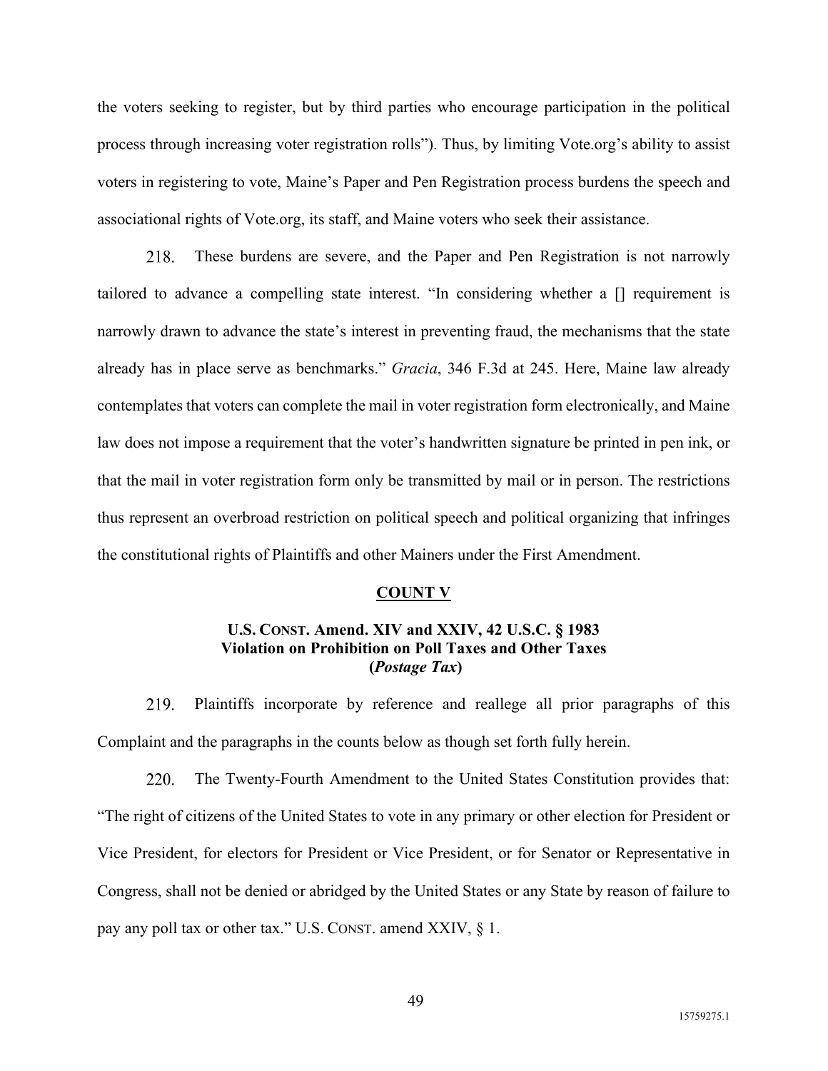the voters seeking to register, but by third parties who encourage participation in the political process through increasing voter registration rolls"). Thus, by limiting Vote.org's ability to assist voters in registering to vote, Maine's Paper and Pen Registration process burdens the speech and associational rights of Vote.org, its staff, and Maine voters who seek their assistance.

218. These burdens are severe, and the Paper and Pen Registration is not narrowly tailored to advance a compelling state interest. "In considering whether a [] requirement is narrowly drawn to advance the state's interest in preventing fraud, the mechanisms that the state already has in place serve as benchmarks." *Gracia*, 346 F.3d at 245. Here, Maine law already contemplates that voters can complete the mail in voter registration form electronically, and Maine law does not impose a requirement that the voter's handwritten signature be printed in pen ink, or that the mail in voter registration form only be transmitted by mail or in person. The restrictions thus represent an overbroad restriction on political speech and political organizing that infringes the constitutional rights of Plaintiffs and other Mainers under the First Amendment.

## COUNT V

### U.S. CONST. Amend. XIV and XXIV, 42 U.S.C. § 1983 Violation on Prohibition on Poll Taxes and Other Taxes (*Postage Tax*)

219. Plaintiffs incorporate by reference and reallege all prior paragraphs of this Complaint and the paragraphs in the counts below as though set forth fully herein.

220. The Twenty-Fourth Amendment to the United States Constitution provides that: "The right of citizens of the United States to vote in any primary or other election for President or Vice President, for electors for President or Vice President, or for Senator or Representative in Congress, shall not be denied or abridged by the United States or any State by reason of failure to pay any poll tax or other tax." U.S. CONST. amend XXIV, § 1.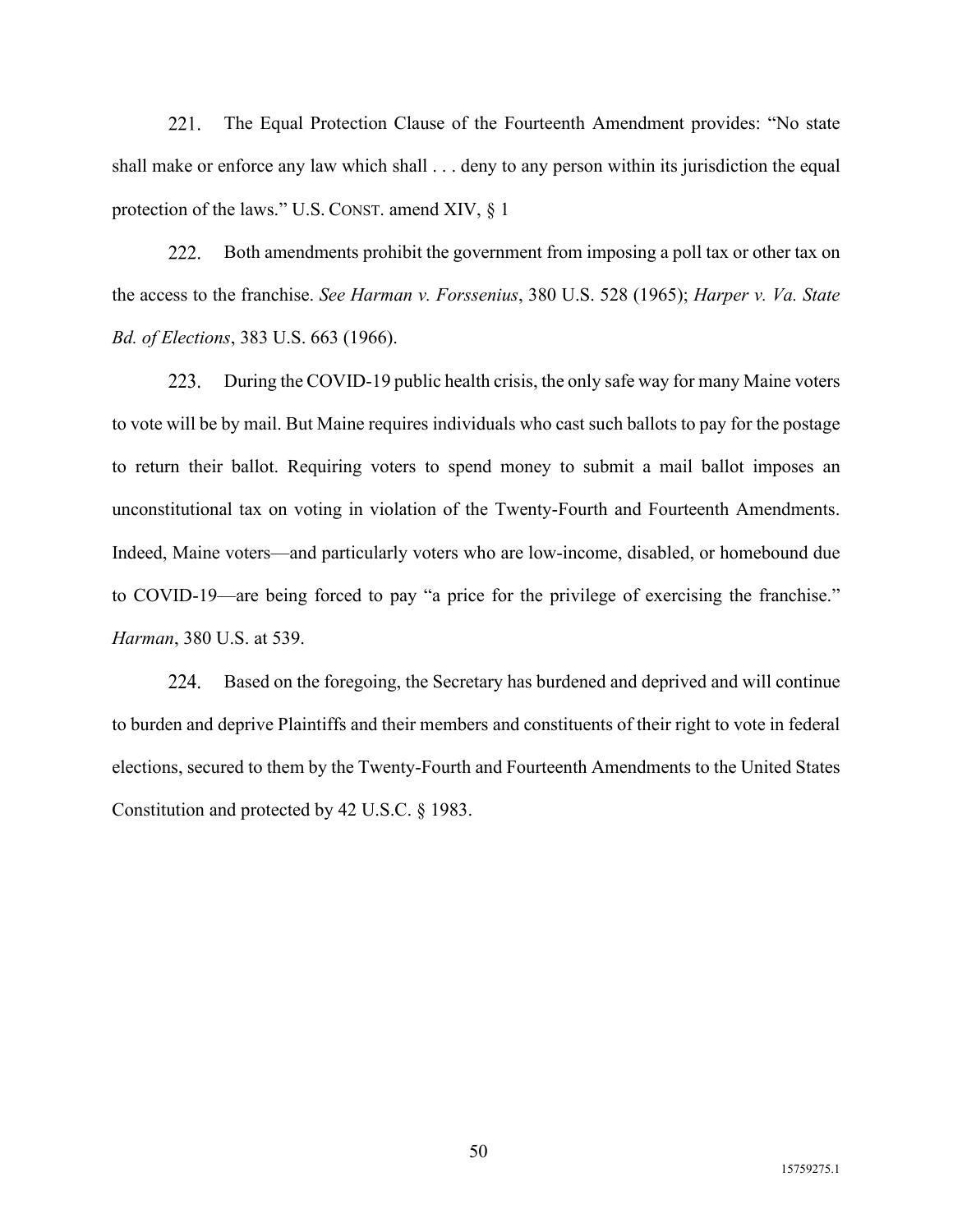221. The Equal Protection Clause of the Fourteenth Amendment provides: "No state shall make or enforce any law which shall . . . deny to any person within its jurisdiction the equal protection of the laws." U.S. CONST. amend XIV, § 1

222. Both amendments prohibit the government from imposing a poll tax or other tax on the access to the franchise. *See Harman v. Forssenius*, 380 U.S. 528 (1965); *Harper v. Va. State Bd. of Elections*, 383 U.S. 663 (1966).

223. During the COVID-19 public health crisis, the only safe way for many Maine voters to vote will be by mail. But Maine requires individuals who cast such ballots to pay for the postage to return their ballot. Requiring voters to spend money to submit a mail ballot imposes an unconstitutional tax on voting in violation of the Twenty-Fourth and Fourteenth Amendments. Indeed, Maine voters—and particularly voters who are low-income, disabled, or homebound due to COVID-19—are being forced to pay "a price for the privilege of exercising the franchise." *Harman*, 380 U.S. at 539.

224. Based on the foregoing, the Secretary has burdened and deprived and will continue to burden and deprive Plaintiffs and their members and constituents of their right to vote in federal elections, secured to them by the Twenty-Fourth and Fourteenth Amendments to the United States Constitution and protected by 42 U.S.C. § 1983.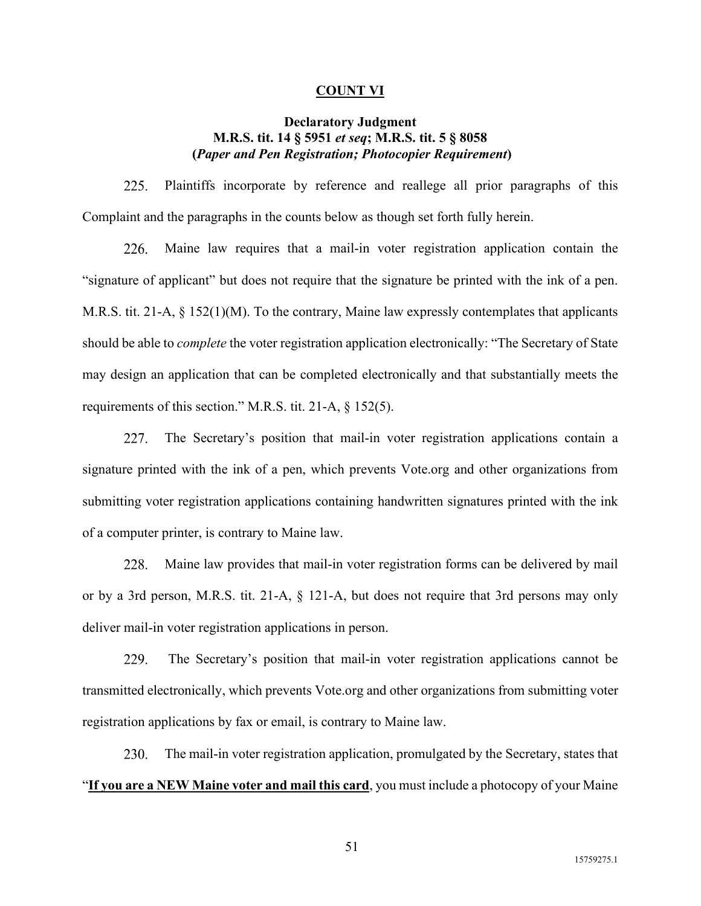## COUNT VI

### Declaratory Judgment
### M.R.S. tit. 14 § 5951 *et seq*; M.R.S. tit. 5 § 8058
### (*Paper and Pen Registration; Photocopier Requirement*)

225. Plaintiffs incorporate by reference and reallege all prior paragraphs of this Complaint and the paragraphs in the counts below as though set forth fully herein.

226. Maine law requires that a mail-in voter registration application contain the "signature of applicant" but does not require that the signature be printed with the ink of a pen. M.R.S. tit. 21-A, § 152(1)(M). To the contrary, Maine law expressly contemplates that applicants should be able to *complete* the voter registration application electronically: "The Secretary of State may design an application that can be completed electronically and that substantially meets the requirements of this section." M.R.S. tit. 21-A, § 152(5).

227. The Secretary's position that mail-in voter registration applications contain a signature printed with the ink of a pen, which prevents Vote.org and other organizations from submitting voter registration applications containing handwritten signatures printed with the ink of a computer printer, is contrary to Maine law.

228. Maine law provides that mail-in voter registration forms can be delivered by mail or by a 3rd person, M.R.S. tit. 21-A, § 121-A, but does not require that 3rd persons may only deliver mail-in voter registration applications in person.

229. The Secretary's position that mail-in voter registration applications cannot be transmitted electronically, which prevents Vote.org and other organizations from submitting voter registration applications by fax or email, is contrary to Maine law.

230. The mail-in voter registration application, promulgated by the Secretary, states that "**<u>If you are a NEW Maine voter and mail this card</u>**, you must include a photocopy of your Maine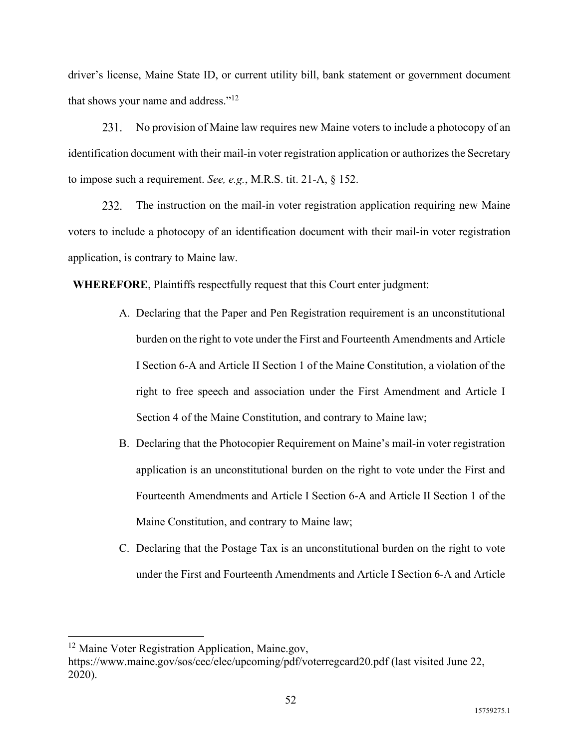driver's license, Maine State ID, or current utility bill, bank statement or government document that shows your name and address."[12]

231. No provision of Maine law requires new Maine voters to include a photocopy of an identification document with their mail-in voter registration application or authorizes the Secretary to impose such a requirement. *See, e.g.*, M.R.S. tit. 21-A, § 152.

232. The instruction on the mail-in voter registration application requiring new Maine voters to include a photocopy of an identification document with their mail-in voter registration application, is contrary to Maine law.

**WHEREFORE**, Plaintiffs respectfully request that this Court enter judgment:

A. Declaring that the Paper and Pen Registration requirement is an unconstitutional burden on the right to vote under the First and Fourteenth Amendments and Article I Section 6-A and Article II Section 1 of the Maine Constitution, a violation of the right to free speech and association under the First Amendment and Article I Section 4 of the Maine Constitution, and contrary to Maine law;

B. Declaring that the Photocopier Requirement on Maine's mail-in voter registration application is an unconstitutional burden on the right to vote under the First and Fourteenth Amendments and Article I Section 6-A and Article II Section 1 of the Maine Constitution, and contrary to Maine law;

C. Declaring that the Postage Tax is an unconstitutional burden on the right to vote under the First and Fourteenth Amendments and Article I Section 6-A and Article

[12] Maine Voter Registration Application, Maine.gov, https://www.maine.gov/sos/cec/elec/upcoming/pdf/voterregcard20.pdf (last visited June 22, 2020).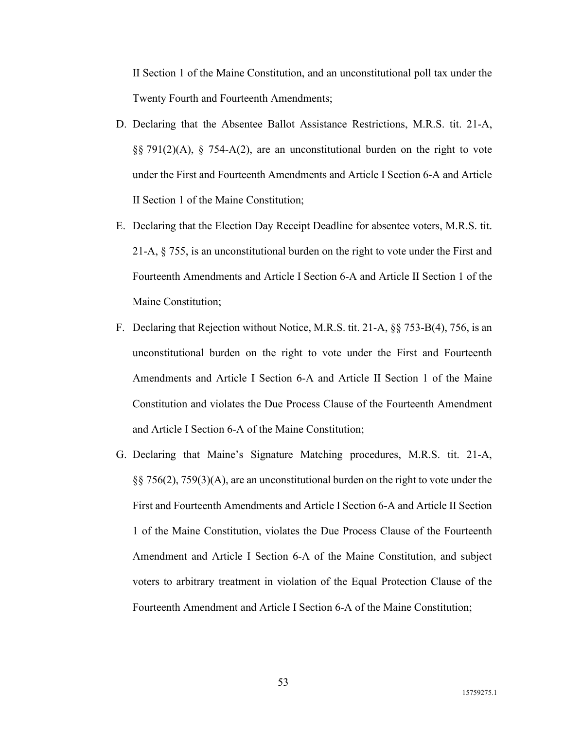II Section 1 of the Maine Constitution, and an unconstitutional poll tax under the Twenty Fourth and Fourteenth Amendments;

D. Declaring that the Absentee Ballot Assistance Restrictions, M.R.S. tit. 21-A, §§ 791(2)(A), § 754-A(2), are an unconstitutional burden on the right to vote under the First and Fourteenth Amendments and Article I Section 6-A and Article II Section 1 of the Maine Constitution;

E. Declaring that the Election Day Receipt Deadline for absentee voters, M.R.S. tit. 21-A, § 755, is an unconstitutional burden on the right to vote under the First and Fourteenth Amendments and Article I Section 6-A and Article II Section 1 of the Maine Constitution;

F. Declaring that Rejection without Notice, M.R.S. tit. 21-A, §§ 753-B(4), 756, is an unconstitutional burden on the right to vote under the First and Fourteenth Amendments and Article I Section 6-A and Article II Section 1 of the Maine Constitution and violates the Due Process Clause of the Fourteenth Amendment and Article I Section 6-A of the Maine Constitution;

G. Declaring that Maine's Signature Matching procedures, M.R.S. tit. 21-A, §§ 756(2), 759(3)(A), are an unconstitutional burden on the right to vote under the First and Fourteenth Amendments and Article I Section 6-A and Article II Section 1 of the Maine Constitution, violates the Due Process Clause of the Fourteenth Amendment and Article I Section 6-A of the Maine Constitution, and subject voters to arbitrary treatment in violation of the Equal Protection Clause of the Fourteenth Amendment and Article I Section 6-A of the Maine Constitution;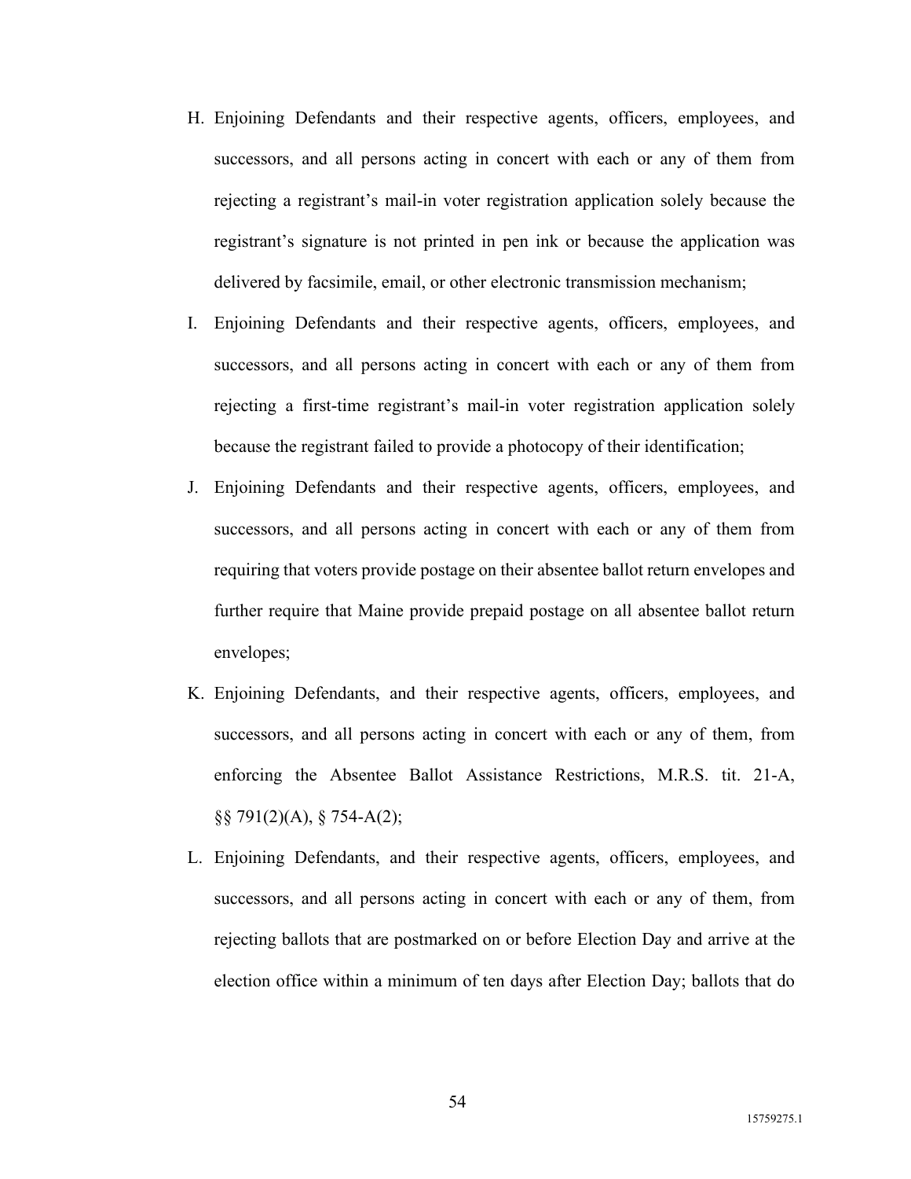H. Enjoining Defendants and their respective agents, officers, employees, and successors, and all persons acting in concert with each or any of them from rejecting a registrant's mail-in voter registration application solely because the registrant's signature is not printed in pen ink or because the application was delivered by facsimile, email, or other electronic transmission mechanism;

I. Enjoining Defendants and their respective agents, officers, employees, and successors, and all persons acting in concert with each or any of them from rejecting a first-time registrant's mail-in voter registration application solely because the registrant failed to provide a photocopy of their identification;

J. Enjoining Defendants and their respective agents, officers, employees, and successors, and all persons acting in concert with each or any of them from requiring that voters provide postage on their absentee ballot return envelopes and further require that Maine provide prepaid postage on all absentee ballot return envelopes;

K. Enjoining Defendants, and their respective agents, officers, employees, and successors, and all persons acting in concert with each or any of them, from enforcing the Absentee Ballot Assistance Restrictions, M.R.S. tit. 21-A, §§ 791(2)(A), § 754-A(2);

L. Enjoining Defendants, and their respective agents, officers, employees, and successors, and all persons acting in concert with each or any of them, from rejecting ballots that are postmarked on or before Election Day and arrive at the election office within a minimum of ten days after Election Day; ballots that do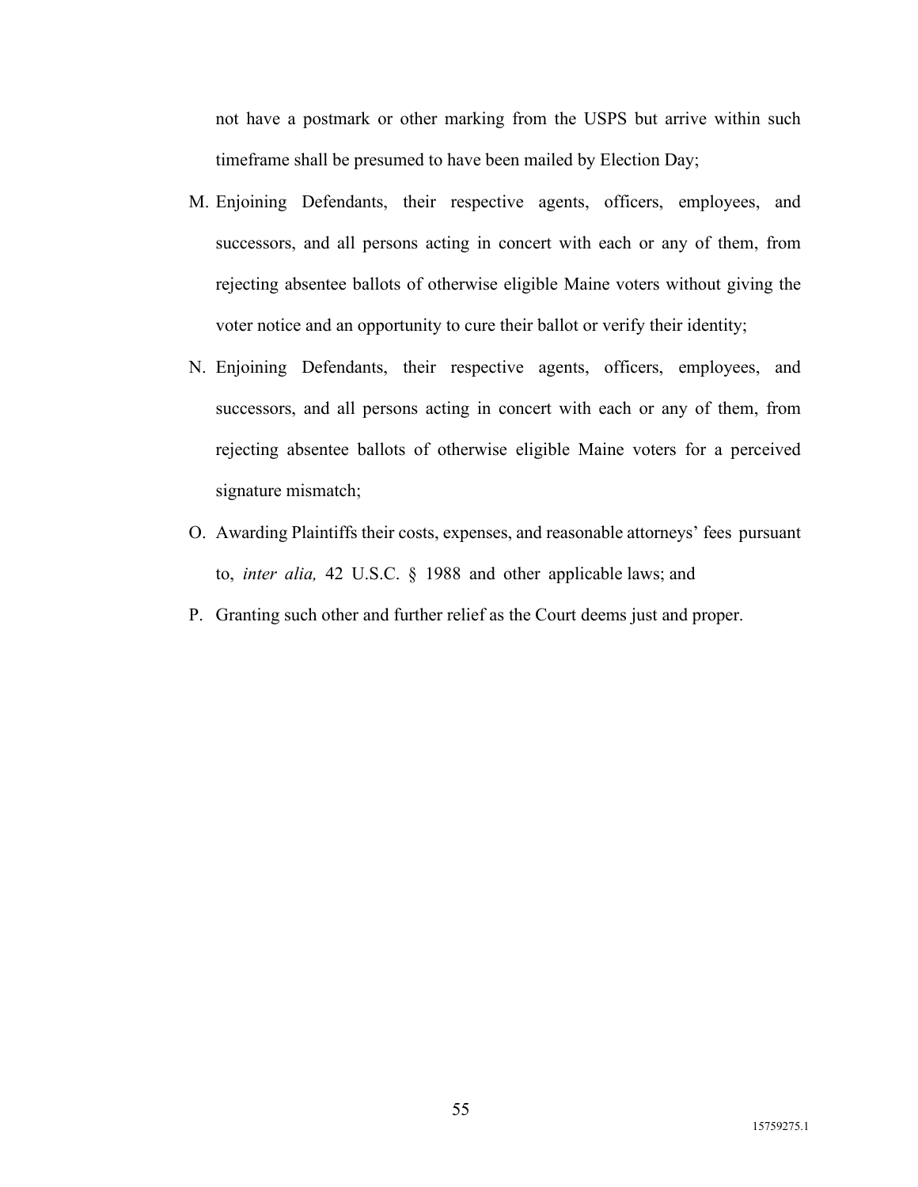not have a postmark or other marking from the USPS but arrive within such timeframe shall be presumed to have been mailed by Election Day;

M. Enjoining Defendants, their respective agents, officers, employees, and successors, and all persons acting in concert with each or any of them, from rejecting absentee ballots of otherwise eligible Maine voters without giving the voter notice and an opportunity to cure their ballot or verify their identity;

N. Enjoining Defendants, their respective agents, officers, employees, and successors, and all persons acting in concert with each or any of them, from rejecting absentee ballots of otherwise eligible Maine voters for a perceived signature mismatch;

O. Awarding Plaintiffs their costs, expenses, and reasonable attorneys' fees pursuant to, *inter alia,* 42 U.S.C. § 1988 and other applicable laws; and

P. Granting such other and further relief as the Court deems just and proper.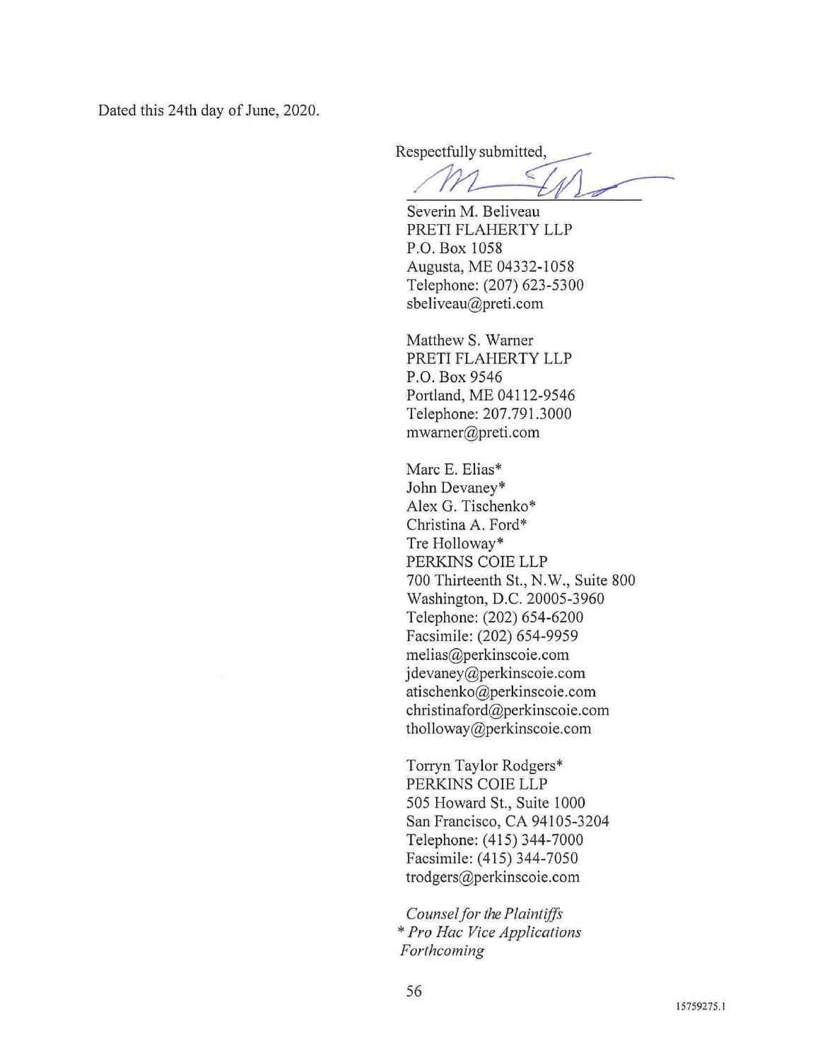Dated this 24th day of June, 2020.

Respectfully submitted,

Severin M. Beliveau
PRETI FLAHERTY LLP
P.O. Box 1058
Augusta, ME 04332-1058
Telephone: (207) 623-5300
sbeliveau@preti.com

Matthew S. Warner
PRETI FLAHERTY LLP
P.O. Box 9546
Portland, ME 04112-9546
Telephone: 207.791.3000
mwarner@preti.com

Marc E. Elias*
John Devaney*
Alex G. Tischenko*
Christina A. Ford*
Tre Holloway*
PERKINS COIE LLP
700 Thirteenth St., N.W., Suite 800
Washington, D.C. 20005-3960
Telephone: (202) 654-6200
Facsimile: (202) 654-9959
melias@perkinscoie.com
jdevaney@perkinscoie.com
atischenko@perkinscoie.com
christinaford@perkinscoie.com
tholloway@perkinscoie.com

Torryn Taylor Rodgers*
PERKINS COIE LLP
505 Howard St., Suite 1000
San Francisco, CA 94105-3204
Telephone: (415) 344-7000
Facsimile: (415) 344-7050
trodgers@perkinscoie.com

*Counsel for the Plaintiffs*
*\* Pro Hac Vice Applications Forthcoming*

15759275.1